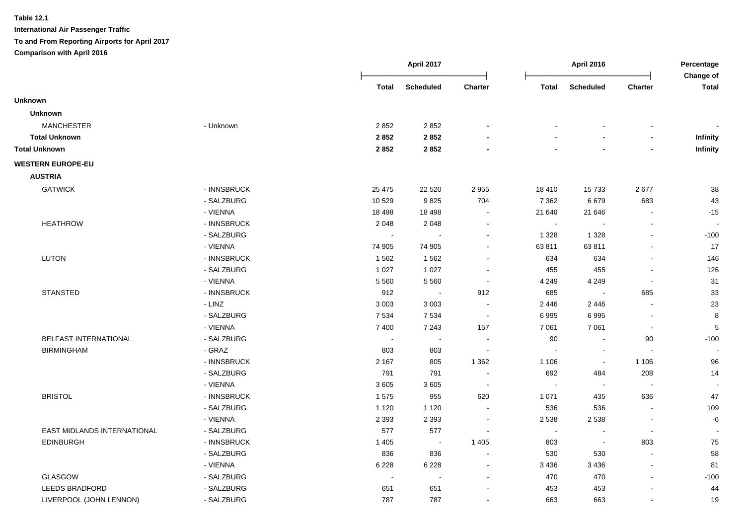**Table 12.1**

**International Air Passenger Traffic**

**To and From Reporting Airports for April 2017**

**Comparison with April 2016**

| | | April 2017 | | | April 2016 | | | Percentage Change of |
|---|---|---|---|---|---|---|---|---|
| | | Total | Scheduled | Charter | Total | Scheduled | Charter | Total |
| **Unknown** | | | | | | | | |
| **Unknown** | | | | | | | | |
| MANCHESTER | - Unknown | 2 852 | 2 852 | - | - | - | - | - |
| **Total Unknown** | | **2 852** | **2 852** | **-** | **-** | **-** | **-** | **Infinity** |
| **Total Unknown** | | **2 852** | **2 852** | **-** | **-** | **-** | **-** | **Infinity** |
| **WESTERN EUROPE-EU** | | | | | | | | |
| **AUSTRIA** | | | | | | | | |
| GATWICK | - INNSBRUCK | 25 475 | 22 520 | 2 955 | 18 410 | 15 733 | 2 677 | 38 |
| | - SALZBURG | 10 529 | 9 825 | 704 | 7 362 | 6 679 | 683 | 43 |
| | - VIENNA | 18 498 | 18 498 | - | 21 646 | 21 646 | - | -15 |
| HEATHROW | - INNSBRUCK | 2 048 | 2 048 | - | - | - | - | - |
| | - SALZBURG | - | - | - | 1 328 | 1 328 | - | -100 |
| | - VIENNA | 74 905 | 74 905 | - | 63 811 | 63 811 | - | 17 |
| LUTON | - INNSBRUCK | 1 562 | 1 562 | - | 634 | 634 | - | 146 |
| | - SALZBURG | 1 027 | 1 027 | - | 455 | 455 | - | 126 |
| | - VIENNA | 5 560 | 5 560 | - | 4 249 | 4 249 | - | 31 |
| STANSTED | - INNSBRUCK | 912 | - | 912 | 685 | - | 685 | 33 |
| | - LINZ | 3 003 | 3 003 | - | 2 446 | 2 446 | - | 23 |
| | - SALZBURG | 7 534 | 7 534 | - | 6 995 | 6 995 | - | 8 |
| | - VIENNA | 7 400 | 7 243 | 157 | 7 061 | 7 061 | - | 5 |
| BELFAST INTERNATIONAL | - SALZBURG | - | - | - | 90 | - | 90 | -100 |
| BIRMINGHAM | - GRAZ | 803 | 803 | - | - | - | - | - |
| | - INNSBRUCK | 2 167 | 805 | 1 362 | 1 106 | - | 1 106 | 96 |
| | - SALZBURG | 791 | 791 | - | 692 | 484 | 208 | 14 |
| | - VIENNA | 3 605 | 3 605 | - | - | - | - | - |
| BRISTOL | - INNSBRUCK | 1 575 | 955 | 620 | 1 071 | 435 | 636 | 47 |
| | - SALZBURG | 1 120 | 1 120 | - | 536 | 536 | - | 109 |
| | - VIENNA | 2 393 | 2 393 | - | 2 538 | 2 538 | - | -6 |
| EAST MIDLANDS INTERNATIONAL | - SALZBURG | 577 | 577 | - | - | - | - | - |
| EDINBURGH | - INNSBRUCK | 1 405 | - | 1 405 | 803 | - | 803 | 75 |
| | - SALZBURG | 836 | 836 | - | 530 | 530 | - | 58 |
| | - VIENNA | 6 228 | 6 228 | - | 3 436 | 3 436 | - | 81 |
| GLASGOW | - SALZBURG | - | - | - | 470 | 470 | - | -100 |
| LEEDS BRADFORD | - SALZBURG | 651 | 651 | - | 453 | 453 | - | 44 |
| LIVERPOOL (JOHN LENNON) | - SALZBURG | 787 | 787 | - | 663 | 663 | - | 19 |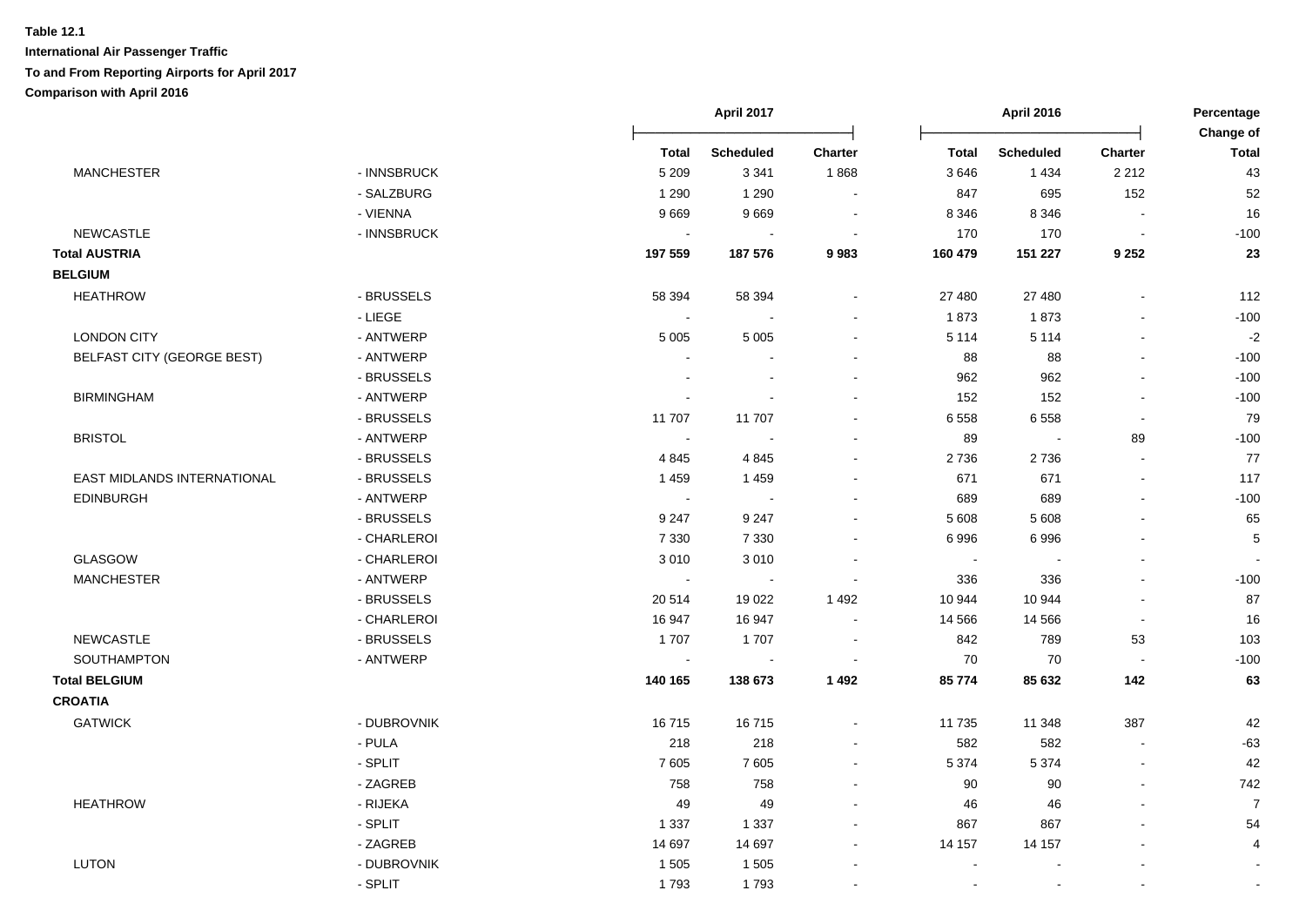**Table 12.1**

**International Air Passenger Traffic**

**To and From Reporting Airports for April 2017**

**Comparison with April 2016**

| | | April 2017 | | | April 2016 | | | Percentage Change of |
|---|---|---|---|---|---|---|---|---|
| | | **Total** | **Scheduled** | **Charter** | **Total** | **Scheduled** | **Charter** | **Total** |
| MANCHESTER | - INNSBRUCK | 5 209 | 3 341 | 1 868 | 3 646 | 1 434 | 2 212 | 43 |
| | - SALZBURG | 1 290 | 1 290 | - | 847 | 695 | 152 | 52 |
| | - VIENNA | 9 669 | 9 669 | - | 8 346 | 8 346 | - | 16 |
| NEWCASTLE | - INNSBRUCK | - | - | - | 170 | 170 | - | -100 |
| **Total AUSTRIA** | | **197 559** | **187 576** | **9 983** | **160 479** | **151 227** | **9 252** | **23** |
| **BELGIUM** | | | | | | | | |
| HEATHROW | - BRUSSELS | 58 394 | 58 394 | - | 27 480 | 27 480 | - | 112 |
| | - LIEGE | - | - | - | 1 873 | 1 873 | - | -100 |
| LONDON CITY | - ANTWERP | 5 005 | 5 005 | - | 5 114 | 5 114 | - | -2 |
| BELFAST CITY (GEORGE BEST) | - ANTWERP | - | - | - | 88 | 88 | - | -100 |
| | - BRUSSELS | - | - | - | 962 | 962 | - | -100 |
| BIRMINGHAM | - ANTWERP | - | - | - | 152 | 152 | - | -100 |
| | - BRUSSELS | 11 707 | 11 707 | - | 6 558 | 6 558 | - | 79 |
| BRISTOL | - ANTWERP | - | - | - | 89 | - | 89 | -100 |
| | - BRUSSELS | 4 845 | 4 845 | - | 2 736 | 2 736 | - | 77 |
| EAST MIDLANDS INTERNATIONAL | - BRUSSELS | 1 459 | 1 459 | - | 671 | 671 | - | 117 |
| EDINBURGH | - ANTWERP | - | - | - | 689 | 689 | - | -100 |
| | - BRUSSELS | 9 247 | 9 247 | - | 5 608 | 5 608 | - | 65 |
| | - CHARLEROI | 7 330 | 7 330 | - | 6 996 | 6 996 | - | 5 |
| GLASGOW | - CHARLEROI | 3 010 | 3 010 | - | - | - | - | - |
| MANCHESTER | - ANTWERP | - | - | - | 336 | 336 | - | -100 |
| | - BRUSSELS | 20 514 | 19 022 | 1 492 | 10 944 | 10 944 | - | 87 |
| | - CHARLEROI | 16 947 | 16 947 | - | 14 566 | 14 566 | - | 16 |
| NEWCASTLE | - BRUSSELS | 1 707 | 1 707 | - | 842 | 789 | 53 | 103 |
| SOUTHAMPTON | - ANTWERP | - | - | - | 70 | 70 | - | -100 |
| **Total BELGIUM** | | **140 165** | **138 673** | **1 492** | **85 774** | **85 632** | **142** | **63** |
| **CROATIA** | | | | | | | | |
| GATWICK | - DUBROVNIK | 16 715 | 16 715 | - | 11 735 | 11 348 | 387 | 42 |
| | - PULA | 218 | 218 | - | 582 | 582 | - | -63 |
| | - SPLIT | 7 605 | 7 605 | - | 5 374 | 5 374 | - | 42 |
| | - ZAGREB | 758 | 758 | - | 90 | 90 | - | 742 |
| HEATHROW | - RIJEKA | 49 | 49 | - | 46 | 46 | - | 7 |
| | - SPLIT | 1 337 | 1 337 | - | 867 | 867 | - | 54 |
| | - ZAGREB | 14 697 | 14 697 | - | 14 157 | 14 157 | - | 4 |
| LUTON | - DUBROVNIK | 1 505 | 1 505 | - | - | - | - | - |
| | - SPLIT | 1 793 | 1 793 | - | - | - | - | - |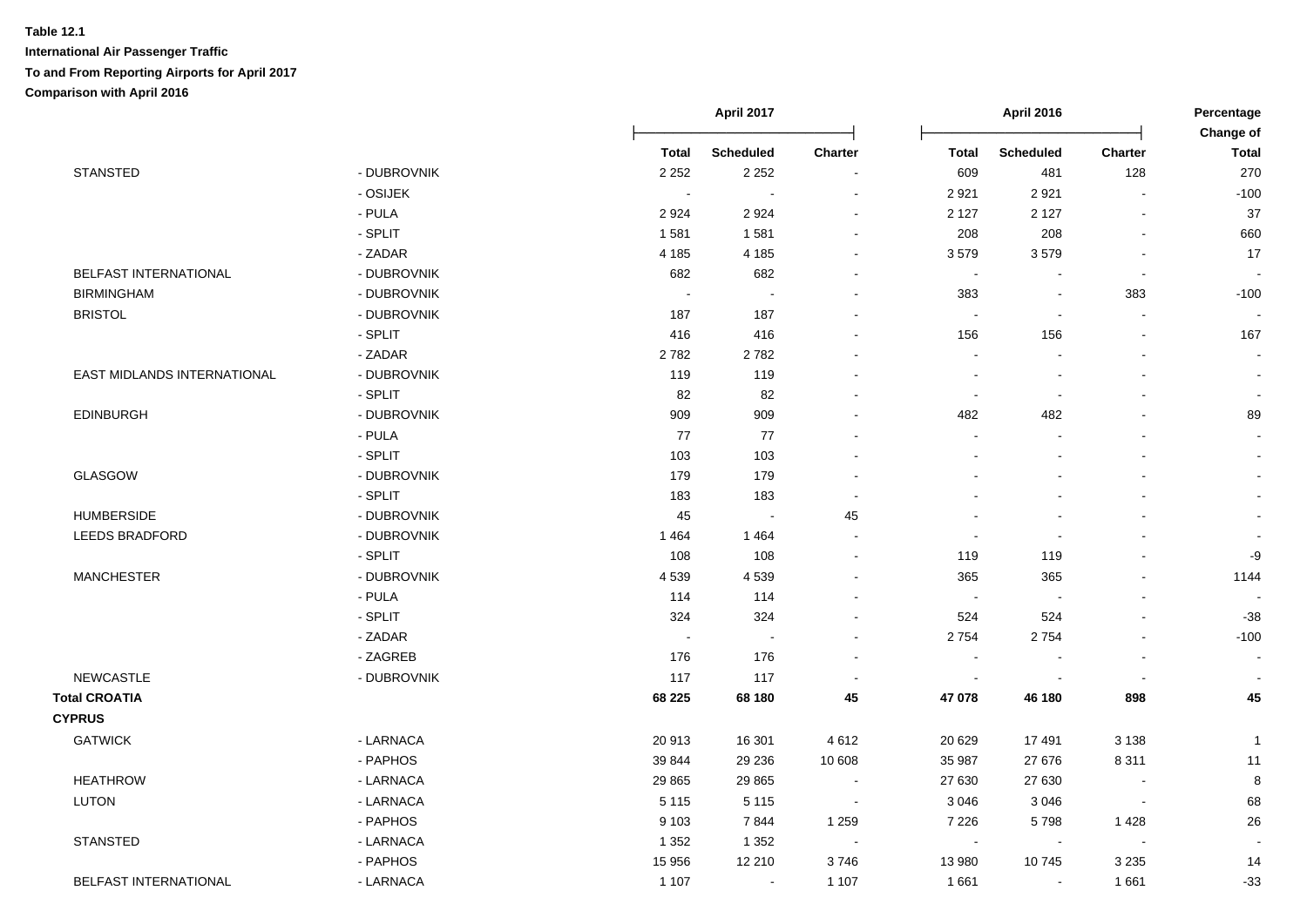**Table 12.1**
**International Air Passenger Traffic**
**To and From Reporting Airports for April 2017**
**Comparison with April 2016**

| | | April 2017 | | | April 2016 | | | Percentage Change of |
|---|---|---|---|---|---|---|---|---|
| | | Total | Scheduled | Charter | Total | Scheduled | Charter | Total |
| STANSTED | - DUBROVNIK | 2 252 | 2 252 | - | 609 | 481 | 128 | 270 |
| | - OSIJEK | - | - | - | 2 921 | 2 921 | - | -100 |
| | - PULA | 2 924 | 2 924 | - | 2 127 | 2 127 | - | 37 |
| | - SPLIT | 1 581 | 1 581 | - | 208 | 208 | - | 660 |
| | - ZADAR | 4 185 | 4 185 | - | 3 579 | 3 579 | - | 17 |
| BELFAST INTERNATIONAL | - DUBROVNIK | 682 | 682 | - | - | - | - | - |
| BIRMINGHAM | - DUBROVNIK | - | - | - | 383 | - | 383 | -100 |
| BRISTOL | - DUBROVNIK | 187 | 187 | - | - | - | - | - |
| | - SPLIT | 416 | 416 | - | 156 | 156 | - | 167 |
| | - ZADAR | 2 782 | 2 782 | - | - | - | - | - |
| EAST MIDLANDS INTERNATIONAL | - DUBROVNIK | 119 | 119 | - | - | - | - | - |
| | - SPLIT | 82 | 82 | - | - | - | - | - |
| EDINBURGH | - DUBROVNIK | 909 | 909 | - | 482 | 482 | - | 89 |
| | - PULA | 77 | 77 | - | - | - | - | - |
| | - SPLIT | 103 | 103 | - | - | - | - | - |
| GLASGOW | - DUBROVNIK | 179 | 179 | - | - | - | - | - |
| | - SPLIT | 183 | 183 | - | - | - | - | - |
| HUMBERSIDE | - DUBROVNIK | 45 | - | 45 | - | - | - | - |
| LEEDS BRADFORD | - DUBROVNIK | 1 464 | 1 464 | - | - | - | - | - |
| | - SPLIT | 108 | 108 | - | 119 | 119 | - | -9 |
| MANCHESTER | - DUBROVNIK | 4 539 | 4 539 | - | 365 | 365 | - | 1144 |
| | - PULA | 114 | 114 | - | - | - | - | - |
| | - SPLIT | 324 | 324 | - | 524 | 524 | - | -38 |
| | - ZADAR | - | - | - | 2 754 | 2 754 | - | -100 |
| | - ZAGREB | 176 | 176 | - | - | - | - | - |
| NEWCASTLE | - DUBROVNIK | 117 | 117 | - | - | - | - | - |
| **Total CROATIA** | | **68 225** | **68 180** | **45** | **47 078** | **46 180** | **898** | **45** |
| **CYPRUS** | | | | | | | | |
| GATWICK | - LARNACA | 20 913 | 16 301 | 4 612 | 20 629 | 17 491 | 3 138 | 1 |
| | - PAPHOS | 39 844 | 29 236 | 10 608 | 35 987 | 27 676 | 8 311 | 11 |
| HEATHROW | - LARNACA | 29 865 | 29 865 | - | 27 630 | 27 630 | - | 8 |
| LUTON | - LARNACA | 5 115 | 5 115 | - | 3 046 | 3 046 | - | 68 |
| | - PAPHOS | 9 103 | 7 844 | 1 259 | 7 226 | 5 798 | 1 428 | 26 |
| STANSTED | - LARNACA | 1 352 | 1 352 | - | - | - | - | - |
| | - PAPHOS | 15 956 | 12 210 | 3 746 | 13 980 | 10 745 | 3 235 | 14 |
| BELFAST INTERNATIONAL | - LARNACA | 1 107 | - | 1 107 | 1 661 | - | 1 661 | -33 |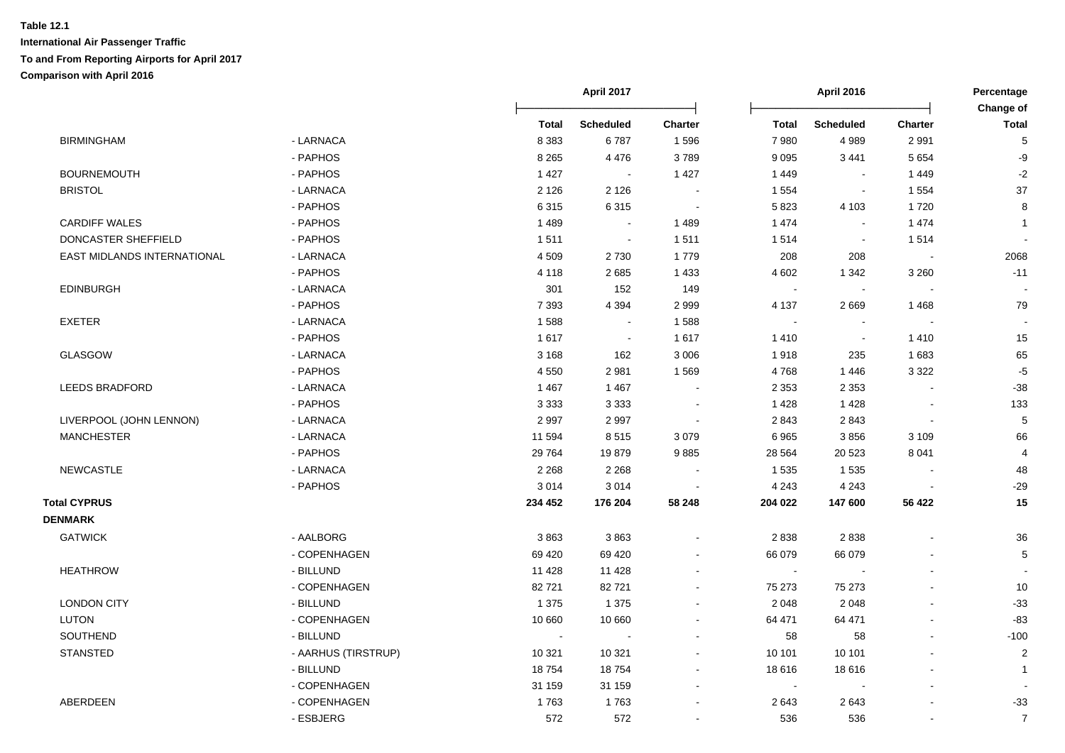**Table 12.1**

**International Air Passenger Traffic**

**To and From Reporting Airports for April 2017**

**Comparison with April 2016**

| | | April 2017 | | | April 2016 | | | Percentage Change of |
|---|---|---|---|---|---|---|---|---|
| | | **Total** | **Scheduled** | **Charter** | **Total** | **Scheduled** | **Charter** | **Total** |
| BIRMINGHAM | - LARNACA | 8 383 | 6 787 | 1 596 | 7 980 | 4 989 | 2 991 | 5 |
| | - PAPHOS | 8 265 | 4 476 | 3 789 | 9 095 | 3 441 | 5 654 | -9 |
| BOURNEMOUTH | - PAPHOS | 1 427 | - | 1 427 | 1 449 | - | 1 449 | -2 |
| BRISTOL | - LARNACA | 2 126 | 2 126 | - | 1 554 | - | 1 554 | 37 |
| | - PAPHOS | 6 315 | 6 315 | - | 5 823 | 4 103 | 1 720 | 8 |
| CARDIFF WALES | - PAPHOS | 1 489 | - | 1 489 | 1 474 | - | 1 474 | 1 |
| DONCASTER SHEFFIELD | - PAPHOS | 1 511 | - | 1 511 | 1 514 | - | 1 514 | - |
| EAST MIDLANDS INTERNATIONAL | - LARNACA | 4 509 | 2 730 | 1 779 | 208 | 208 | - | 2068 |
| | - PAPHOS | 4 118 | 2 685 | 1 433 | 4 602 | 1 342 | 3 260 | -11 |
| EDINBURGH | - LARNACA | 301 | 152 | 149 | - | - | - | - |
| | - PAPHOS | 7 393 | 4 394 | 2 999 | 4 137 | 2 669 | 1 468 | 79 |
| EXETER | - LARNACA | 1 588 | - | 1 588 | - | - | - | - |
| | - PAPHOS | 1 617 | - | 1 617 | 1 410 | - | 1 410 | 15 |
| GLASGOW | - LARNACA | 3 168 | 162 | 3 006 | 1 918 | 235 | 1 683 | 65 |
| | - PAPHOS | 4 550 | 2 981 | 1 569 | 4 768 | 1 446 | 3 322 | -5 |
| LEEDS BRADFORD | - LARNACA | 1 467 | 1 467 | - | 2 353 | 2 353 | - | -38 |
| | - PAPHOS | 3 333 | 3 333 | - | 1 428 | 1 428 | - | 133 |
| LIVERPOOL (JOHN LENNON) | - LARNACA | 2 997 | 2 997 | - | 2 843 | 2 843 | - | 5 |
| MANCHESTER | - LARNACA | 11 594 | 8 515 | 3 079 | 6 965 | 3 856 | 3 109 | 66 |
| | - PAPHOS | 29 764 | 19 879 | 9 885 | 28 564 | 20 523 | 8 041 | 4 |
| NEWCASTLE | - LARNACA | 2 268 | 2 268 | - | 1 535 | 1 535 | - | 48 |
| | - PAPHOS | 3 014 | 3 014 | - | 4 243 | 4 243 | - | -29 |
| **Total CYPRUS** | | **234 452** | **176 204** | **58 248** | **204 022** | **147 600** | **56 422** | **15** |
| **DENMARK** | | | | | | | | |
| GATWICK | - AALBORG | 3 863 | 3 863 | - | 2 838 | 2 838 | - | 36 |
| | - COPENHAGEN | 69 420 | 69 420 | - | 66 079 | 66 079 | - | 5 |
| HEATHROW | - BILLUND | 11 428 | 11 428 | - | - | - | - | - |
| | - COPENHAGEN | 82 721 | 82 721 | - | 75 273 | 75 273 | - | 10 |
| LONDON CITY | - BILLUND | 1 375 | 1 375 | - | 2 048 | 2 048 | - | -33 |
| LUTON | - COPENHAGEN | 10 660 | 10 660 | - | 64 471 | 64 471 | - | -83 |
| SOUTHEND | - BILLUND | - | - | - | 58 | 58 | - | -100 |
| STANSTED | - AARHUS (TIRSTRUP) | 10 321 | 10 321 | - | 10 101 | 10 101 | - | 2 |
| | - BILLUND | 18 754 | 18 754 | - | 18 616 | 18 616 | - | 1 |
| | - COPENHAGEN | 31 159 | 31 159 | - | - | - | - | - |
| ABERDEEN | - COPENHAGEN | 1 763 | 1 763 | - | 2 643 | 2 643 | - | -33 |
| | - ESBJERG | 572 | 572 | - | 536 | 536 | - | 7 |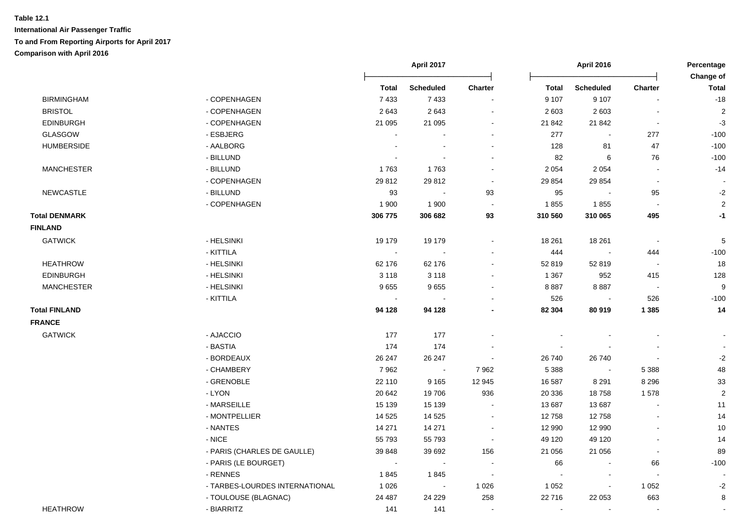**Table 12.1**

**International Air Passenger Traffic**

**To and From Reporting Airports for April 2017**

**Comparison with April 2016**

| | | April 2017 | | | April 2016 | | | Percentage Change of |
|---|---|---|---|---|---|---|---|---|
| | | Total | Scheduled | Charter | Total | Scheduled | Charter | Total |
| BIRMINGHAM | - COPENHAGEN | 7 433 | 7 433 | - | 9 107 | 9 107 | - | -18 |
| BRISTOL | - COPENHAGEN | 2 643 | 2 643 | - | 2 603 | 2 603 | - | 2 |
| EDINBURGH | - COPENHAGEN | 21 095 | 21 095 | - | 21 842 | 21 842 | - | -3 |
| GLASGOW | - ESBJERG | - | - | - | 277 | - | 277 | -100 |
| HUMBERSIDE | - AALBORG | - | - | - | 128 | 81 | 47 | -100 |
| | - BILLUND | - | - | - | 82 | 6 | 76 | -100 |
| MANCHESTER | - BILLUND | 1 763 | 1 763 | - | 2 054 | 2 054 | - | -14 |
| | - COPENHAGEN | 29 812 | 29 812 | - | 29 854 | 29 854 | - | - |
| NEWCASTLE | - BILLUND | 93 | - | 93 | 95 | - | 95 | -2 |
| | - COPENHAGEN | 1 900 | 1 900 | - | 1 855 | 1 855 | - | 2 |
| **Total DENMARK** | | **306 775** | **306 682** | **93** | **310 560** | **310 065** | **495** | **-1** |
| **FINLAND** | | | | | | | | |
| GATWICK | - HELSINKI | 19 179 | 19 179 | - | 18 261 | 18 261 | - | 5 |
| | - KITTILA | - | - | - | 444 | - | 444 | -100 |
| HEATHROW | - HELSINKI | 62 176 | 62 176 | - | 52 819 | 52 819 | - | 18 |
| EDINBURGH | - HELSINKI | 3 118 | 3 118 | - | 1 367 | 952 | 415 | 128 |
| MANCHESTER | - HELSINKI | 9 655 | 9 655 | - | 8 887 | 8 887 | - | 9 |
| | - KITTILA | - | - | - | 526 | - | 526 | -100 |
| **Total FINLAND** | | **94 128** | **94 128** | **-** | **82 304** | **80 919** | **1 385** | **14** |
| **FRANCE** | | | | | | | | |
| GATWICK | - AJACCIO | 177 | 177 | - | - | - | - | - |
| | - BASTIA | 174 | 174 | - | - | - | - | - |
| | - BORDEAUX | 26 247 | 26 247 | - | 26 740 | 26 740 | - | -2 |
| | - CHAMBERY | 7 962 | - | 7 962 | 5 388 | - | 5 388 | 48 |
| | - GRENOBLE | 22 110 | 9 165 | 12 945 | 16 587 | 8 291 | 8 296 | 33 |
| | - LYON | 20 642 | 19 706 | 936 | 20 336 | 18 758 | 1 578 | 2 |
| | - MARSEILLE | 15 139 | 15 139 | - | 13 687 | 13 687 | - | 11 |
| | - MONTPELLIER | 14 525 | 14 525 | - | 12 758 | 12 758 | - | 14 |
| | - NANTES | 14 271 | 14 271 | - | 12 990 | 12 990 | - | 10 |
| | - NICE | 55 793 | 55 793 | - | 49 120 | 49 120 | - | 14 |
| | - PARIS (CHARLES DE GAULLE) | 39 848 | 39 692 | 156 | 21 056 | 21 056 | - | 89 |
| | - PARIS (LE BOURGET) | - | - | - | 66 | - | 66 | -100 |
| | - RENNES | 1 845 | 1 845 | - | - | - | - | - |
| | - TARBES-LOURDES INTERNATIONAL | 1 026 | - | 1 026 | 1 052 | - | 1 052 | -2 |
| | - TOULOUSE (BLAGNAC) | 24 487 | 24 229 | 258 | 22 716 | 22 053 | 663 | 8 |
| HEATHROW | - BIARRITZ | 141 | 141 | - | - | - | - | - |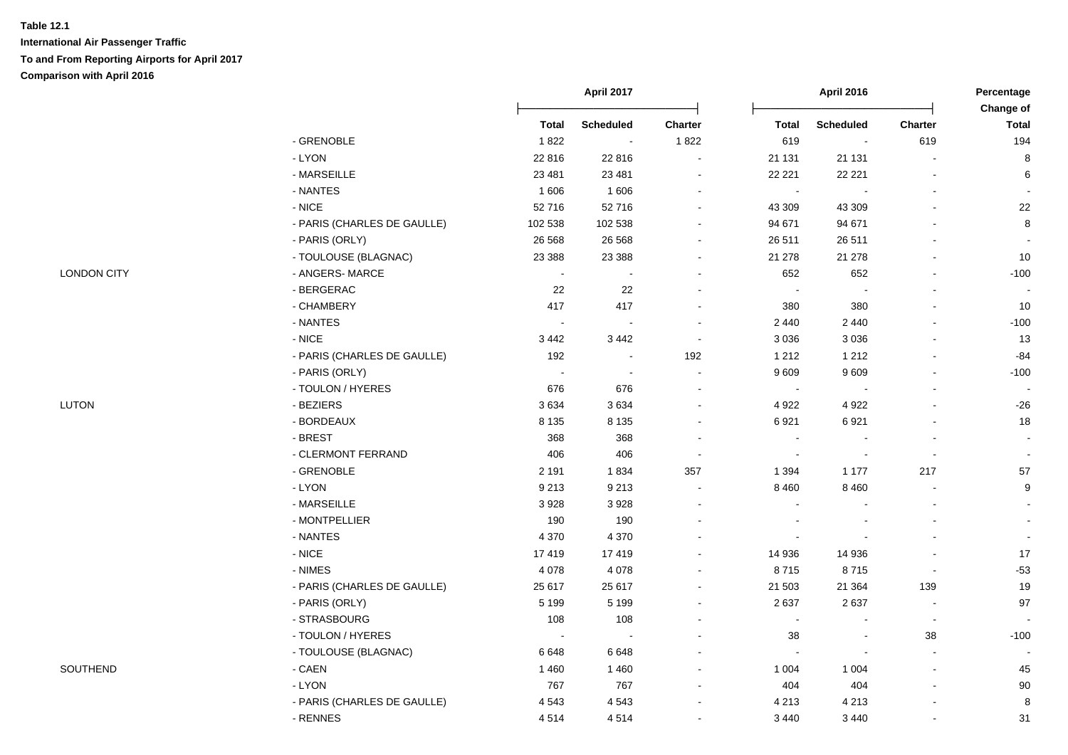**Table 12.1**

**International Air Passenger Traffic**

**To and From Reporting Airports for April 2017**

**Comparison with April 2016**

| | | April 2017 | | | April 2016 | | | Percentage Change of |
|---|---|---|---|---|---|---|---|---|
| | | Total | Scheduled | Charter | Total | Scheduled | Charter | Total |
| | - GRENOBLE | 1 822 | - | 1 822 | 619 | - | 619 | 194 |
| | - LYON | 22 816 | 22 816 | - | 21 131 | 21 131 | - | 8 |
| | - MARSEILLE | 23 481 | 23 481 | - | 22 221 | 22 221 | - | 6 |
| | - NANTES | 1 606 | 1 606 | - | - | - | - | - |
| | - NICE | 52 716 | 52 716 | - | 43 309 | 43 309 | - | 22 |
| | - PARIS (CHARLES DE GAULLE) | 102 538 | 102 538 | - | 94 671 | 94 671 | - | 8 |
| | - PARIS (ORLY) | 26 568 | 26 568 | - | 26 511 | 26 511 | - | - |
| | - TOULOUSE (BLAGNAC) | 23 388 | 23 388 | - | 21 278 | 21 278 | - | 10 |
| LONDON CITY | - ANGERS- MARCE | - | - | - | 652 | 652 | - | -100 |
| | - BERGERAC | 22 | 22 | - | - | - | - | - |
| | - CHAMBERY | 417 | 417 | - | 380 | 380 | - | 10 |
| | - NANTES | - | - | - | 2 440 | 2 440 | - | -100 |
| | - NICE | 3 442 | 3 442 | - | 3 036 | 3 036 | - | 13 |
| | - PARIS (CHARLES DE GAULLE) | 192 | - | 192 | 1 212 | 1 212 | - | -84 |
| | - PARIS (ORLY) | - | - | - | 9 609 | 9 609 | - | -100 |
| | - TOULON / HYERES | 676 | 676 | - | - | - | - | - |
| LUTON | - BEZIERS | 3 634 | 3 634 | - | 4 922 | 4 922 | - | -26 |
| | - BORDEAUX | 8 135 | 8 135 | - | 6 921 | 6 921 | - | 18 |
| | - BREST | 368 | 368 | - | - | - | - | - |
| | - CLERMONT FERRAND | 406 | 406 | - | - | - | - | - |
| | - GRENOBLE | 2 191 | 1 834 | 357 | 1 394 | 1 177 | 217 | 57 |
| | - LYON | 9 213 | 9 213 | - | 8 460 | 8 460 | - | 9 |
| | - MARSEILLE | 3 928 | 3 928 | - | - | - | - | - |
| | - MONTPELLIER | 190 | 190 | - | - | - | - | - |
| | - NANTES | 4 370 | 4 370 | - | - | - | - | - |
| | - NICE | 17 419 | 17 419 | - | 14 936 | 14 936 | - | 17 |
| | - NIMES | 4 078 | 4 078 | - | 8 715 | 8 715 | - | -53 |
| | - PARIS (CHARLES DE GAULLE) | 25 617 | 25 617 | - | 21 503 | 21 364 | 139 | 19 |
| | - PARIS (ORLY) | 5 199 | 5 199 | - | 2 637 | 2 637 | - | 97 |
| | - STRASBOURG | 108 | 108 | - | - | - | - | - |
| | - TOULON / HYERES | - | - | - | 38 | - | 38 | -100 |
| | - TOULOUSE (BLAGNAC) | 6 648 | 6 648 | - | - | - | - | - |
| SOUTHEND | - CAEN | 1 460 | 1 460 | - | 1 004 | 1 004 | - | 45 |
| | - LYON | 767 | 767 | - | 404 | 404 | - | 90 |
| | - PARIS (CHARLES DE GAULLE) | 4 543 | 4 543 | - | 4 213 | 4 213 | - | 8 |
| | - RENNES | 4 514 | 4 514 | - | 3 440 | 3 440 | - | 31 |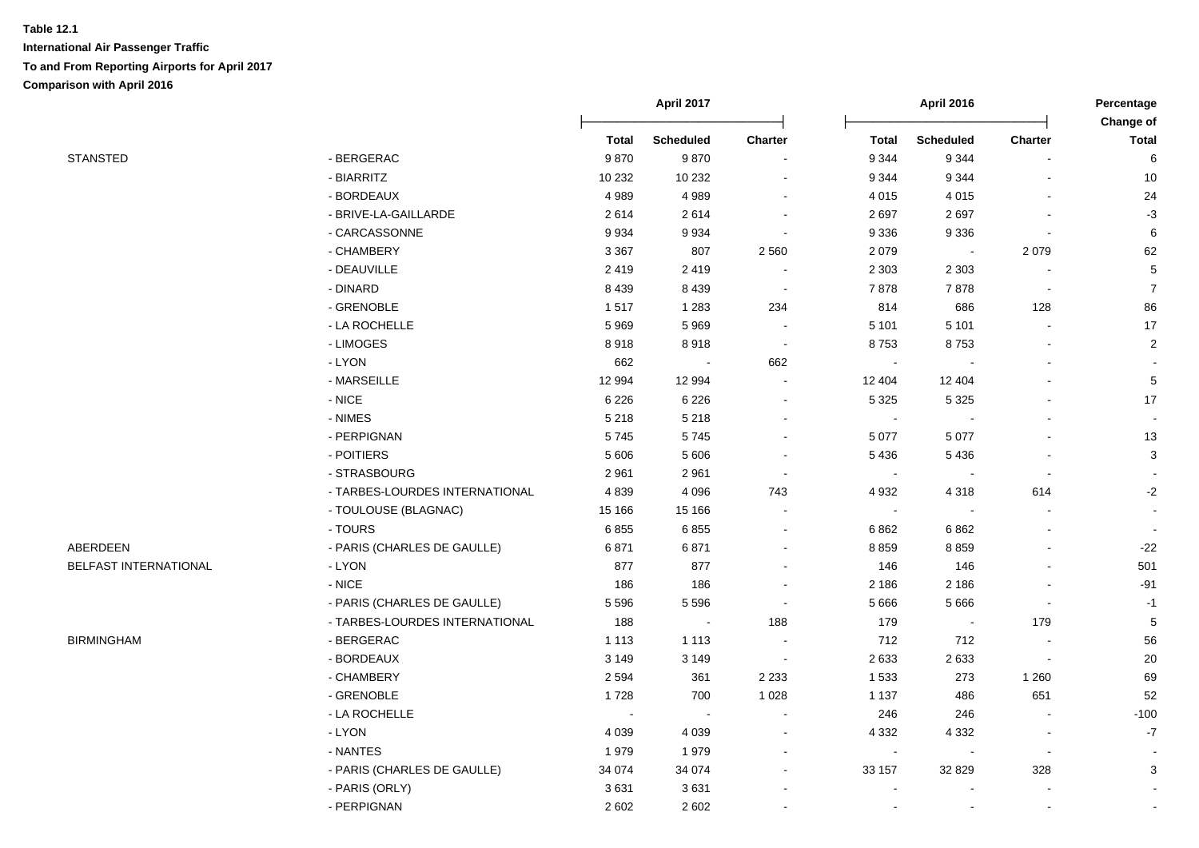**Table 12.1**

**International Air Passenger Traffic**

**To and From Reporting Airports for April 2017**

**Comparison with April 2016**

| | | April 2017 | | | April 2016 | | | Percentage Change of |
|---|---|---|---|---|---|---|---|---|
| | | Total | Scheduled | Charter | Total | Scheduled | Charter | Total |
| STANSTED | - BERGERAC | 9 870 | 9 870 | - | 9 344 | 9 344 | - | 6 |
| | - BIARRITZ | 10 232 | 10 232 | - | 9 344 | 9 344 | - | 10 |
| | - BORDEAUX | 4 989 | 4 989 | - | 4 015 | 4 015 | - | 24 |
| | - BRIVE-LA-GAILLARDE | 2 614 | 2 614 | - | 2 697 | 2 697 | - | -3 |
| | - CARCASSONNE | 9 934 | 9 934 | - | 9 336 | 9 336 | - | 6 |
| | - CHAMBERY | 3 367 | 807 | 2 560 | 2 079 | - | 2 079 | 62 |
| | - DEAUVILLE | 2 419 | 2 419 | - | 2 303 | 2 303 | - | 5 |
| | - DINARD | 8 439 | 8 439 | - | 7 878 | 7 878 | - | 7 |
| | - GRENOBLE | 1 517 | 1 283 | 234 | 814 | 686 | 128 | 86 |
| | - LA ROCHELLE | 5 969 | 5 969 | - | 5 101 | 5 101 | - | 17 |
| | - LIMOGES | 8 918 | 8 918 | - | 8 753 | 8 753 | - | 2 |
| | - LYON | 662 | - | 662 | - | - | - | - |
| | - MARSEILLE | 12 994 | 12 994 | - | 12 404 | 12 404 | - | 5 |
| | - NICE | 6 226 | 6 226 | - | 5 325 | 5 325 | - | 17 |
| | - NIMES | 5 218 | 5 218 | - | - | - | - | - |
| | - PERPIGNAN | 5 745 | 5 745 | - | 5 077 | 5 077 | - | 13 |
| | - POITIERS | 5 606 | 5 606 | - | 5 436 | 5 436 | - | 3 |
| | - STRASBOURG | 2 961 | 2 961 | - | - | - | - | - |
| | - TARBES-LOURDES INTERNATIONAL | 4 839 | 4 096 | 743 | 4 932 | 4 318 | 614 | -2 |
| | - TOULOUSE (BLAGNAC) | 15 166 | 15 166 | - | - | - | - | - |
| | - TOURS | 6 855 | 6 855 | - | 6 862 | 6 862 | - | - |
| ABERDEEN | - PARIS (CHARLES DE GAULLE) | 6 871 | 6 871 | - | 8 859 | 8 859 | - | -22 |
| BELFAST INTERNATIONAL | - LYON | 877 | 877 | - | 146 | 146 | - | 501 |
| | - NICE | 186 | 186 | - | 2 186 | 2 186 | - | -91 |
| | - PARIS (CHARLES DE GAULLE) | 5 596 | 5 596 | - | 5 666 | 5 666 | - | -1 |
| | - TARBES-LOURDES INTERNATIONAL | 188 | - | 188 | 179 | - | 179 | 5 |
| BIRMINGHAM | - BERGERAC | 1 113 | 1 113 | - | 712 | 712 | - | 56 |
| | - BORDEAUX | 3 149 | 3 149 | - | 2 633 | 2 633 | - | 20 |
| | - CHAMBERY | 2 594 | 361 | 2 233 | 1 533 | 273 | 1 260 | 69 |
| | - GRENOBLE | 1 728 | 700 | 1 028 | 1 137 | 486 | 651 | 52 |
| | - LA ROCHELLE | - | - | - | 246 | 246 | - | -100 |
| | - LYON | 4 039 | 4 039 | - | 4 332 | 4 332 | - | -7 |
| | - NANTES | 1 979 | 1 979 | - | - | - | - | - |
| | - PARIS (CHARLES DE GAULLE) | 34 074 | 34 074 | - | 33 157 | 32 829 | 328 | 3 |
| | - PARIS (ORLY) | 3 631 | 3 631 | - | - | - | - | - |
| | - PERPIGNAN | 2 602 | 2 602 | - | - | - | - | - |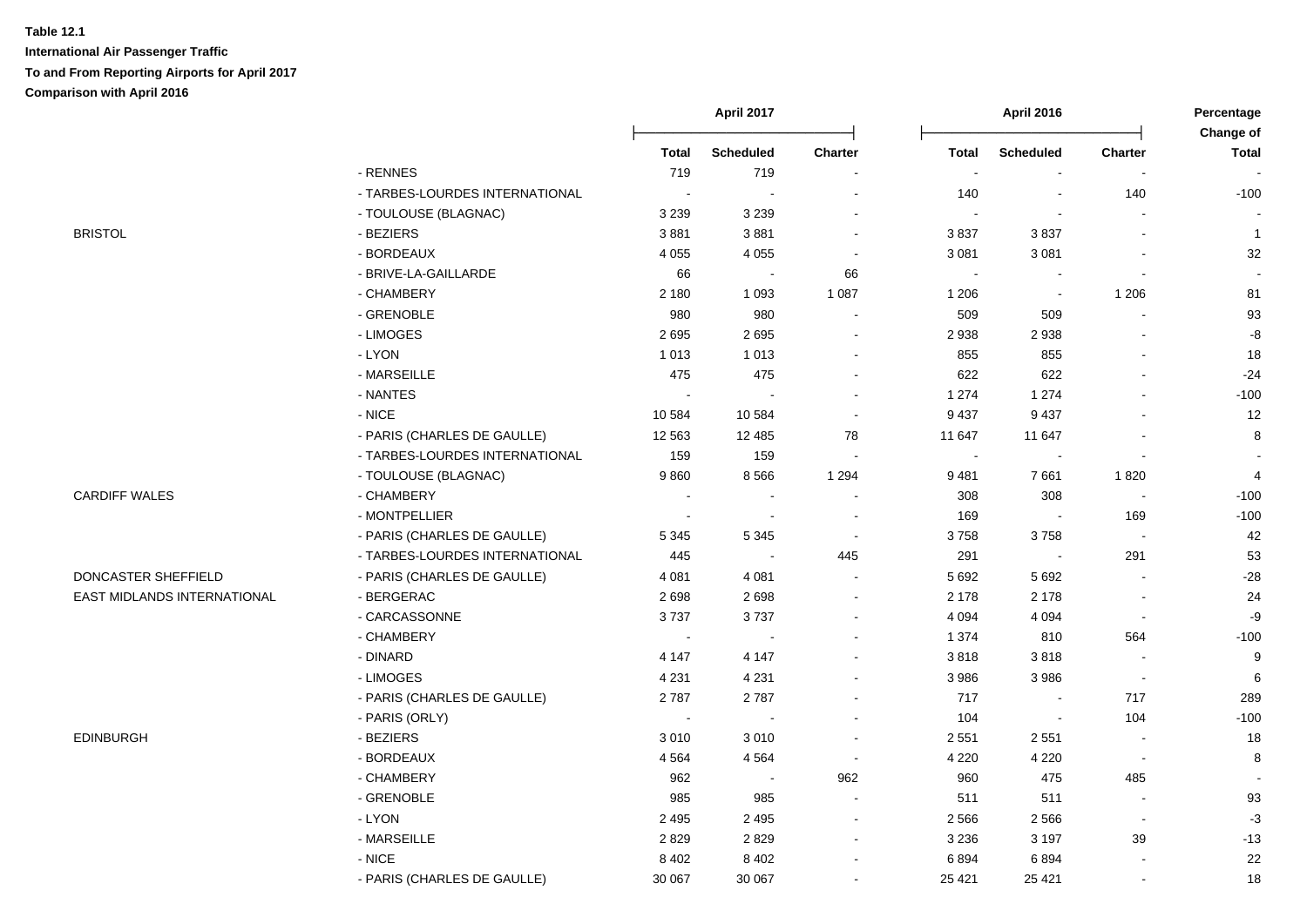**Table 12.1**

**International Air Passenger Traffic**

**To and From Reporting Airports for April 2017**

**Comparison with April 2016**

| | | April 2017 | | | April 2016 | | | Percentage Change of |
|---|---|---|---|---|---|---|---|---|
| | | Total | Scheduled | Charter | Total | Scheduled | Charter | Total |
| | - RENNES | 719 | 719 | - | - | - | - | - |
| | - TARBES-LOURDES INTERNATIONAL | - | - | - | 140 | - | 140 | -100 |
| | - TOULOUSE (BLAGNAC) | 3 239 | 3 239 | - | - | - | - | - |
| BRISTOL | - BEZIERS | 3 881 | 3 881 | - | 3 837 | 3 837 | - | 1 |
| | - BORDEAUX | 4 055 | 4 055 | - | 3 081 | 3 081 | - | 32 |
| | - BRIVE-LA-GAILLARDE | 66 | - | 66 | - | - | - | - |
| | - CHAMBERY | 2 180 | 1 093 | 1 087 | 1 206 | - | 1 206 | 81 |
| | - GRENOBLE | 980 | 980 | - | 509 | 509 | - | 93 |
| | - LIMOGES | 2 695 | 2 695 | - | 2 938 | 2 938 | - | -8 |
| | - LYON | 1 013 | 1 013 | - | 855 | 855 | - | 18 |
| | - MARSEILLE | 475 | 475 | - | 622 | 622 | - | -24 |
| | - NANTES | - | - | - | 1 274 | 1 274 | - | -100 |
| | - NICE | 10 584 | 10 584 | - | 9 437 | 9 437 | - | 12 |
| | - PARIS (CHARLES DE GAULLE) | 12 563 | 12 485 | 78 | 11 647 | 11 647 | - | 8 |
| | - TARBES-LOURDES INTERNATIONAL | 159 | 159 | - | - | - | - | - |
| | - TOULOUSE (BLAGNAC) | 9 860 | 8 566 | 1 294 | 9 481 | 7 661 | 1 820 | 4 |
| CARDIFF WALES | - CHAMBERY | - | - | - | 308 | 308 | - | -100 |
| | - MONTPELLIER | - | - | - | 169 | - | 169 | -100 |
| | - PARIS (CHARLES DE GAULLE) | 5 345 | 5 345 | - | 3 758 | 3 758 | - | 42 |
| | - TARBES-LOURDES INTERNATIONAL | 445 | - | 445 | 291 | - | 291 | 53 |
| DONCASTER SHEFFIELD | - PARIS (CHARLES DE GAULLE) | 4 081 | 4 081 | - | 5 692 | 5 692 | - | -28 |
| EAST MIDLANDS INTERNATIONAL | - BERGERAC | 2 698 | 2 698 | - | 2 178 | 2 178 | - | 24 |
| | - CARCASSONNE | 3 737 | 3 737 | - | 4 094 | 4 094 | - | -9 |
| | - CHAMBERY | - | - | - | 1 374 | 810 | 564 | -100 |
| | - DINARD | 4 147 | 4 147 | - | 3 818 | 3 818 | - | 9 |
| | - LIMOGES | 4 231 | 4 231 | - | 3 986 | 3 986 | - | 6 |
| | - PARIS (CHARLES DE GAULLE) | 2 787 | 2 787 | - | 717 | - | 717 | 289 |
| | - PARIS (ORLY) | - | - | - | 104 | - | 104 | -100 |
| EDINBURGH | - BEZIERS | 3 010 | 3 010 | - | 2 551 | 2 551 | - | 18 |
| | - BORDEAUX | 4 564 | 4 564 | - | 4 220 | 4 220 | - | 8 |
| | - CHAMBERY | 962 | - | 962 | 960 | 475 | 485 | - |
| | - GRENOBLE | 985 | 985 | - | 511 | 511 | - | 93 |
| | - LYON | 2 495 | 2 495 | - | 2 566 | 2 566 | - | -3 |
| | - MARSEILLE | 2 829 | 2 829 | - | 3 236 | 3 197 | 39 | -13 |
| | - NICE | 8 402 | 8 402 | - | 6 894 | 6 894 | - | 22 |
| | - PARIS (CHARLES DE GAULLE) | 30 067 | 30 067 | - | 25 421 | 25 421 | - | 18 |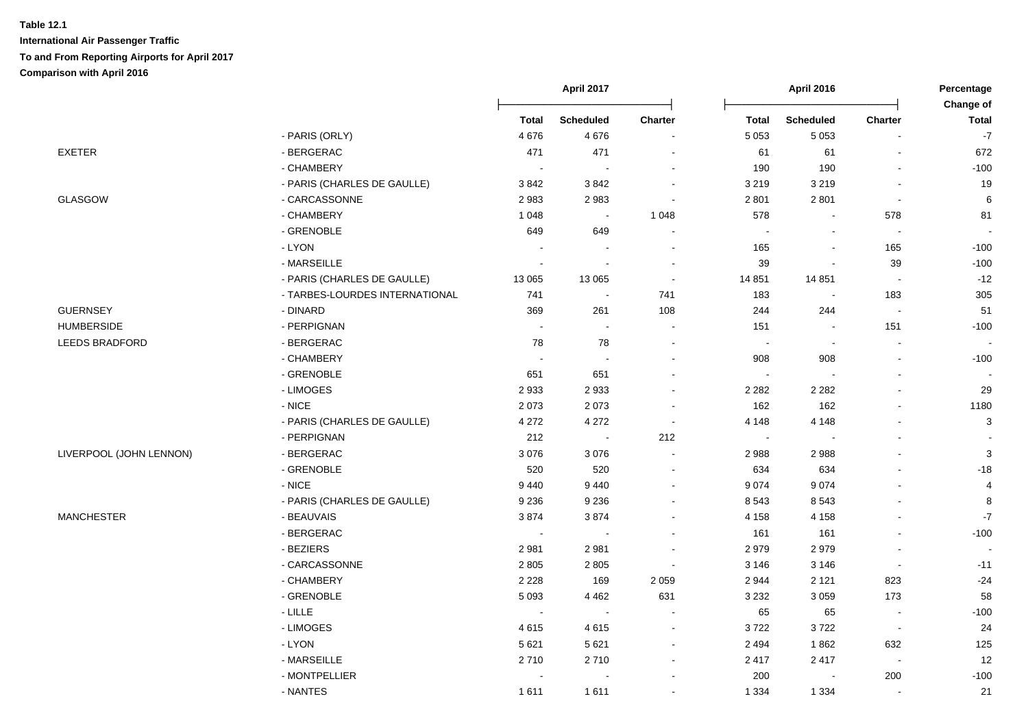**Table 12.1**

**International Air Passenger Traffic**

**To and From Reporting Airports for April 2017**

**Comparison with April 2016**

| | | April 2017 | | | April 2016 | | | Percentage Change of |
|---|---|---|---|---|---|---|---|---|
| | | Total | Scheduled | Charter | Total | Scheduled | Charter | Total |
| | - PARIS (ORLY) | 4 676 | 4 676 | - | 5 053 | 5 053 | - | -7 |
| EXETER | - BERGERAC | 471 | 471 | - | 61 | 61 | - | 672 |
| | - CHAMBERY | - | - | - | 190 | 190 | - | -100 |
| | - PARIS (CHARLES DE GAULLE) | 3 842 | 3 842 | - | 3 219 | 3 219 | - | 19 |
| GLASGOW | - CARCASSONNE | 2 983 | 2 983 | - | 2 801 | 2 801 | - | 6 |
| | - CHAMBERY | 1 048 | - | 1 048 | 578 | - | 578 | 81 |
| | - GRENOBLE | 649 | 649 | - | - | - | - | - |
| | - LYON | - | - | - | 165 | - | 165 | -100 |
| | - MARSEILLE | - | - | - | 39 | - | 39 | -100 |
| | - PARIS (CHARLES DE GAULLE) | 13 065 | 13 065 | - | 14 851 | 14 851 | - | -12 |
| | - TARBES-LOURDES INTERNATIONAL | 741 | - | 741 | 183 | - | 183 | 305 |
| GUERNSEY | - DINARD | 369 | 261 | 108 | 244 | 244 | - | 51 |
| HUMBERSIDE | - PERPIGNAN | - | - | - | 151 | - | 151 | -100 |
| LEEDS BRADFORD | - BERGERAC | 78 | 78 | - | - | - | - | - |
| | - CHAMBERY | - | - | - | 908 | 908 | - | -100 |
| | - GRENOBLE | 651 | 651 | - | - | - | - | - |
| | - LIMOGES | 2 933 | 2 933 | - | 2 282 | 2 282 | - | 29 |
| | - NICE | 2 073 | 2 073 | - | 162 | 162 | - | 1180 |
| | - PARIS (CHARLES DE GAULLE) | 4 272 | 4 272 | - | 4 148 | 4 148 | - | 3 |
| | - PERPIGNAN | 212 | - | 212 | - | - | - | - |
| LIVERPOOL (JOHN LENNON) | - BERGERAC | 3 076 | 3 076 | - | 2 988 | 2 988 | - | 3 |
| | - GRENOBLE | 520 | 520 | - | 634 | 634 | - | -18 |
| | - NICE | 9 440 | 9 440 | - | 9 074 | 9 074 | - | 4 |
| | - PARIS (CHARLES DE GAULLE) | 9 236 | 9 236 | - | 8 543 | 8 543 | - | 8 |
| MANCHESTER | - BEAUVAIS | 3 874 | 3 874 | - | 4 158 | 4 158 | - | -7 |
| | - BERGERAC | - | - | - | 161 | 161 | - | -100 |
| | - BEZIERS | 2 981 | 2 981 | - | 2 979 | 2 979 | - | - |
| | - CARCASSONNE | 2 805 | 2 805 | - | 3 146 | 3 146 | - | -11 |
| | - CHAMBERY | 2 228 | 169 | 2 059 | 2 944 | 2 121 | 823 | -24 |
| | - GRENOBLE | 5 093 | 4 462 | 631 | 3 232 | 3 059 | 173 | 58 |
| | - LILLE | - | - | - | 65 | 65 | - | -100 |
| | - LIMOGES | 4 615 | 4 615 | - | 3 722 | 3 722 | - | 24 |
| | - LYON | 5 621 | 5 621 | - | 2 494 | 1 862 | 632 | 125 |
| | - MARSEILLE | 2 710 | 2 710 | - | 2 417 | 2 417 | - | 12 |
| | - MONTPELLIER | - | - | - | 200 | - | 200 | -100 |
| | - NANTES | 1 611 | 1 611 | - | 1 334 | 1 334 | - | 21 |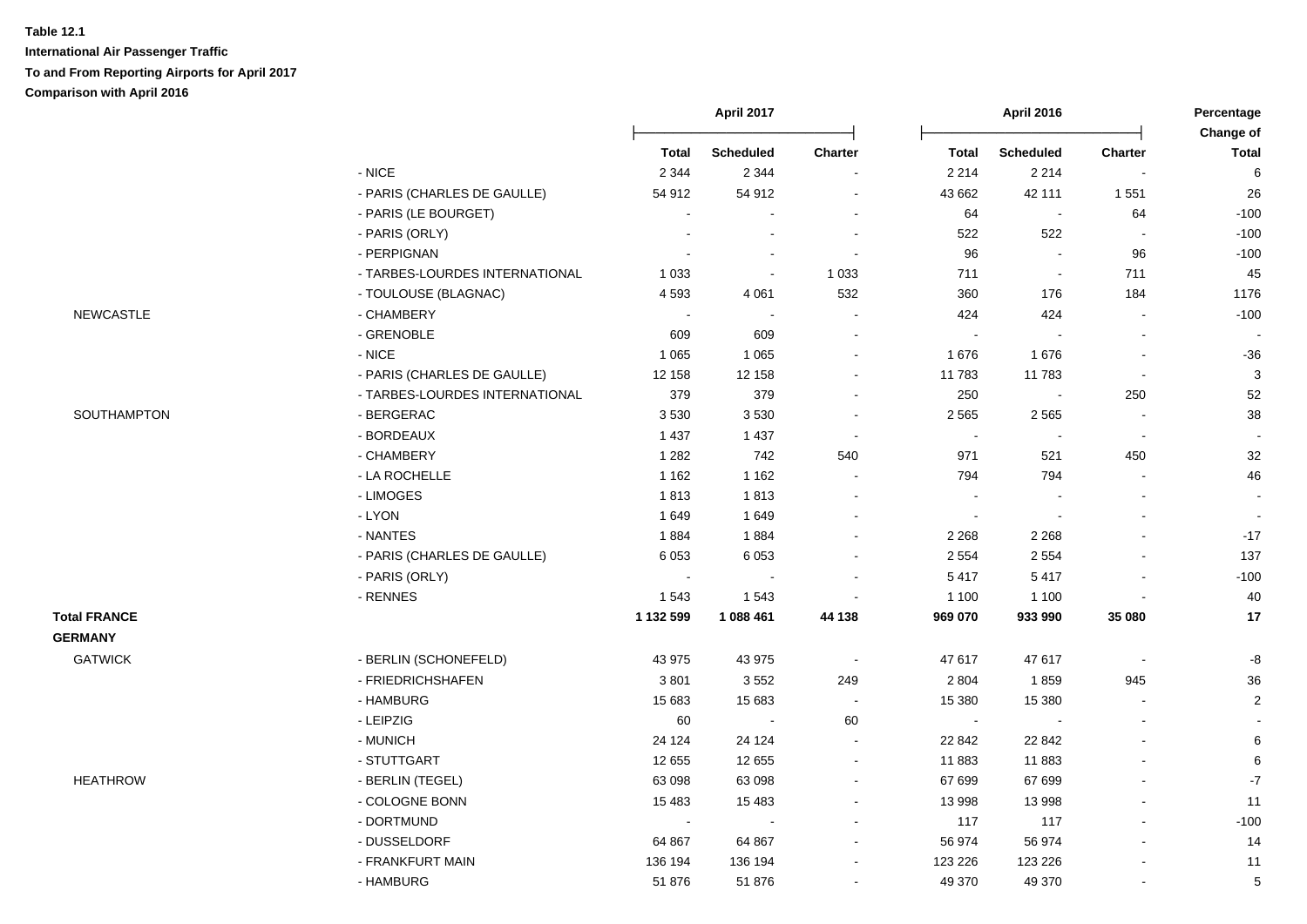**Table 12.1**

**International Air Passenger Traffic**

**To and From Reporting Airports for April 2017**

**Comparison with April 2016**

| | | April 2017 | | | April 2016 | | | Percentage Change of |
|---|---|---|---|---|---|---|---|---|
| | | **Total** | **Scheduled** | **Charter** | **Total** | **Scheduled** | **Charter** | **Total** |
| | - NICE | 2 344 | 2 344 | - | 2 214 | 2 214 | - | 6 |
| | - PARIS (CHARLES DE GAULLE) | 54 912 | 54 912 | - | 43 662 | 42 111 | 1 551 | 26 |
| | - PARIS (LE BOURGET) | - | - | - | 64 | - | 64 | -100 |
| | - PARIS (ORLY) | - | - | - | 522 | 522 | - | -100 |
| | - PERPIGNAN | - | - | - | 96 | - | 96 | -100 |
| | - TARBES-LOURDES INTERNATIONAL | 1 033 | - | 1 033 | 711 | - | 711 | 45 |
| | - TOULOUSE (BLAGNAC) | 4 593 | 4 061 | 532 | 360 | 176 | 184 | 1176 |
| NEWCASTLE | - CHAMBERY | - | - | - | 424 | 424 | - | -100 |
| | - GRENOBLE | 609 | 609 | - | - | - | - | - |
| | - NICE | 1 065 | 1 065 | - | 1 676 | 1 676 | - | -36 |
| | - PARIS (CHARLES DE GAULLE) | 12 158 | 12 158 | - | 11 783 | 11 783 | - | 3 |
| | - TARBES-LOURDES INTERNATIONAL | 379 | 379 | - | 250 | - | 250 | 52 |
| SOUTHAMPTON | - BERGERAC | 3 530 | 3 530 | - | 2 565 | 2 565 | - | 38 |
| | - BORDEAUX | 1 437 | 1 437 | - | - | - | - | - |
| | - CHAMBERY | 1 282 | 742 | 540 | 971 | 521 | 450 | 32 |
| | - LA ROCHELLE | 1 162 | 1 162 | - | 794 | 794 | - | 46 |
| | - LIMOGES | 1 813 | 1 813 | - | - | - | - | - |
| | - LYON | 1 649 | 1 649 | - | - | - | - | - |
| | - NANTES | 1 884 | 1 884 | - | 2 268 | 2 268 | - | -17 |
| | - PARIS (CHARLES DE GAULLE) | 6 053 | 6 053 | - | 2 554 | 2 554 | - | 137 |
| | - PARIS (ORLY) | - | - | - | 5 417 | 5 417 | - | -100 |
| | - RENNES | 1 543 | 1 543 | - | 1 100 | 1 100 | - | 40 |
| **Total FRANCE** | | **1 132 599** | **1 088 461** | **44 138** | **969 070** | **933 990** | **35 080** | **17** |
| **GERMANY** | | | | | | | | |
| GATWICK | - BERLIN (SCHONEFELD) | 43 975 | 43 975 | - | 47 617 | 47 617 | - | -8 |
| | - FRIEDRICHSHAFEN | 3 801 | 3 552 | 249 | 2 804 | 1 859 | 945 | 36 |
| | - HAMBURG | 15 683 | 15 683 | - | 15 380 | 15 380 | - | 2 |
| | - LEIPZIG | 60 | - | 60 | - | - | - | - |
| | - MUNICH | 24 124 | 24 124 | - | 22 842 | 22 842 | - | 6 |
| | - STUTTGART | 12 655 | 12 655 | - | 11 883 | 11 883 | - | 6 |
| HEATHROW | - BERLIN (TEGEL) | 63 098 | 63 098 | - | 67 699 | 67 699 | - | -7 |
| | - COLOGNE BONN | 15 483 | 15 483 | - | 13 998 | 13 998 | - | 11 |
| | - DORTMUND | - | - | - | 117 | 117 | - | -100 |
| | - DUSSELDORF | 64 867 | 64 867 | - | 56 974 | 56 974 | - | 14 |
| | - FRANKFURT MAIN | 136 194 | 136 194 | - | 123 226 | 123 226 | - | 11 |
| | - HAMBURG | 51 876 | 51 876 | - | 49 370 | 49 370 | - | 5 |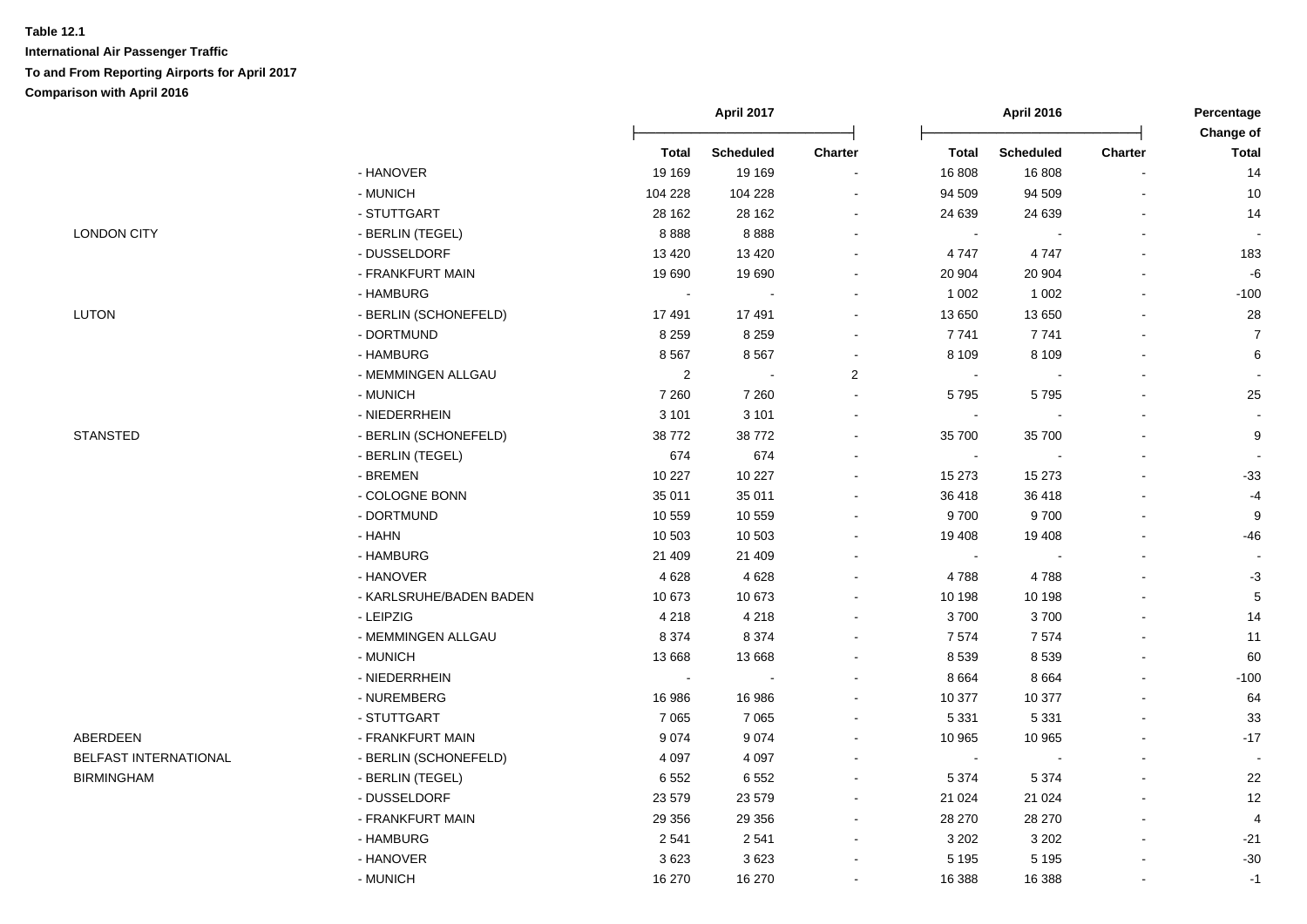**Table 12.1**

**International Air Passenger Traffic**

**To and From Reporting Airports for April 2017**

**Comparison with April 2016**

| | | April 2017 | | | April 2016 | | | Percentage Change of |
|---|---|---|---|---|---|---|---|---|
| | | Total | Scheduled | Charter | Total | Scheduled | Charter | Total |
| | - HANOVER | 19 169 | 19 169 | - | 16 808 | 16 808 | - | 14 |
| | - MUNICH | 104 228 | 104 228 | - | 94 509 | 94 509 | - | 10 |
| | - STUTTGART | 28 162 | 28 162 | - | 24 639 | 24 639 | - | 14 |
| LONDON CITY | - BERLIN (TEGEL) | 8 888 | 8 888 | - | - | - | - | - |
| | - DUSSELDORF | 13 420 | 13 420 | - | 4 747 | 4 747 | - | 183 |
| | - FRANKFURT MAIN | 19 690 | 19 690 | - | 20 904 | 20 904 | - | -6 |
| | - HAMBURG | - | - | - | 1 002 | 1 002 | - | -100 |
| LUTON | - BERLIN (SCHONEFELD) | 17 491 | 17 491 | - | 13 650 | 13 650 | - | 28 |
| | - DORTMUND | 8 259 | 8 259 | - | 7 741 | 7 741 | - | 7 |
| | - HAMBURG | 8 567 | 8 567 | - | 8 109 | 8 109 | - | 6 |
| | - MEMMINGEN ALLGAU | 2 | - | 2 | - | - | - | - |
| | - MUNICH | 7 260 | 7 260 | - | 5 795 | 5 795 | - | 25 |
| | - NIEDERRHEIN | 3 101 | 3 101 | - | - | - | - | - |
| STANSTED | - BERLIN (SCHONEFELD) | 38 772 | 38 772 | - | 35 700 | 35 700 | - | 9 |
| | - BERLIN (TEGEL) | 674 | 674 | - | - | - | - | - |
| | - BREMEN | 10 227 | 10 227 | - | 15 273 | 15 273 | - | -33 |
| | - COLOGNE BONN | 35 011 | 35 011 | - | 36 418 | 36 418 | - | -4 |
| | - DORTMUND | 10 559 | 10 559 | - | 9 700 | 9 700 | - | 9 |
| | - HAHN | 10 503 | 10 503 | - | 19 408 | 19 408 | - | -46 |
| | - HAMBURG | 21 409 | 21 409 | - | - | - | - | - |
| | - HANOVER | 4 628 | 4 628 | - | 4 788 | 4 788 | - | -3 |
| | - KARLSRUHE/BADEN BADEN | 10 673 | 10 673 | - | 10 198 | 10 198 | - | 5 |
| | - LEIPZIG | 4 218 | 4 218 | - | 3 700 | 3 700 | - | 14 |
| | - MEMMINGEN ALLGAU | 8 374 | 8 374 | - | 7 574 | 7 574 | - | 11 |
| | - MUNICH | 13 668 | 13 668 | - | 8 539 | 8 539 | - | 60 |
| | - NIEDERRHEIN | - | - | - | 8 664 | 8 664 | - | -100 |
| | - NUREMBERG | 16 986 | 16 986 | - | 10 377 | 10 377 | - | 64 |
| | - STUTTGART | 7 065 | 7 065 | - | 5 331 | 5 331 | - | 33 |
| ABERDEEN | - FRANKFURT MAIN | 9 074 | 9 074 | - | 10 965 | 10 965 | - | -17 |
| BELFAST INTERNATIONAL | - BERLIN (SCHONEFELD) | 4 097 | 4 097 | - | - | - | - | - |
| BIRMINGHAM | - BERLIN (TEGEL) | 6 552 | 6 552 | - | 5 374 | 5 374 | - | 22 |
| | - DUSSELDORF | 23 579 | 23 579 | - | 21 024 | 21 024 | - | 12 |
| | - FRANKFURT MAIN | 29 356 | 29 356 | - | 28 270 | 28 270 | - | 4 |
| | - HAMBURG | 2 541 | 2 541 | - | 3 202 | 3 202 | - | -21 |
| | - HANOVER | 3 623 | 3 623 | - | 5 195 | 5 195 | - | -30 |
| | - MUNICH | 16 270 | 16 270 | - | 16 388 | 16 388 | - | -1 |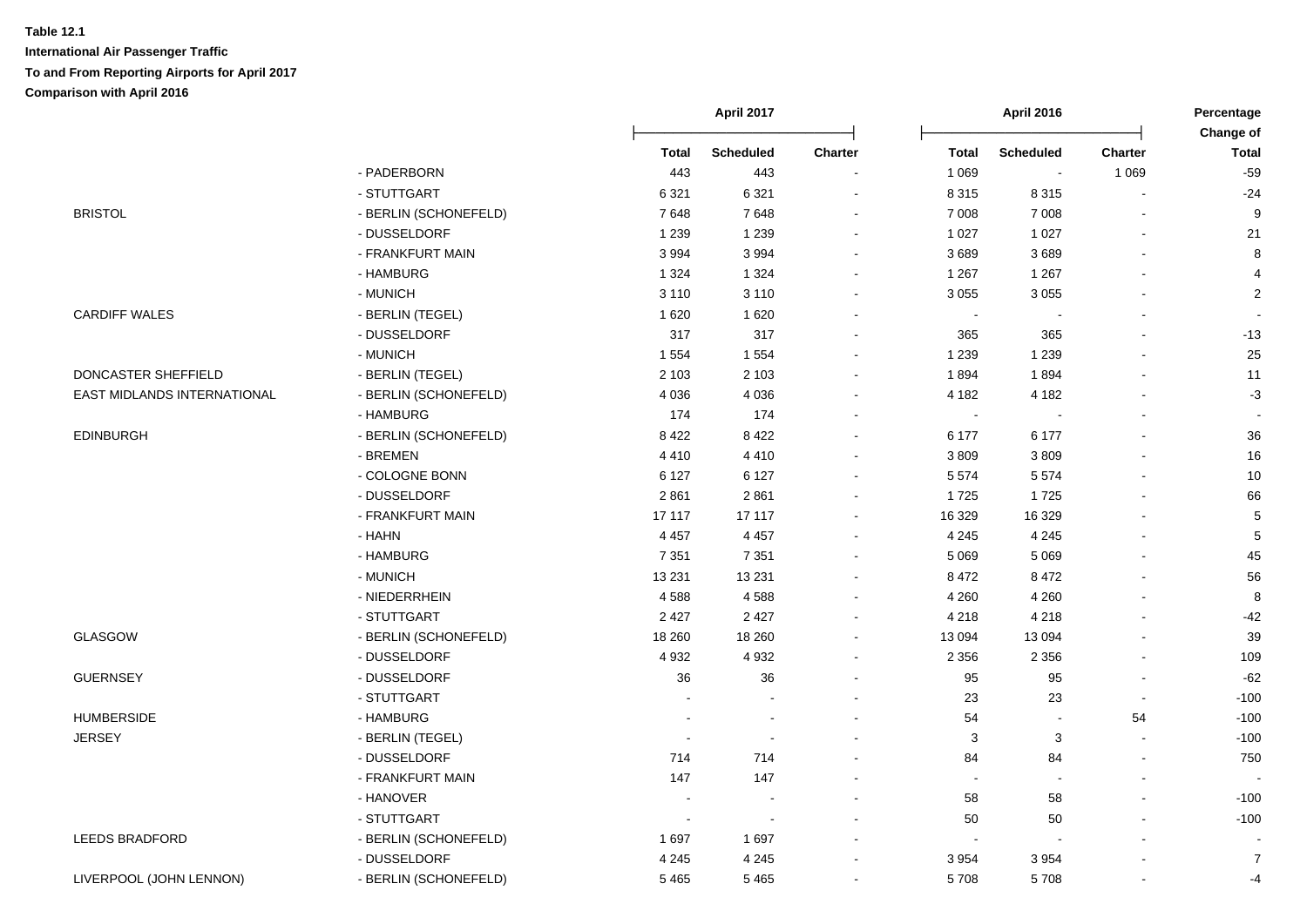**Table 12.1**

**International Air Passenger Traffic**

**To and From Reporting Airports for April 2017**

**Comparison with April 2016**

| | | April 2017 | | | April 2016 | | | Percentage Change of |
|---|---|---|---|---|---|---|---|---|
| | | Total | Scheduled | Charter | Total | Scheduled | Charter | Total |
| | - PADERBORN | 443 | 443 | - | 1 069 | - | 1 069 | -59 |
| | - STUTTGART | 6 321 | 6 321 | - | 8 315 | 8 315 | - | -24 |
| BRISTOL | - BERLIN (SCHONEFELD) | 7 648 | 7 648 | - | 7 008 | 7 008 | - | 9 |
| | - DUSSELDORF | 1 239 | 1 239 | - | 1 027 | 1 027 | - | 21 |
| | - FRANKFURT MAIN | 3 994 | 3 994 | - | 3 689 | 3 689 | - | 8 |
| | - HAMBURG | 1 324 | 1 324 | - | 1 267 | 1 267 | - | 4 |
| | - MUNICH | 3 110 | 3 110 | - | 3 055 | 3 055 | - | 2 |
| CARDIFF WALES | - BERLIN (TEGEL) | 1 620 | 1 620 | - | - | - | - | - |
| | - DUSSELDORF | 317 | 317 | - | 365 | 365 | - | -13 |
| | - MUNICH | 1 554 | 1 554 | - | 1 239 | 1 239 | - | 25 |
| DONCASTER SHEFFIELD | - BERLIN (TEGEL) | 2 103 | 2 103 | - | 1 894 | 1 894 | - | 11 |
| EAST MIDLANDS INTERNATIONAL | - BERLIN (SCHONEFELD) | 4 036 | 4 036 | - | 4 182 | 4 182 | - | -3 |
| | - HAMBURG | 174 | 174 | - | - | - | - | - |
| EDINBURGH | - BERLIN (SCHONEFELD) | 8 422 | 8 422 | - | 6 177 | 6 177 | - | 36 |
| | - BREMEN | 4 410 | 4 410 | - | 3 809 | 3 809 | - | 16 |
| | - COLOGNE BONN | 6 127 | 6 127 | - | 5 574 | 5 574 | - | 10 |
| | - DUSSELDORF | 2 861 | 2 861 | - | 1 725 | 1 725 | - | 66 |
| | - FRANKFURT MAIN | 17 117 | 17 117 | - | 16 329 | 16 329 | - | 5 |
| | - HAHN | 4 457 | 4 457 | - | 4 245 | 4 245 | - | 5 |
| | - HAMBURG | 7 351 | 7 351 | - | 5 069 | 5 069 | - | 45 |
| | - MUNICH | 13 231 | 13 231 | - | 8 472 | 8 472 | - | 56 |
| | - NIEDERRHEIN | 4 588 | 4 588 | - | 4 260 | 4 260 | - | 8 |
| | - STUTTGART | 2 427 | 2 427 | - | 4 218 | 4 218 | - | -42 |
| GLASGOW | - BERLIN (SCHONEFELD) | 18 260 | 18 260 | - | 13 094 | 13 094 | - | 39 |
| | - DUSSELDORF | 4 932 | 4 932 | - | 2 356 | 2 356 | - | 109 |
| GUERNSEY | - DUSSELDORF | 36 | 36 | - | 95 | 95 | - | -62 |
| | - STUTTGART | - | - | - | 23 | 23 | - | -100 |
| HUMBERSIDE | - HAMBURG | - | - | - | 54 | - | 54 | -100 |
| JERSEY | - BERLIN (TEGEL) | - | - | - | 3 | 3 | - | -100 |
| | - DUSSELDORF | 714 | 714 | - | 84 | 84 | - | 750 |
| | - FRANKFURT MAIN | 147 | 147 | - | - | - | - | - |
| | - HANOVER | - | - | - | 58 | 58 | - | -100 |
| | - STUTTGART | - | - | - | 50 | 50 | - | -100 |
| LEEDS BRADFORD | - BERLIN (SCHONEFELD) | 1 697 | 1 697 | - | - | - | - | - |
| | - DUSSELDORF | 4 245 | 4 245 | - | 3 954 | 3 954 | - | 7 |
| LIVERPOOL (JOHN LENNON) | - BERLIN (SCHONEFELD) | 5 465 | 5 465 | - | 5 708 | 5 708 | - | -4 |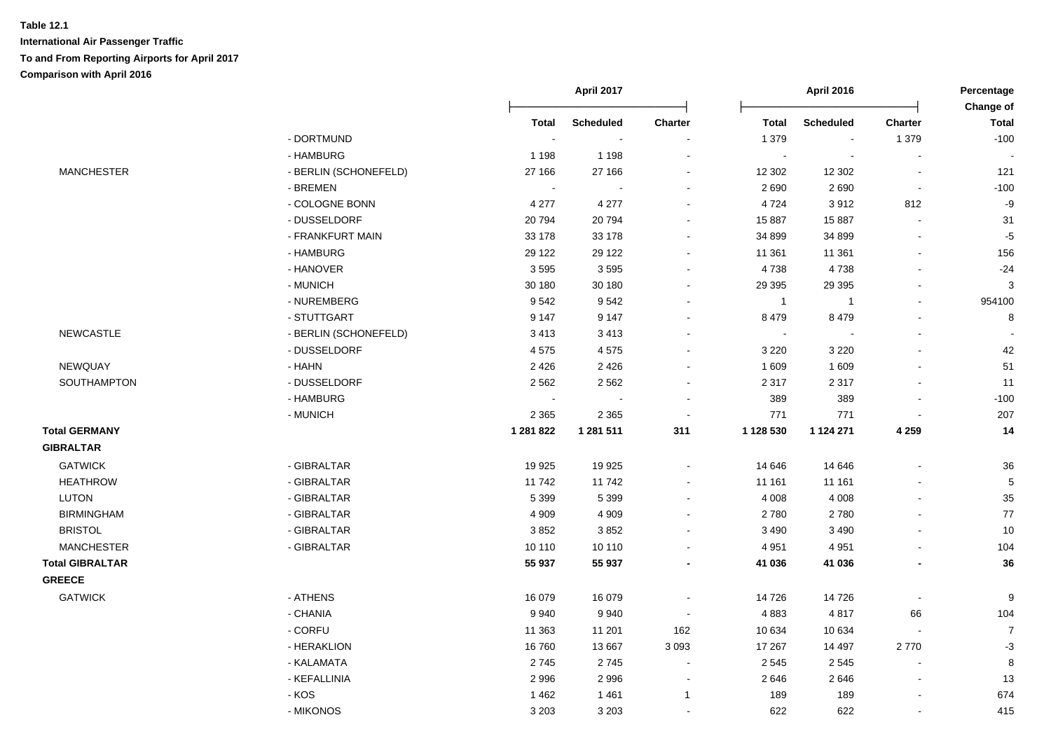**Table 12.1**

**International Air Passenger Traffic**

**To and From Reporting Airports for April 2017**

**Comparison with April 2016**

| | | April 2017 | | | April 2016 | | | Percentage Change of |
|---|---|---|---|---|---|---|---|---|
| | | **Total** | **Scheduled** | **Charter** | **Total** | **Scheduled** | **Charter** | **Total** |
| | - DORTMUND | - | - | - | 1 379 | - | 1 379 | -100 |
| | - HAMBURG | 1 198 | 1 198 | - | - | - | - | - |
| MANCHESTER | - BERLIN (SCHONEFELD) | 27 166 | 27 166 | - | 12 302 | 12 302 | - | 121 |
| | - BREMEN | - | - | - | 2 690 | 2 690 | - | -100 |
| | - COLOGNE BONN | 4 277 | 4 277 | - | 4 724 | 3 912 | 812 | -9 |
| | - DUSSELDORF | 20 794 | 20 794 | - | 15 887 | 15 887 | - | 31 |
| | - FRANKFURT MAIN | 33 178 | 33 178 | - | 34 899 | 34 899 | - | -5 |
| | - HAMBURG | 29 122 | 29 122 | - | 11 361 | 11 361 | - | 156 |
| | - HANOVER | 3 595 | 3 595 | - | 4 738 | 4 738 | - | -24 |
| | - MUNICH | 30 180 | 30 180 | - | 29 395 | 29 395 | - | 3 |
| | - NUREMBERG | 9 542 | 9 542 | - | 1 | 1 | - | 954100 |
| | - STUTTGART | 9 147 | 9 147 | - | 8 479 | 8 479 | - | 8 |
| NEWCASTLE | - BERLIN (SCHONEFELD) | 3 413 | 3 413 | - | - | - | - | - |
| | - DUSSELDORF | 4 575 | 4 575 | - | 3 220 | 3 220 | - | 42 |
| NEWQUAY | - HAHN | 2 426 | 2 426 | - | 1 609 | 1 609 | - | 51 |
| SOUTHAMPTON | - DUSSELDORF | 2 562 | 2 562 | - | 2 317 | 2 317 | - | 11 |
| | - HAMBURG | - | - | - | 389 | 389 | - | -100 |
| | - MUNICH | 2 365 | 2 365 | - | 771 | 771 | - | 207 |
| **Total GERMANY** | | **1 281 822** | **1 281 511** | **311** | **1 128 530** | **1 124 271** | **4 259** | **14** |
| **GIBRALTAR** | | | | | | | | |
| GATWICK | - GIBRALTAR | 19 925 | 19 925 | - | 14 646 | 14 646 | - | 36 |
| HEATHROW | - GIBRALTAR | 11 742 | 11 742 | - | 11 161 | 11 161 | - | 5 |
| LUTON | - GIBRALTAR | 5 399 | 5 399 | - | 4 008 | 4 008 | - | 35 |
| BIRMINGHAM | - GIBRALTAR | 4 909 | 4 909 | - | 2 780 | 2 780 | - | 77 |
| BRISTOL | - GIBRALTAR | 3 852 | 3 852 | - | 3 490 | 3 490 | - | 10 |
| MANCHESTER | - GIBRALTAR | 10 110 | 10 110 | - | 4 951 | 4 951 | - | 104 |
| **Total GIBRALTAR** | | **55 937** | **55 937** | **-** | **41 036** | **41 036** | **-** | **36** |
| **GREECE** | | | | | | | | |
| GATWICK | - ATHENS | 16 079 | 16 079 | - | 14 726 | 14 726 | - | 9 |
| | - CHANIA | 9 940 | 9 940 | - | 4 883 | 4 817 | 66 | 104 |
| | - CORFU | 11 363 | 11 201 | 162 | 10 634 | 10 634 | - | 7 |
| | - HERAKLION | 16 760 | 13 667 | 3 093 | 17 267 | 14 497 | 2 770 | -3 |
| | - KALAMATA | 2 745 | 2 745 | - | 2 545 | 2 545 | - | 8 |
| | - KEFALLINIA | 2 996 | 2 996 | - | 2 646 | 2 646 | - | 13 |
| | - KOS | 1 462 | 1 461 | 1 | 189 | 189 | - | 674 |
| | - MIKONOS | 3 203 | 3 203 | - | 622 | 622 | - | 415 |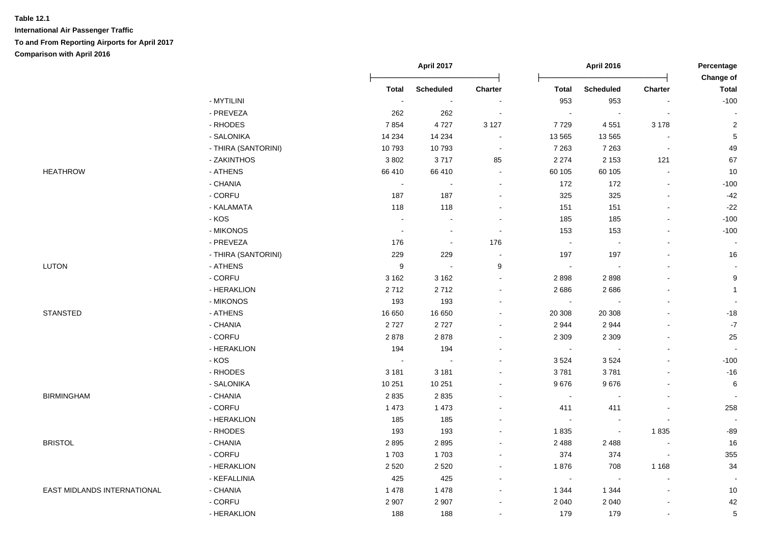**Table 12.1**

**International Air Passenger Traffic**

**To and From Reporting Airports for April 2017**

**Comparison with April 2016**

| | | April 2017 | | | April 2016 | | | Percentage Change of |
|---|---|---|---|---|---|---|---|---|
| | | Total | Scheduled | Charter | Total | Scheduled | Charter | Total |
| | - MYTILINI | - | - | - | 953 | 953 | - | -100 |
| | - PREVEZA | 262 | 262 | - | - | - | - | - |
| | - RHODES | 7 854 | 4 727 | 3 127 | 7 729 | 4 551 | 3 178 | 2 |
| | - SALONIKA | 14 234 | 14 234 | - | 13 565 | 13 565 | - | 5 |
| | - THIRA (SANTORINI) | 10 793 | 10 793 | - | 7 263 | 7 263 | - | 49 |
| | - ZAKINTHOS | 3 802 | 3 717 | 85 | 2 274 | 2 153 | 121 | 67 |
| HEATHROW | - ATHENS | 66 410 | 66 410 | - | 60 105 | 60 105 | - | 10 |
| | - CHANIA | - | - | - | 172 | 172 | - | -100 |
| | - CORFU | 187 | 187 | - | 325 | 325 | - | -42 |
| | - KALAMATA | 118 | 118 | - | 151 | 151 | - | -22 |
| | - KOS | - | - | - | 185 | 185 | - | -100 |
| | - MIKONOS | - | - | - | 153 | 153 | - | -100 |
| | - PREVEZA | 176 | - | 176 | - | - | - | - |
| | - THIRA (SANTORINI) | 229 | 229 | - | 197 | 197 | - | 16 |
| LUTON | - ATHENS | 9 | - | 9 | - | - | - | - |
| | - CORFU | 3 162 | 3 162 | - | 2 898 | 2 898 | - | 9 |
| | - HERAKLION | 2 712 | 2 712 | - | 2 686 | 2 686 | - | 1 |
| | - MIKONOS | 193 | 193 | - | - | - | - | - |
| STANSTED | - ATHENS | 16 650 | 16 650 | - | 20 308 | 20 308 | - | -18 |
| | - CHANIA | 2 727 | 2 727 | - | 2 944 | 2 944 | - | -7 |
| | - CORFU | 2 878 | 2 878 | - | 2 309 | 2 309 | - | 25 |
| | - HERAKLION | 194 | 194 | - | - | - | - | - |
| | - KOS | - | - | - | 3 524 | 3 524 | - | -100 |
| | - RHODES | 3 181 | 3 181 | - | 3 781 | 3 781 | - | -16 |
| | - SALONIKA | 10 251 | 10 251 | - | 9 676 | 9 676 | - | 6 |
| BIRMINGHAM | - CHANIA | 2 835 | 2 835 | - | - | - | - | - |
| | - CORFU | 1 473 | 1 473 | - | 411 | 411 | - | 258 |
| | - HERAKLION | 185 | 185 | - | - | - | - | - |
| | - RHODES | 193 | 193 | - | 1 835 | - | 1 835 | -89 |
| BRISTOL | - CHANIA | 2 895 | 2 895 | - | 2 488 | 2 488 | - | 16 |
| | - CORFU | 1 703 | 1 703 | - | 374 | 374 | - | 355 |
| | - HERAKLION | 2 520 | 2 520 | - | 1 876 | 708 | 1 168 | 34 |
| | - KEFALLINIA | 425 | 425 | - | - | - | - | - |
| EAST MIDLANDS INTERNATIONAL | - CHANIA | 1 478 | 1 478 | - | 1 344 | 1 344 | - | 10 |
| | - CORFU | 2 907 | 2 907 | - | 2 040 | 2 040 | - | 42 |
| | - HERAKLION | 188 | 188 | - | 179 | 179 | - | 5 |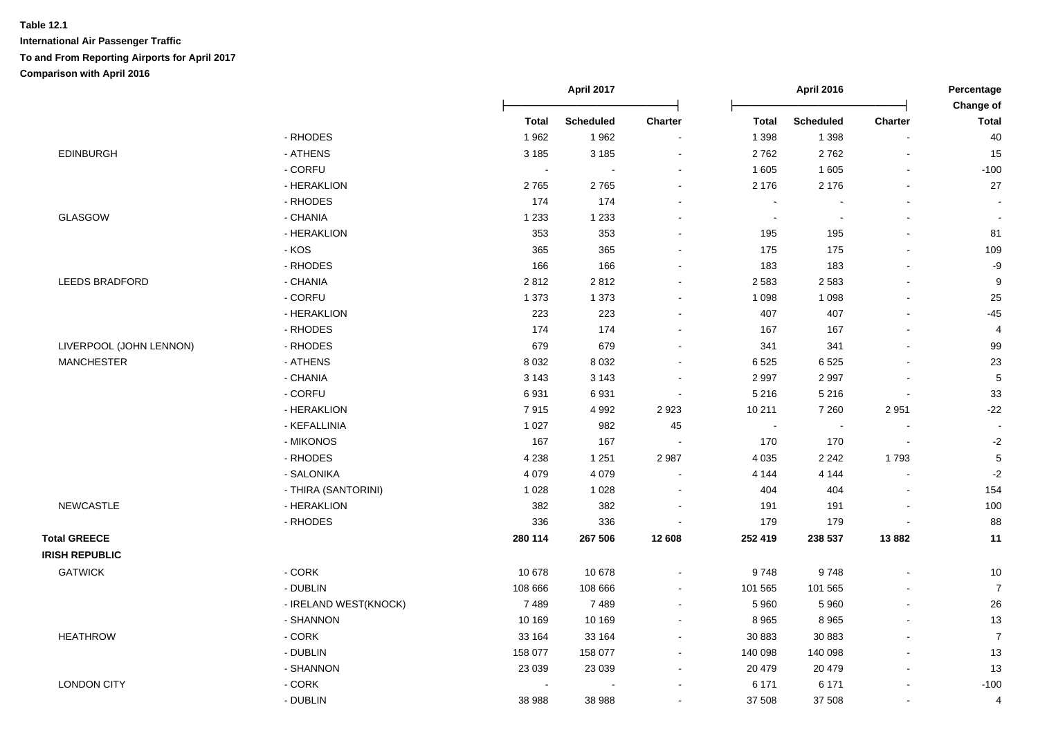**Table 12.1**

**International Air Passenger Traffic**

**To and From Reporting Airports for April 2017**

**Comparison with April 2016**

| | | April 2017 | | | April 2016 | | | Percentage Change of |
|---|---|---|---|---|---|---|---|---|
| | | Total | Scheduled | Charter | Total | Scheduled | Charter | Total |
| | - RHODES | 1 962 | 1 962 | - | 1 398 | 1 398 | - | 40 |
| EDINBURGH | - ATHENS | 3 185 | 3 185 | - | 2 762 | 2 762 | - | 15 |
| | - CORFU | - | - | - | 1 605 | 1 605 | - | -100 |
| | - HERAKLION | 2 765 | 2 765 | - | 2 176 | 2 176 | - | 27 |
| | - RHODES | 174 | 174 | - | - | - | - | - |
| GLASGOW | - CHANIA | 1 233 | 1 233 | - | - | - | - | - |
| | - HERAKLION | 353 | 353 | - | 195 | 195 | - | 81 |
| | - KOS | 365 | 365 | - | 175 | 175 | - | 109 |
| | - RHODES | 166 | 166 | - | 183 | 183 | - | -9 |
| LEEDS BRADFORD | - CHANIA | 2 812 | 2 812 | - | 2 583 | 2 583 | - | 9 |
| | - CORFU | 1 373 | 1 373 | - | 1 098 | 1 098 | - | 25 |
| | - HERAKLION | 223 | 223 | - | 407 | 407 | - | -45 |
| | - RHODES | 174 | 174 | - | 167 | 167 | - | 4 |
| LIVERPOOL (JOHN LENNON) | - RHODES | 679 | 679 | - | 341 | 341 | - | 99 |
| MANCHESTER | - ATHENS | 8 032 | 8 032 | - | 6 525 | 6 525 | - | 23 |
| | - CHANIA | 3 143 | 3 143 | - | 2 997 | 2 997 | - | 5 |
| | - CORFU | 6 931 | 6 931 | - | 5 216 | 5 216 | - | 33 |
| | - HERAKLION | 7 915 | 4 992 | 2 923 | 10 211 | 7 260 | 2 951 | -22 |
| | - KEFALLINIA | 1 027 | 982 | 45 | - | - | - | - |
| | - MIKONOS | 167 | 167 | - | 170 | 170 | - | -2 |
| | - RHODES | 4 238 | 1 251 | 2 987 | 4 035 | 2 242 | 1 793 | 5 |
| | - SALONIKA | 4 079 | 4 079 | - | 4 144 | 4 144 | - | -2 |
| | - THIRA (SANTORINI) | 1 028 | 1 028 | - | 404 | 404 | - | 154 |
| NEWCASTLE | - HERAKLION | 382 | 382 | - | 191 | 191 | - | 100 |
| | - RHODES | 336 | 336 | - | 179 | 179 | - | 88 |
| **Total GREECE** | | **280 114** | **267 506** | **12 608** | **252 419** | **238 537** | **13 882** | **11** |
| **IRISH REPUBLIC** | | | | | | | | |
| GATWICK | - CORK | 10 678 | 10 678 | - | 9 748 | 9 748 | - | 10 |
| | - DUBLIN | 108 666 | 108 666 | - | 101 565 | 101 565 | - | 7 |
| | - IRELAND WEST(KNOCK) | 7 489 | 7 489 | - | 5 960 | 5 960 | - | 26 |
| | - SHANNON | 10 169 | 10 169 | - | 8 965 | 8 965 | - | 13 |
| HEATHROW | - CORK | 33 164 | 33 164 | - | 30 883 | 30 883 | - | 7 |
| | - DUBLIN | 158 077 | 158 077 | - | 140 098 | 140 098 | - | 13 |
| | - SHANNON | 23 039 | 23 039 | - | 20 479 | 20 479 | - | 13 |
| LONDON CITY | - CORK | - | - | - | 6 171 | 6 171 | - | -100 |
| | - DUBLIN | 38 988 | 38 988 | - | 37 508 | 37 508 | - | 4 |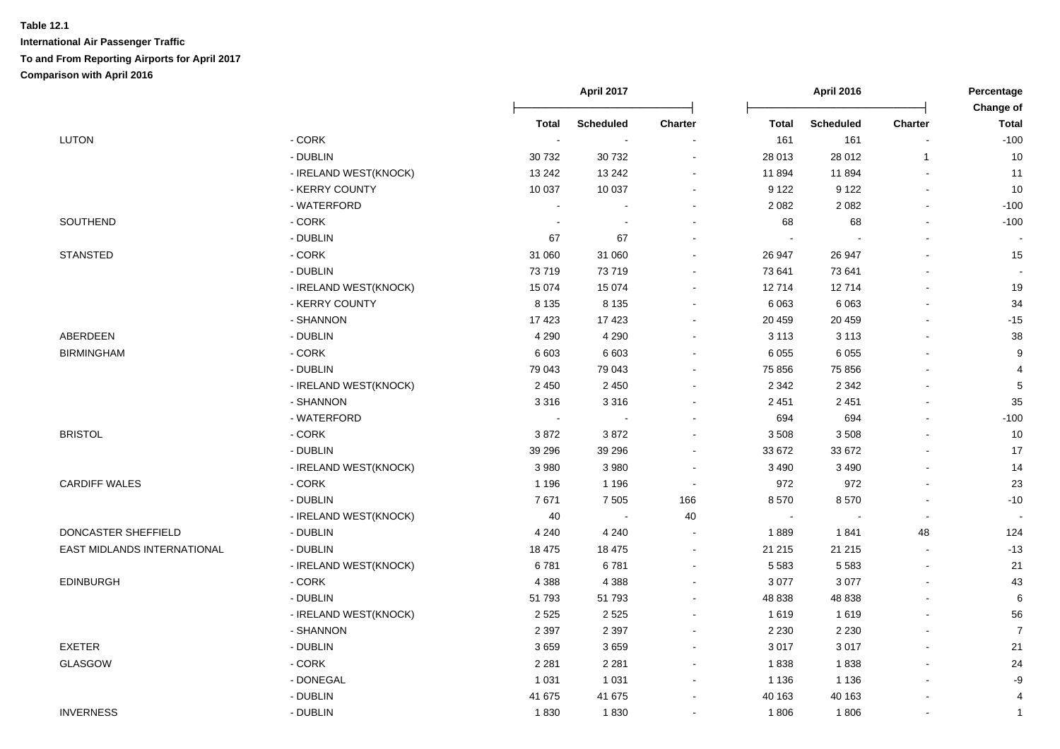**Table 12.1**

**International Air Passenger Traffic**

**To and From Reporting Airports for April 2017**

**Comparison with April 2016**

| | | April 2017 | | | April 2016 | | | Percentage Change of |
|---|---|---|---|---|---|---|---|---|
| | | Total | Scheduled | Charter | Total | Scheduled | Charter | Total |
| LUTON | - CORK | - | - | - | 161 | 161 | - | -100 |
| | - DUBLIN | 30 732 | 30 732 | - | 28 013 | 28 012 | 1 | 10 |
| | - IRELAND WEST(KNOCK) | 13 242 | 13 242 | - | 11 894 | 11 894 | - | 11 |
| | - KERRY COUNTY | 10 037 | 10 037 | - | 9 122 | 9 122 | - | 10 |
| | - WATERFORD | - | - | - | 2 082 | 2 082 | - | -100 |
| SOUTHEND | - CORK | - | - | - | 68 | 68 | - | -100 |
| | - DUBLIN | 67 | 67 | - | - | - | - | - |
| STANSTED | - CORK | 31 060 | 31 060 | - | 26 947 | 26 947 | - | 15 |
| | - DUBLIN | 73 719 | 73 719 | - | 73 641 | 73 641 | - | - |
| | - IRELAND WEST(KNOCK) | 15 074 | 15 074 | - | 12 714 | 12 714 | - | 19 |
| | - KERRY COUNTY | 8 135 | 8 135 | - | 6 063 | 6 063 | - | 34 |
| | - SHANNON | 17 423 | 17 423 | - | 20 459 | 20 459 | - | -15 |
| ABERDEEN | - DUBLIN | 4 290 | 4 290 | - | 3 113 | 3 113 | - | 38 |
| BIRMINGHAM | - CORK | 6 603 | 6 603 | - | 6 055 | 6 055 | - | 9 |
| | - DUBLIN | 79 043 | 79 043 | - | 75 856 | 75 856 | - | 4 |
| | - IRELAND WEST(KNOCK) | 2 450 | 2 450 | - | 2 342 | 2 342 | - | 5 |
| | - SHANNON | 3 316 | 3 316 | - | 2 451 | 2 451 | - | 35 |
| | - WATERFORD | - | - | - | 694 | 694 | - | -100 |
| BRISTOL | - CORK | 3 872 | 3 872 | - | 3 508 | 3 508 | - | 10 |
| | - DUBLIN | 39 296 | 39 296 | - | 33 672 | 33 672 | - | 17 |
| | - IRELAND WEST(KNOCK) | 3 980 | 3 980 | - | 3 490 | 3 490 | - | 14 |
| CARDIFF WALES | - CORK | 1 196 | 1 196 | - | 972 | 972 | - | 23 |
| | - DUBLIN | 7 671 | 7 505 | 166 | 8 570 | 8 570 | - | -10 |
| | - IRELAND WEST(KNOCK) | 40 | - | 40 | - | - | - | - |
| DONCASTER SHEFFIELD | - DUBLIN | 4 240 | 4 240 | - | 1 889 | 1 841 | 48 | 124 |
| EAST MIDLANDS INTERNATIONAL | - DUBLIN | 18 475 | 18 475 | - | 21 215 | 21 215 | - | -13 |
| | - IRELAND WEST(KNOCK) | 6 781 | 6 781 | - | 5 583 | 5 583 | - | 21 |
| EDINBURGH | - CORK | 4 388 | 4 388 | - | 3 077 | 3 077 | - | 43 |
| | - DUBLIN | 51 793 | 51 793 | - | 48 838 | 48 838 | - | 6 |
| | - IRELAND WEST(KNOCK) | 2 525 | 2 525 | - | 1 619 | 1 619 | - | 56 |
| | - SHANNON | 2 397 | 2 397 | - | 2 230 | 2 230 | - | 7 |
| EXETER | - DUBLIN | 3 659 | 3 659 | - | 3 017 | 3 017 | - | 21 |
| GLASGOW | - CORK | 2 281 | 2 281 | - | 1 838 | 1 838 | - | 24 |
| | - DONEGAL | 1 031 | 1 031 | - | 1 136 | 1 136 | - | -9 |
| | - DUBLIN | 41 675 | 41 675 | - | 40 163 | 40 163 | - | 4 |
| INVERNESS | - DUBLIN | 1 830 | 1 830 | - | 1 806 | 1 806 | - | 1 |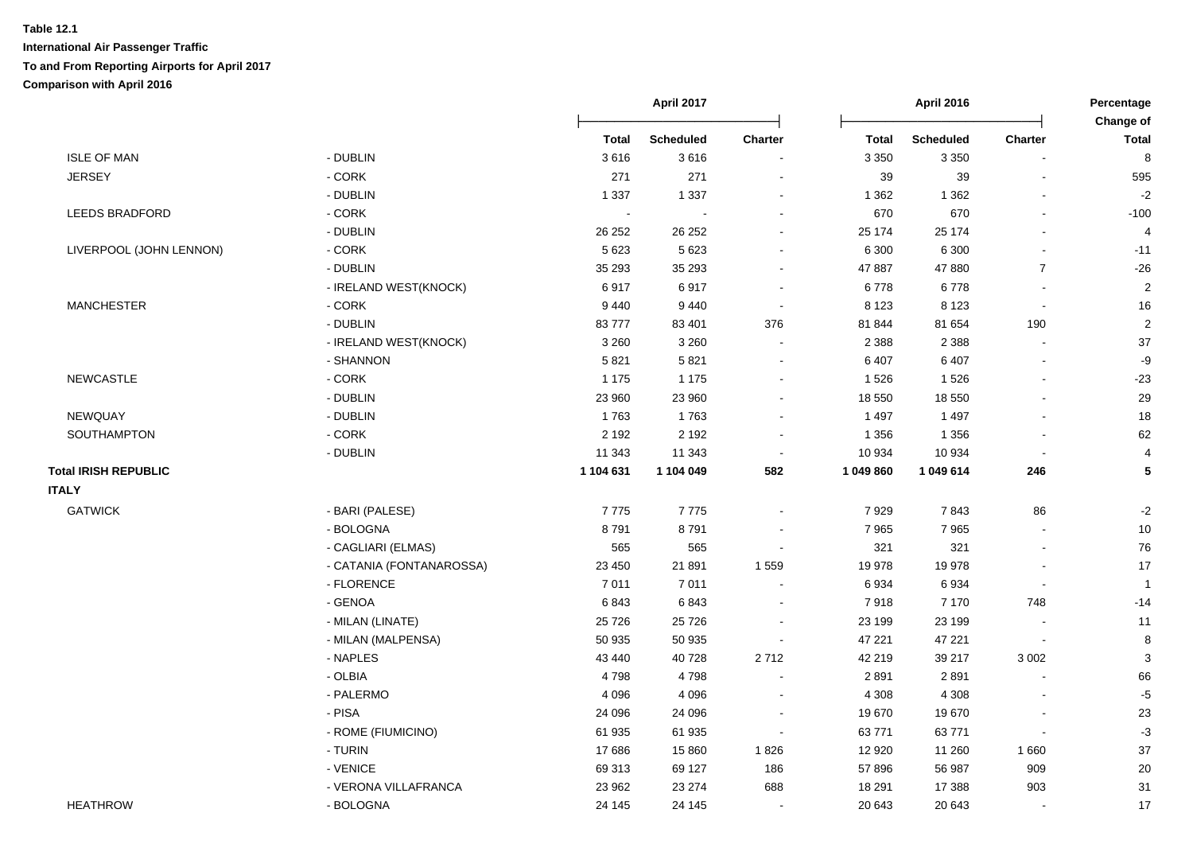**Table 12.1**
**International Air Passenger Traffic**
**To and From Reporting Airports for April 2017**
**Comparison with April 2016**

| | | April 2017 | | | April 2016 | | | Percentage Change of |
|---|---|---|---|---|---|---|---|---|
| | | **Total** | **Scheduled** | **Charter** | **Total** | **Scheduled** | **Charter** | **Total** |
| ISLE OF MAN | - DUBLIN | 3 616 | 3 616 | - | 3 350 | 3 350 | - | 8 |
| JERSEY | - CORK | 271 | 271 | - | 39 | 39 | - | 595 |
| | - DUBLIN | 1 337 | 1 337 | - | 1 362 | 1 362 | - | -2 |
| LEEDS BRADFORD | - CORK | - | - | - | 670 | 670 | - | -100 |
| | - DUBLIN | 26 252 | 26 252 | - | 25 174 | 25 174 | - | 4 |
| LIVERPOOL (JOHN LENNON) | - CORK | 5 623 | 5 623 | - | 6 300 | 6 300 | - | -11 |
| | - DUBLIN | 35 293 | 35 293 | - | 47 887 | 47 880 | 7 | -26 |
| | - IRELAND WEST(KNOCK) | 6 917 | 6 917 | - | 6 778 | 6 778 | - | 2 |
| MANCHESTER | - CORK | 9 440 | 9 440 | - | 8 123 | 8 123 | - | 16 |
| | - DUBLIN | 83 777 | 83 401 | 376 | 81 844 | 81 654 | 190 | 2 |
| | - IRELAND WEST(KNOCK) | 3 260 | 3 260 | - | 2 388 | 2 388 | - | 37 |
| | - SHANNON | 5 821 | 5 821 | - | 6 407 | 6 407 | - | -9 |
| NEWCASTLE | - CORK | 1 175 | 1 175 | - | 1 526 | 1 526 | - | -23 |
| | - DUBLIN | 23 960 | 23 960 | - | 18 550 | 18 550 | - | 29 |
| NEWQUAY | - DUBLIN | 1 763 | 1 763 | - | 1 497 | 1 497 | - | 18 |
| SOUTHAMPTON | - CORK | 2 192 | 2 192 | - | 1 356 | 1 356 | - | 62 |
| | - DUBLIN | 11 343 | 11 343 | - | 10 934 | 10 934 | - | 4 |
| **Total IRISH REPUBLIC** | | **1 104 631** | **1 104 049** | **582** | **1 049 860** | **1 049 614** | **246** | **5** |
| **ITALY** | | | | | | | | |
| GATWICK | - BARI (PALESE) | 7 775 | 7 775 | - | 7 929 | 7 843 | 86 | -2 |
| | - BOLOGNA | 8 791 | 8 791 | - | 7 965 | 7 965 | - | 10 |
| | - CAGLIARI (ELMAS) | 565 | 565 | - | 321 | 321 | - | 76 |
| | - CATANIA (FONTANAROSSA) | 23 450 | 21 891 | 1 559 | 19 978 | 19 978 | - | 17 |
| | - FLORENCE | 7 011 | 7 011 | - | 6 934 | 6 934 | - | 1 |
| | - GENOA | 6 843 | 6 843 | - | 7 918 | 7 170 | 748 | -14 |
| | - MILAN (LINATE) | 25 726 | 25 726 | - | 23 199 | 23 199 | - | 11 |
| | - MILAN (MALPENSA) | 50 935 | 50 935 | - | 47 221 | 47 221 | - | 8 |
| | - NAPLES | 43 440 | 40 728 | 2 712 | 42 219 | 39 217 | 3 002 | 3 |
| | - OLBIA | 4 798 | 4 798 | - | 2 891 | 2 891 | - | 66 |
| | - PALERMO | 4 096 | 4 096 | - | 4 308 | 4 308 | - | -5 |
| | - PISA | 24 096 | 24 096 | - | 19 670 | 19 670 | - | 23 |
| | - ROME (FIUMICINO) | 61 935 | 61 935 | - | 63 771 | 63 771 | - | -3 |
| | - TURIN | 17 686 | 15 860 | 1 826 | 12 920 | 11 260 | 1 660 | 37 |
| | - VENICE | 69 313 | 69 127 | 186 | 57 896 | 56 987 | 909 | 20 |
| | - VERONA VILLAFRANCA | 23 962 | 23 274 | 688 | 18 291 | 17 388 | 903 | 31 |
| HEATHROW | - BOLOGNA | 24 145 | 24 145 | - | 20 643 | 20 643 | - | 17 |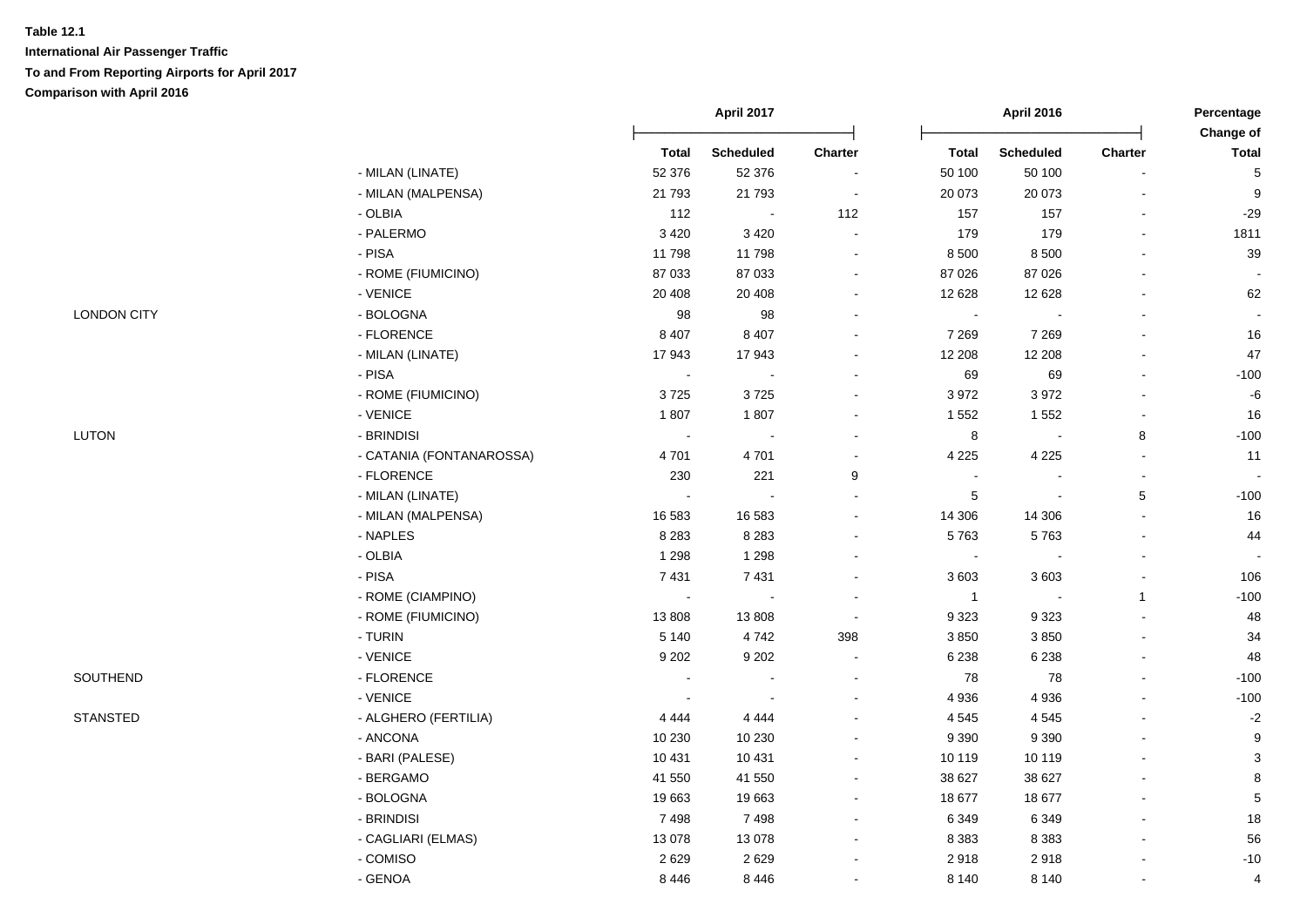**Table 12.1**

**International Air Passenger Traffic**

**To and From Reporting Airports for April 2017**

**Comparison with April 2016**

| | | April 2017 | | | April 2016 | | | Percentage Change of |
|---|---|---|---|---|---|---|---|---|
| | | Total | Scheduled | Charter | Total | Scheduled | Charter | Total |
| | - MILAN (LINATE) | 52 376 | 52 376 | - | 50 100 | 50 100 | - | 5 |
| | - MILAN (MALPENSA) | 21 793 | 21 793 | - | 20 073 | 20 073 | - | 9 |
| | - OLBIA | 112 | - | 112 | 157 | 157 | - | -29 |
| | - PALERMO | 3 420 | 3 420 | - | 179 | 179 | - | 1811 |
| | - PISA | 11 798 | 11 798 | - | 8 500 | 8 500 | - | 39 |
| | - ROME (FIUMICINO) | 87 033 | 87 033 | - | 87 026 | 87 026 | - | - |
| | - VENICE | 20 408 | 20 408 | - | 12 628 | 12 628 | - | 62 |
| LONDON CITY | - BOLOGNA | 98 | 98 | - | - | - | - | - |
| | - FLORENCE | 8 407 | 8 407 | - | 7 269 | 7 269 | - | 16 |
| | - MILAN (LINATE) | 17 943 | 17 943 | - | 12 208 | 12 208 | - | 47 |
| | - PISA | - | - | - | 69 | 69 | - | -100 |
| | - ROME (FIUMICINO) | 3 725 | 3 725 | - | 3 972 | 3 972 | - | -6 |
| | - VENICE | 1 807 | 1 807 | - | 1 552 | 1 552 | - | 16 |
| LUTON | - BRINDISI | - | - | - | 8 | - | 8 | -100 |
| | - CATANIA (FONTANAROSSA) | 4 701 | 4 701 | - | 4 225 | 4 225 | - | 11 |
| | - FLORENCE | 230 | 221 | 9 | - | - | - | - |
| | - MILAN (LINATE) | - | - | - | 5 | - | 5 | -100 |
| | - MILAN (MALPENSA) | 16 583 | 16 583 | - | 14 306 | 14 306 | - | 16 |
| | - NAPLES | 8 283 | 8 283 | - | 5 763 | 5 763 | - | 44 |
| | - OLBIA | 1 298 | 1 298 | - | - | - | - | - |
| | - PISA | 7 431 | 7 431 | - | 3 603 | 3 603 | - | 106 |
| | - ROME (CIAMPINO) | - | - | - | 1 | - | 1 | -100 |
| | - ROME (FIUMICINO) | 13 808 | 13 808 | - | 9 323 | 9 323 | - | 48 |
| | - TURIN | 5 140 | 4 742 | 398 | 3 850 | 3 850 | - | 34 |
| | - VENICE | 9 202 | 9 202 | - | 6 238 | 6 238 | - | 48 |
| SOUTHEND | - FLORENCE | - | - | - | 78 | 78 | - | -100 |
| | - VENICE | - | - | - | 4 936 | 4 936 | - | -100 |
| STANSTED | - ALGHERO (FERTILIA) | 4 444 | 4 444 | - | 4 545 | 4 545 | - | -2 |
| | - ANCONA | 10 230 | 10 230 | - | 9 390 | 9 390 | - | 9 |
| | - BARI (PALESE) | 10 431 | 10 431 | - | 10 119 | 10 119 | - | 3 |
| | - BERGAMO | 41 550 | 41 550 | - | 38 627 | 38 627 | - | 8 |
| | - BOLOGNA | 19 663 | 19 663 | - | 18 677 | 18 677 | - | 5 |
| | - BRINDISI | 7 498 | 7 498 | - | 6 349 | 6 349 | - | 18 |
| | - CAGLIARI (ELMAS) | 13 078 | 13 078 | - | 8 383 | 8 383 | - | 56 |
| | - COMISO | 2 629 | 2 629 | - | 2 918 | 2 918 | - | -10 |
| | - GENOA | 8 446 | 8 446 | - | 8 140 | 8 140 | - | 4 |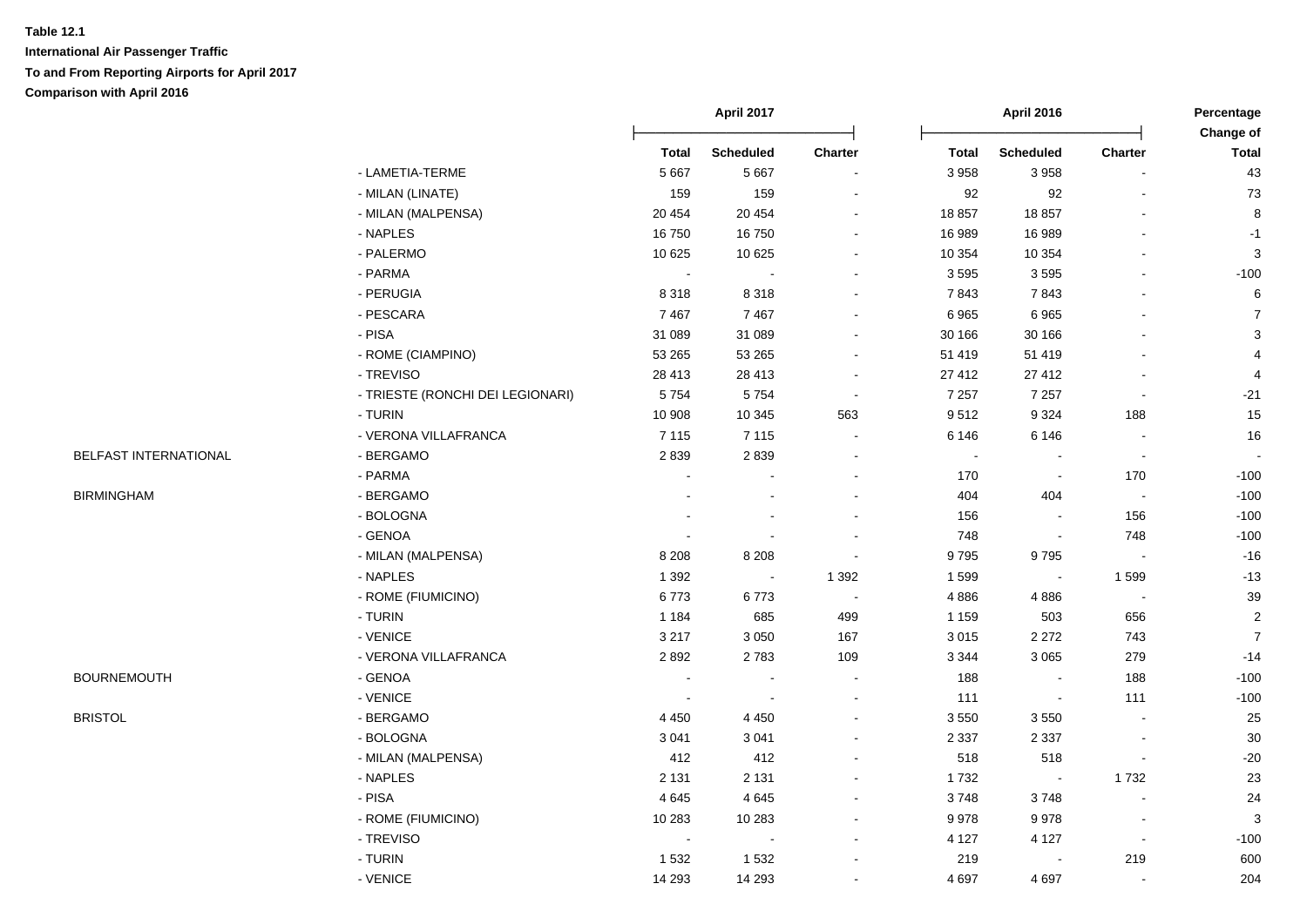**Table 12.1**

**International Air Passenger Traffic**

**To and From Reporting Airports for April 2017**

**Comparison with April 2016**

| | | April 2017 | | | April 2016 | | | Percentage Change of |
|---|---|---|---|---|---|---|---|---|
| | | Total | Scheduled | Charter | Total | Scheduled | Charter | Total |
| | - LAMETIA-TERME | 5 667 | 5 667 | - | 3 958 | 3 958 | - | 43 |
| | - MILAN (LINATE) | 159 | 159 | - | 92 | 92 | - | 73 |
| | - MILAN (MALPENSA) | 20 454 | 20 454 | - | 18 857 | 18 857 | - | 8 |
| | - NAPLES | 16 750 | 16 750 | - | 16 989 | 16 989 | - | -1 |
| | - PALERMO | 10 625 | 10 625 | - | 10 354 | 10 354 | - | 3 |
| | - PARMA | - | - | - | 3 595 | 3 595 | - | -100 |
| | - PERUGIA | 8 318 | 8 318 | - | 7 843 | 7 843 | - | 6 |
| | - PESCARA | 7 467 | 7 467 | - | 6 965 | 6 965 | - | 7 |
| | - PISA | 31 089 | 31 089 | - | 30 166 | 30 166 | - | 3 |
| | - ROME (CIAMPINO) | 53 265 | 53 265 | - | 51 419 | 51 419 | - | 4 |
| | - TREVISO | 28 413 | 28 413 | - | 27 412 | 27 412 | - | 4 |
| | - TRIESTE (RONCHI DEI LEGIONARI) | 5 754 | 5 754 | - | 7 257 | 7 257 | - | -21 |
| | - TURIN | 10 908 | 10 345 | 563 | 9 512 | 9 324 | 188 | 15 |
| | - VERONA VILLAFRANCA | 7 115 | 7 115 | - | 6 146 | 6 146 | - | 16 |
| BELFAST INTERNATIONAL | - BERGAMO | 2 839 | 2 839 | - | - | - | - | - |
| | - PARMA | - | - | - | 170 | - | 170 | -100 |
| BIRMINGHAM | - BERGAMO | - | - | - | 404 | 404 | - | -100 |
| | - BOLOGNA | - | - | - | 156 | - | 156 | -100 |
| | - GENOA | - | - | - | 748 | - | 748 | -100 |
| | - MILAN (MALPENSA) | 8 208 | 8 208 | - | 9 795 | 9 795 | - | -16 |
| | - NAPLES | 1 392 | - | 1 392 | 1 599 | - | 1 599 | -13 |
| | - ROME (FIUMICINO) | 6 773 | 6 773 | - | 4 886 | 4 886 | - | 39 |
| | - TURIN | 1 184 | 685 | 499 | 1 159 | 503 | 656 | 2 |
| | - VENICE | 3 217 | 3 050 | 167 | 3 015 | 2 272 | 743 | 7 |
| | - VERONA VILLAFRANCA | 2 892 | 2 783 | 109 | 3 344 | 3 065 | 279 | -14 |
| BOURNEMOUTH | - GENOA | - | - | - | 188 | - | 188 | -100 |
| | - VENICE | - | - | - | 111 | - | 111 | -100 |
| BRISTOL | - BERGAMO | 4 450 | 4 450 | - | 3 550 | 3 550 | - | 25 |
| | - BOLOGNA | 3 041 | 3 041 | - | 2 337 | 2 337 | - | 30 |
| | - MILAN (MALPENSA) | 412 | 412 | - | 518 | 518 | - | -20 |
| | - NAPLES | 2 131 | 2 131 | - | 1 732 | - | 1 732 | 23 |
| | - PISA | 4 645 | 4 645 | - | 3 748 | 3 748 | - | 24 |
| | - ROME (FIUMICINO) | 10 283 | 10 283 | - | 9 978 | 9 978 | - | 3 |
| | - TREVISO | - | - | - | 4 127 | 4 127 | - | -100 |
| | - TURIN | 1 532 | 1 532 | - | 219 | - | 219 | 600 |
| | - VENICE | 14 293 | 14 293 | - | 4 697 | 4 697 | - | 204 |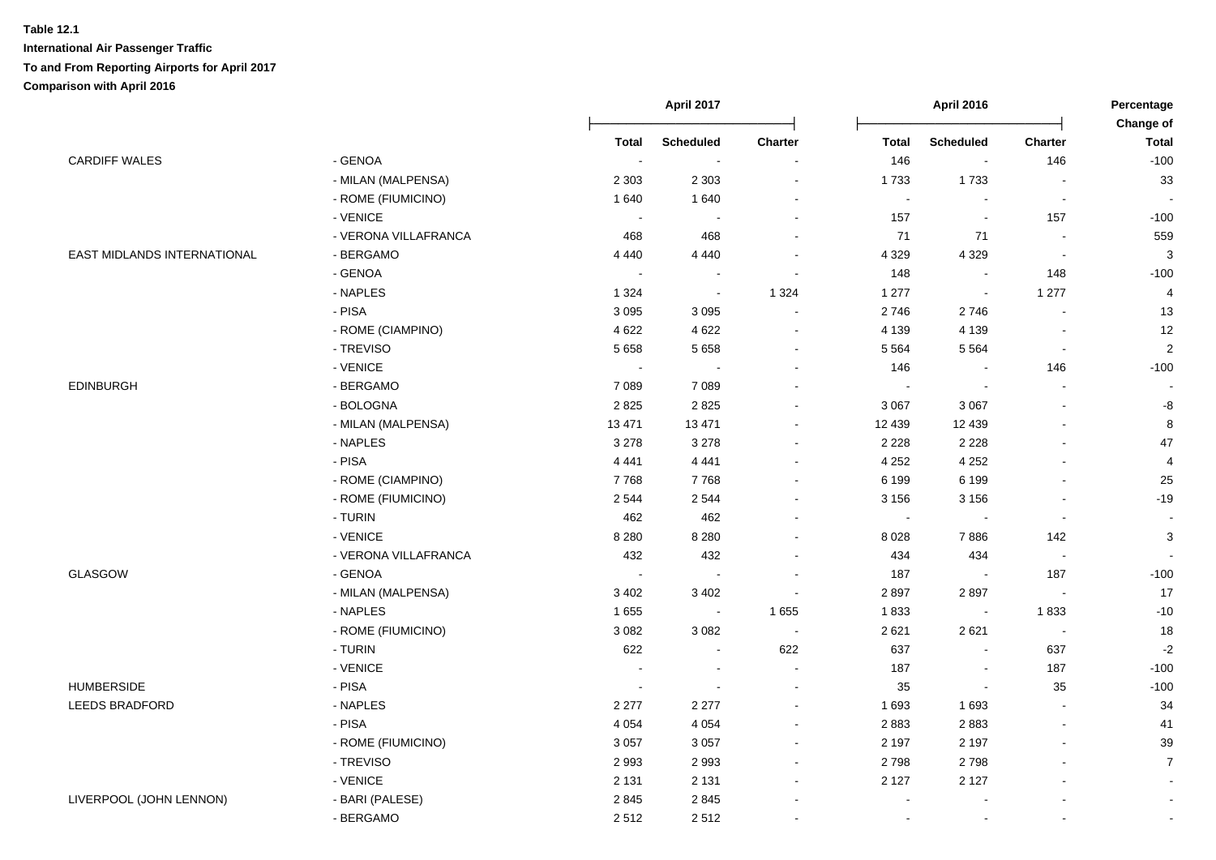**Table 12.1**

**International Air Passenger Traffic**

**To and From Reporting Airports for April 2017**

**Comparison with April 2016**

| | | April 2017 | | | April 2016 | | | Percentage Change of |
|---|---|---|---|---|---|---|---|---|
| | | Total | Scheduled | Charter | Total | Scheduled | Charter | Total |
| CARDIFF WALES | - GENOA | - | - | - | 146 | - | 146 | -100 |
| | - MILAN (MALPENSA) | 2 303 | 2 303 | - | 1 733 | 1 733 | - | 33 |
| | - ROME (FIUMICINO) | 1 640 | 1 640 | - | - | - | - | - |
| | - VENICE | - | - | - | 157 | - | 157 | -100 |
| | - VERONA VILLAFRANCA | 468 | 468 | - | 71 | 71 | - | 559 |
| EAST MIDLANDS INTERNATIONAL | - BERGAMO | 4 440 | 4 440 | - | 4 329 | 4 329 | - | 3 |
| | - GENOA | - | - | - | 148 | - | 148 | -100 |
| | - NAPLES | 1 324 | - | 1 324 | 1 277 | - | 1 277 | 4 |
| | - PISA | 3 095 | 3 095 | - | 2 746 | 2 746 | - | 13 |
| | - ROME (CIAMPINO) | 4 622 | 4 622 | - | 4 139 | 4 139 | - | 12 |
| | - TREVISO | 5 658 | 5 658 | - | 5 564 | 5 564 | - | 2 |
| | - VENICE | - | - | - | 146 | - | 146 | -100 |
| EDINBURGH | - BERGAMO | 7 089 | 7 089 | - | - | - | - | - |
| | - BOLOGNA | 2 825 | 2 825 | - | 3 067 | 3 067 | - | -8 |
| | - MILAN (MALPENSA) | 13 471 | 13 471 | - | 12 439 | 12 439 | - | 8 |
| | - NAPLES | 3 278 | 3 278 | - | 2 228 | 2 228 | - | 47 |
| | - PISA | 4 441 | 4 441 | - | 4 252 | 4 252 | - | 4 |
| | - ROME (CIAMPINO) | 7 768 | 7 768 | - | 6 199 | 6 199 | - | 25 |
| | - ROME (FIUMICINO) | 2 544 | 2 544 | - | 3 156 | 3 156 | - | -19 |
| | - TURIN | 462 | 462 | - | - | - | - | - |
| | - VENICE | 8 280 | 8 280 | - | 8 028 | 7 886 | 142 | 3 |
| | - VERONA VILLAFRANCA | 432 | 432 | - | 434 | 434 | - | - |
| GLASGOW | - GENOA | - | - | - | 187 | - | 187 | -100 |
| | - MILAN (MALPENSA) | 3 402 | 3 402 | - | 2 897 | 2 897 | - | 17 |
| | - NAPLES | 1 655 | - | 1 655 | 1 833 | - | 1 833 | -10 |
| | - ROME (FIUMICINO) | 3 082 | 3 082 | - | 2 621 | 2 621 | - | 18 |
| | - TURIN | 622 | - | 622 | 637 | - | 637 | -2 |
| | - VENICE | - | - | - | 187 | - | 187 | -100 |
| HUMBERSIDE | - PISA | - | - | - | 35 | - | 35 | -100 |
| LEEDS BRADFORD | - NAPLES | 2 277 | 2 277 | - | 1 693 | 1 693 | - | 34 |
| | - PISA | 4 054 | 4 054 | - | 2 883 | 2 883 | - | 41 |
| | - ROME (FIUMICINO) | 3 057 | 3 057 | - | 2 197 | 2 197 | - | 39 |
| | - TREVISO | 2 993 | 2 993 | - | 2 798 | 2 798 | - | 7 |
| | - VENICE | 2 131 | 2 131 | - | 2 127 | 2 127 | - | - |
| LIVERPOOL (JOHN LENNON) | - BARI (PALESE) | 2 845 | 2 845 | - | - | - | - | - |
| | - BERGAMO | 2 512 | 2 512 | - | - | - | - | - |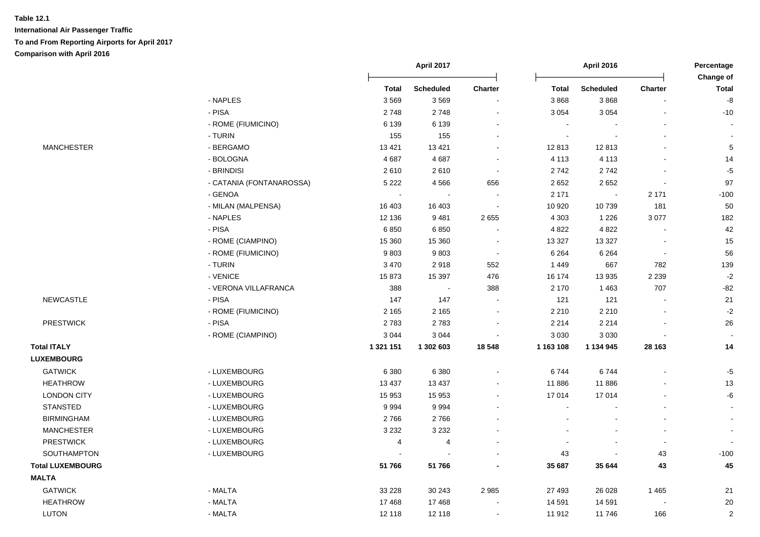**Table 12.1**

**International Air Passenger Traffic**

**To and From Reporting Airports for April 2017**

**Comparison with April 2016**

| | | April 2017 | | | April 2016 | | | Percentage Change of |
|---|---|---|---|---|---|---|---|---|
| | | **Total** | **Scheduled** | **Charter** | **Total** | **Scheduled** | **Charter** | **Total** |
| | - NAPLES | 3 569 | 3 569 | - | 3 868 | 3 868 | - | -8 |
| | - PISA | 2 748 | 2 748 | - | 3 054 | 3 054 | - | -10 |
| | - ROME (FIUMICINO) | 6 139 | 6 139 | - | - | - | - | - |
| | - TURIN | 155 | 155 | - | - | - | - | - |
| MANCHESTER | - BERGAMO | 13 421 | 13 421 | - | 12 813 | 12 813 | - | 5 |
| | - BOLOGNA | 4 687 | 4 687 | - | 4 113 | 4 113 | - | 14 |
| | - BRINDISI | 2 610 | 2 610 | - | 2 742 | 2 742 | - | -5 |
| | - CATANIA (FONTANAROSSA) | 5 222 | 4 566 | 656 | 2 652 | 2 652 | - | 97 |
| | - GENOA | - | - | - | 2 171 | - | 2 171 | -100 |
| | - MILAN (MALPENSA) | 16 403 | 16 403 | - | 10 920 | 10 739 | 181 | 50 |
| | - NAPLES | 12 136 | 9 481 | 2 655 | 4 303 | 1 226 | 3 077 | 182 |
| | - PISA | 6 850 | 6 850 | - | 4 822 | 4 822 | - | 42 |
| | - ROME (CIAMPINO) | 15 360 | 15 360 | - | 13 327 | 13 327 | - | 15 |
| | - ROME (FIUMICINO) | 9 803 | 9 803 | - | 6 264 | 6 264 | - | 56 |
| | - TURIN | 3 470 | 2 918 | 552 | 1 449 | 667 | 782 | 139 |
| | - VENICE | 15 873 | 15 397 | 476 | 16 174 | 13 935 | 2 239 | -2 |
| | - VERONA VILLAFRANCA | 388 | - | 388 | 2 170 | 1 463 | 707 | -82 |
| NEWCASTLE | - PISA | 147 | 147 | - | 121 | 121 | - | 21 |
| | - ROME (FIUMICINO) | 2 165 | 2 165 | - | 2 210 | 2 210 | - | -2 |
| PRESTWICK | - PISA | 2 783 | 2 783 | - | 2 214 | 2 214 | - | 26 |
| | - ROME (CIAMPINO) | 3 044 | 3 044 | - | 3 030 | 3 030 | - | - |
| **Total ITALY** | | **1 321 151** | **1 302 603** | **18 548** | **1 163 108** | **1 134 945** | **28 163** | **14** |
| **LUXEMBOURG** | | | | | | | | |
| GATWICK | - LUXEMBOURG | 6 380 | 6 380 | - | 6 744 | 6 744 | - | -5 |
| HEATHROW | - LUXEMBOURG | 13 437 | 13 437 | - | 11 886 | 11 886 | - | 13 |
| LONDON CITY | - LUXEMBOURG | 15 953 | 15 953 | - | 17 014 | 17 014 | - | -6 |
| STANSTED | - LUXEMBOURG | 9 994 | 9 994 | - | - | - | - | - |
| BIRMINGHAM | - LUXEMBOURG | 2 766 | 2 766 | - | - | - | - | - |
| MANCHESTER | - LUXEMBOURG | 3 232 | 3 232 | - | - | - | - | - |
| PRESTWICK | - LUXEMBOURG | 4 | 4 | - | - | - | - | - |
| SOUTHAMPTON | - LUXEMBOURG | - | - | - | 43 | - | 43 | -100 |
| **Total LUXEMBOURG** | | **51 766** | **51 766** | **-** | **35 687** | **35 644** | **43** | **45** |
| **MALTA** | | | | | | | | |
| GATWICK | - MALTA | 33 228 | 30 243 | 2 985 | 27 493 | 26 028 | 1 465 | 21 |
| HEATHROW | - MALTA | 17 468 | 17 468 | - | 14 591 | 14 591 | - | 20 |
| LUTON | - MALTA | 12 118 | 12 118 | - | 11 912 | 11 746 | 166 | 2 |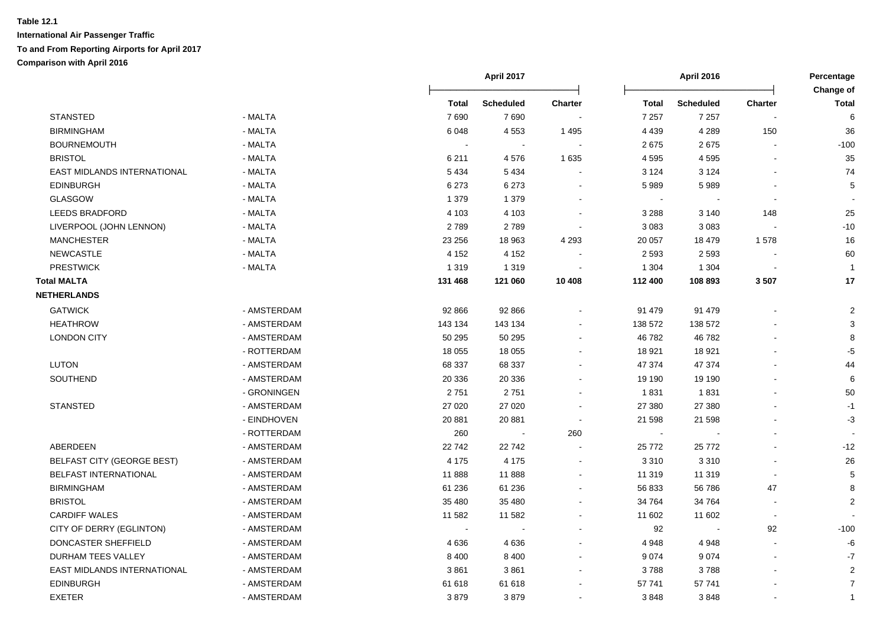**Table 12.1**

**International Air Passenger Traffic**

**To and From Reporting Airports for April 2017**

**Comparison with April 2016**

| | | April 2017 | | | April 2016 | | | Percentage Change of |
|---|---|---|---|---|---|---|---|---|
| | | Total | Scheduled | Charter | Total | Scheduled | Charter | Total |
| STANSTED | - MALTA | 7 690 | 7 690 | - | 7 257 | 7 257 | - | 6 |
| BIRMINGHAM | - MALTA | 6 048 | 4 553 | 1 495 | 4 439 | 4 289 | 150 | 36 |
| BOURNEMOUTH | - MALTA | - | - | - | 2 675 | 2 675 | - | -100 |
| BRISTOL | - MALTA | 6 211 | 4 576 | 1 635 | 4 595 | 4 595 | - | 35 |
| EAST MIDLANDS INTERNATIONAL | - MALTA | 5 434 | 5 434 | - | 3 124 | 3 124 | - | 74 |
| EDINBURGH | - MALTA | 6 273 | 6 273 | - | 5 989 | 5 989 | - | 5 |
| GLASGOW | - MALTA | 1 379 | 1 379 | - | - | - | - | - |
| LEEDS BRADFORD | - MALTA | 4 103 | 4 103 | - | 3 288 | 3 140 | 148 | 25 |
| LIVERPOOL (JOHN LENNON) | - MALTA | 2 789 | 2 789 | - | 3 083 | 3 083 | - | -10 |
| MANCHESTER | - MALTA | 23 256 | 18 963 | 4 293 | 20 057 | 18 479 | 1 578 | 16 |
| NEWCASTLE | - MALTA | 4 152 | 4 152 | - | 2 593 | 2 593 | - | 60 |
| PRESTWICK | - MALTA | 1 319 | 1 319 | - | 1 304 | 1 304 | - | 1 |
| **Total MALTA** | | **131 468** | **121 060** | **10 408** | **112 400** | **108 893** | **3 507** | **17** |
| **NETHERLANDS** | | | | | | | | |
| GATWICK | - AMSTERDAM | 92 866 | 92 866 | - | 91 479 | 91 479 | - | 2 |
| HEATHROW | - AMSTERDAM | 143 134 | 143 134 | - | 138 572 | 138 572 | - | 3 |
| LONDON CITY | - AMSTERDAM | 50 295 | 50 295 | - | 46 782 | 46 782 | - | 8 |
| | - ROTTERDAM | 18 055 | 18 055 | - | 18 921 | 18 921 | - | -5 |
| LUTON | - AMSTERDAM | 68 337 | 68 337 | - | 47 374 | 47 374 | - | 44 |
| SOUTHEND | - AMSTERDAM | 20 336 | 20 336 | - | 19 190 | 19 190 | - | 6 |
| | - GRONINGEN | 2 751 | 2 751 | - | 1 831 | 1 831 | - | 50 |
| STANSTED | - AMSTERDAM | 27 020 | 27 020 | - | 27 380 | 27 380 | - | -1 |
| | - EINDHOVEN | 20 881 | 20 881 | - | 21 598 | 21 598 | - | -3 |
| | - ROTTERDAM | 260 | - | 260 | - | - | - | - |
| ABERDEEN | - AMSTERDAM | 22 742 | 22 742 | - | 25 772 | 25 772 | - | -12 |
| BELFAST CITY (GEORGE BEST) | - AMSTERDAM | 4 175 | 4 175 | - | 3 310 | 3 310 | - | 26 |
| BELFAST INTERNATIONAL | - AMSTERDAM | 11 888 | 11 888 | - | 11 319 | 11 319 | - | 5 |
| BIRMINGHAM | - AMSTERDAM | 61 236 | 61 236 | - | 56 833 | 56 786 | 47 | 8 |
| BRISTOL | - AMSTERDAM | 35 480 | 35 480 | - | 34 764 | 34 764 | - | 2 |
| CARDIFF WALES | - AMSTERDAM | 11 582 | 11 582 | - | 11 602 | 11 602 | - | - |
| CITY OF DERRY (EGLINTON) | - AMSTERDAM | - | - | - | 92 | - | 92 | -100 |
| DONCASTER SHEFFIELD | - AMSTERDAM | 4 636 | 4 636 | - | 4 948 | 4 948 | - | -6 |
| DURHAM TEES VALLEY | - AMSTERDAM | 8 400 | 8 400 | - | 9 074 | 9 074 | - | -7 |
| EAST MIDLANDS INTERNATIONAL | - AMSTERDAM | 3 861 | 3 861 | - | 3 788 | 3 788 | - | 2 |
| EDINBURGH | - AMSTERDAM | 61 618 | 61 618 | - | 57 741 | 57 741 | - | 7 |
| EXETER | - AMSTERDAM | 3 879 | 3 879 | - | 3 848 | 3 848 | - | 1 |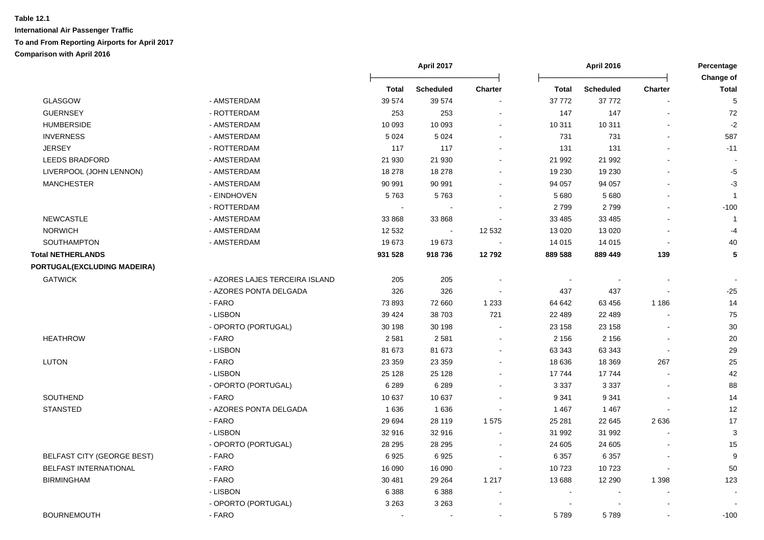**Table 12.1**

**International Air Passenger Traffic**

**To and From Reporting Airports for April 2017**

**Comparison with April 2016**

| | | April 2017 | | | April 2016 | | | Percentage Change of |
|---|---|---|---|---|---|---|---|---|
| | | **Total** | **Scheduled** | **Charter** | **Total** | **Scheduled** | **Charter** | **Total** |
| GLASGOW | - AMSTERDAM | 39 574 | 39 574 | - | 37 772 | 37 772 | - | 5 |
| GUERNSEY | - ROTTERDAM | 253 | 253 | - | 147 | 147 | - | 72 |
| HUMBERSIDE | - AMSTERDAM | 10 093 | 10 093 | - | 10 311 | 10 311 | - | -2 |
| INVERNESS | - AMSTERDAM | 5 024 | 5 024 | - | 731 | 731 | - | 587 |
| JERSEY | - ROTTERDAM | 117 | 117 | - | 131 | 131 | - | -11 |
| LEEDS BRADFORD | - AMSTERDAM | 21 930 | 21 930 | - | 21 992 | 21 992 | - | - |
| LIVERPOOL (JOHN LENNON) | - AMSTERDAM | 18 278 | 18 278 | - | 19 230 | 19 230 | - | -5 |
| MANCHESTER | - AMSTERDAM | 90 991 | 90 991 | - | 94 057 | 94 057 | - | -3 |
| | - EINDHOVEN | 5 763 | 5 763 | - | 5 680 | 5 680 | - | 1 |
| | - ROTTERDAM | - | - | - | 2 799 | 2 799 | - | -100 |
| NEWCASTLE | - AMSTERDAM | 33 868 | 33 868 | - | 33 485 | 33 485 | - | 1 |
| NORWICH | - AMSTERDAM | 12 532 | - | 12 532 | 13 020 | 13 020 | - | -4 |
| SOUTHAMPTON | - AMSTERDAM | 19 673 | 19 673 | - | 14 015 | 14 015 | - | 40 |
| **Total NETHERLANDS** | | **931 528** | **918 736** | **12 792** | **889 588** | **889 449** | **139** | **5** |
| **PORTUGAL(EXCLUDING MADEIRA)** | | | | | | | | |
| GATWICK | - AZORES LAJES TERCEIRA ISLAND | 205 | 205 | - | - | - | - | - |
| | - AZORES PONTA DELGADA | 326 | 326 | - | 437 | 437 | - | -25 |
| | - FARO | 73 893 | 72 660 | 1 233 | 64 642 | 63 456 | 1 186 | 14 |
| | - LISBON | 39 424 | 38 703 | 721 | 22 489 | 22 489 | - | 75 |
| | - OPORTO (PORTUGAL) | 30 198 | 30 198 | - | 23 158 | 23 158 | - | 30 |
| HEATHROW | - FARO | 2 581 | 2 581 | - | 2 156 | 2 156 | - | 20 |
| | - LISBON | 81 673 | 81 673 | - | 63 343 | 63 343 | - | 29 |
| LUTON | - FARO | 23 359 | 23 359 | - | 18 636 | 18 369 | 267 | 25 |
| | - LISBON | 25 128 | 25 128 | - | 17 744 | 17 744 | - | 42 |
| | - OPORTO (PORTUGAL) | 6 289 | 6 289 | - | 3 337 | 3 337 | - | 88 |
| SOUTHEND | - FARO | 10 637 | 10 637 | - | 9 341 | 9 341 | - | 14 |
| STANSTED | - AZORES PONTA DELGADA | 1 636 | 1 636 | - | 1 467 | 1 467 | - | 12 |
| | - FARO | 29 694 | 28 119 | 1 575 | 25 281 | 22 645 | 2 636 | 17 |
| | - LISBON | 32 916 | 32 916 | - | 31 992 | 31 992 | - | 3 |
| | - OPORTO (PORTUGAL) | 28 295 | 28 295 | - | 24 605 | 24 605 | - | 15 |
| BELFAST CITY (GEORGE BEST) | - FARO | 6 925 | 6 925 | - | 6 357 | 6 357 | - | 9 |
| BELFAST INTERNATIONAL | - FARO | 16 090 | 16 090 | - | 10 723 | 10 723 | - | 50 |
| BIRMINGHAM | - FARO | 30 481 | 29 264 | 1 217 | 13 688 | 12 290 | 1 398 | 123 |
| | - LISBON | 6 388 | 6 388 | - | - | - | - | - |
| | - OPORTO (PORTUGAL) | 3 263 | 3 263 | - | - | - | - | - |
| BOURNEMOUTH | - FARO | - | - | - | 5 789 | 5 789 | - | -100 |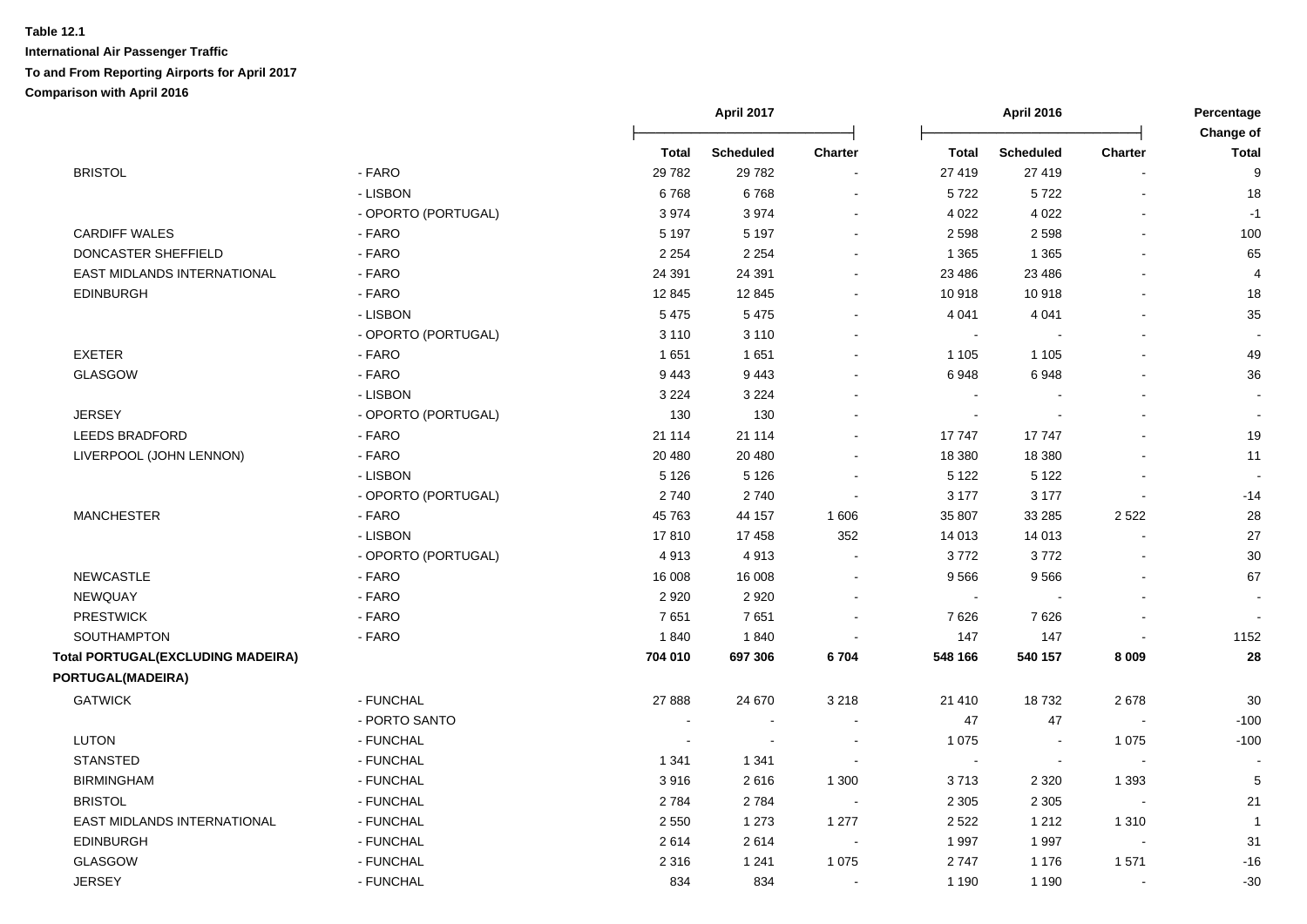**Table 12.1**
**International Air Passenger Traffic**
**To and From Reporting Airports for April 2017**
**Comparison with April 2016**

| | | April 2017 | | | April 2016 | | | Percentage Change of |
|---|---|---|---|---|---|---|---|---|
| | | **Total** | **Scheduled** | **Charter** | **Total** | **Scheduled** | **Charter** | **Total** |
| BRISTOL | - FARO | 29 782 | 29 782 | - | 27 419 | 27 419 | - | 9 |
| | - LISBON | 6 768 | 6 768 | - | 5 722 | 5 722 | - | 18 |
| | - OPORTO (PORTUGAL) | 3 974 | 3 974 | - | 4 022 | 4 022 | - | -1 |
| CARDIFF WALES | - FARO | 5 197 | 5 197 | - | 2 598 | 2 598 | - | 100 |
| DONCASTER SHEFFIELD | - FARO | 2 254 | 2 254 | - | 1 365 | 1 365 | - | 65 |
| EAST MIDLANDS INTERNATIONAL | - FARO | 24 391 | 24 391 | - | 23 486 | 23 486 | - | 4 |
| EDINBURGH | - FARO | 12 845 | 12 845 | - | 10 918 | 10 918 | - | 18 |
| | - LISBON | 5 475 | 5 475 | - | 4 041 | 4 041 | - | 35 |
| | - OPORTO (PORTUGAL) | 3 110 | 3 110 | - | - | - | - | - |
| EXETER | - FARO | 1 651 | 1 651 | - | 1 105 | 1 105 | - | 49 |
| GLASGOW | - FARO | 9 443 | 9 443 | - | 6 948 | 6 948 | - | 36 |
| | - LISBON | 3 224 | 3 224 | - | - | - | - | - |
| JERSEY | - OPORTO (PORTUGAL) | 130 | 130 | - | - | - | - | - |
| LEEDS BRADFORD | - FARO | 21 114 | 21 114 | - | 17 747 | 17 747 | - | 19 |
| LIVERPOOL (JOHN LENNON) | - FARO | 20 480 | 20 480 | - | 18 380 | 18 380 | - | 11 |
| | - LISBON | 5 126 | 5 126 | - | 5 122 | 5 122 | - | - |
| | - OPORTO (PORTUGAL) | 2 740 | 2 740 | - | 3 177 | 3 177 | - | -14 |
| MANCHESTER | - FARO | 45 763 | 44 157 | 1 606 | 35 807 | 33 285 | 2 522 | 28 |
| | - LISBON | 17 810 | 17 458 | 352 | 14 013 | 14 013 | - | 27 |
| | - OPORTO (PORTUGAL) | 4 913 | 4 913 | - | 3 772 | 3 772 | - | 30 |
| NEWCASTLE | - FARO | 16 008 | 16 008 | - | 9 566 | 9 566 | - | 67 |
| NEWQUAY | - FARO | 2 920 | 2 920 | - | - | - | - | - |
| PRESTWICK | - FARO | 7 651 | 7 651 | - | 7 626 | 7 626 | - | - |
| SOUTHAMPTON | - FARO | 1 840 | 1 840 | - | 147 | 147 | - | 1152 |
| **Total PORTUGAL(EXCLUDING MADEIRA)** | | **704 010** | **697 306** | **6 704** | **548 166** | **540 157** | **8 009** | **28** |
| **PORTUGAL(MADEIRA)** | | | | | | | | |
| GATWICK | - FUNCHAL | 27 888 | 24 670 | 3 218 | 21 410 | 18 732 | 2 678 | 30 |
| | - PORTO SANTO | - | - | - | 47 | 47 | - | -100 |
| LUTON | - FUNCHAL | - | - | - | 1 075 | - | 1 075 | -100 |
| STANSTED | - FUNCHAL | 1 341 | 1 341 | - | - | - | - | - |
| BIRMINGHAM | - FUNCHAL | 3 916 | 2 616 | 1 300 | 3 713 | 2 320 | 1 393 | 5 |
| BRISTOL | - FUNCHAL | 2 784 | 2 784 | - | 2 305 | 2 305 | - | 21 |
| EAST MIDLANDS INTERNATIONAL | - FUNCHAL | 2 550 | 1 273 | 1 277 | 2 522 | 1 212 | 1 310 | 1 |
| EDINBURGH | - FUNCHAL | 2 614 | 2 614 | - | 1 997 | 1 997 | - | 31 |
| GLASGOW | - FUNCHAL | 2 316 | 1 241 | 1 075 | 2 747 | 1 176 | 1 571 | -16 |
| JERSEY | - FUNCHAL | 834 | 834 | - | 1 190 | 1 190 | - | -30 |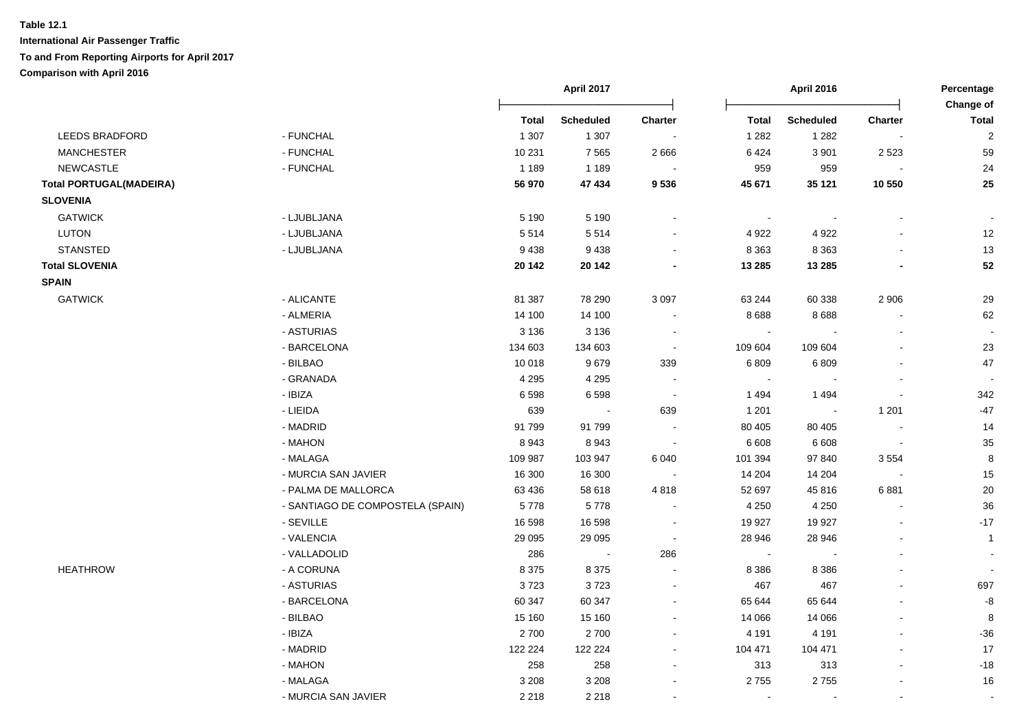**Table 12.1**

**International Air Passenger Traffic**

**To and From Reporting Airports for April 2017**

**Comparison with April 2016**

| | | April 2017 | | | April 2016 | | | Percentage Change of |
|---|---|---|---|---|---|---|---|---|
| | | Total | Scheduled | Charter | Total | Scheduled | Charter | Total |
| LEEDS BRADFORD | - FUNCHAL | 1 307 | 1 307 | - | 1 282 | 1 282 | - | 2 |
| MANCHESTER | - FUNCHAL | 10 231 | 7 565 | 2 666 | 6 424 | 3 901 | 2 523 | 59 |
| NEWCASTLE | - FUNCHAL | 1 189 | 1 189 | - | 959 | 959 | - | 24 |
| **Total PORTUGAL(MADEIRA)** | | **56 970** | **47 434** | **9 536** | **45 671** | **35 121** | **10 550** | **25** |
| **SLOVENIA** | | | | | | | | |
| GATWICK | - LJUBLJANA | 5 190 | 5 190 | - | - | - | - | - |
| LUTON | - LJUBLJANA | 5 514 | 5 514 | - | 4 922 | 4 922 | - | 12 |
| STANSTED | - LJUBLJANA | 9 438 | 9 438 | - | 8 363 | 8 363 | - | 13 |
| **Total SLOVENIA** | | **20 142** | **20 142** | **-** | **13 285** | **13 285** | **-** | **52** |
| **SPAIN** | | | | | | | | |
| GATWICK | - ALICANTE | 81 387 | 78 290 | 3 097 | 63 244 | 60 338 | 2 906 | 29 |
| | - ALMERIA | 14 100 | 14 100 | - | 8 688 | 8 688 | - | 62 |
| | - ASTURIAS | 3 136 | 3 136 | - | - | - | - | - |
| | - BARCELONA | 134 603 | 134 603 | - | 109 604 | 109 604 | - | 23 |
| | - BILBAO | 10 018 | 9 679 | 339 | 6 809 | 6 809 | - | 47 |
| | - GRANADA | 4 295 | 4 295 | - | - | - | - | - |
| | - IBIZA | 6 598 | 6 598 | - | 1 494 | 1 494 | - | 342 |
| | - LIEIDA | 639 | - | 639 | 1 201 | - | 1 201 | -47 |
| | - MADRID | 91 799 | 91 799 | - | 80 405 | 80 405 | - | 14 |
| | - MAHON | 8 943 | 8 943 | - | 6 608 | 6 608 | - | 35 |
| | - MALAGA | 109 987 | 103 947 | 6 040 | 101 394 | 97 840 | 3 554 | 8 |
| | - MURCIA SAN JAVIER | 16 300 | 16 300 | - | 14 204 | 14 204 | - | 15 |
| | - PALMA DE MALLORCA | 63 436 | 58 618 | 4 818 | 52 697 | 45 816 | 6 881 | 20 |
| | - SANTIAGO DE COMPOSTELA (SPAIN) | 5 778 | 5 778 | - | 4 250 | 4 250 | - | 36 |
| | - SEVILLE | 16 598 | 16 598 | - | 19 927 | 19 927 | - | -17 |
| | - VALENCIA | 29 095 | 29 095 | - | 28 946 | 28 946 | - | 1 |
| | - VALLADOLID | 286 | - | 286 | - | - | - | - |
| HEATHROW | - A CORUNA | 8 375 | 8 375 | - | 8 386 | 8 386 | - | - |
| | - ASTURIAS | 3 723 | 3 723 | - | 467 | 467 | - | 697 |
| | - BARCELONA | 60 347 | 60 347 | - | 65 644 | 65 644 | - | -8 |
| | - BILBAO | 15 160 | 15 160 | - | 14 066 | 14 066 | - | 8 |
| | - IBIZA | 2 700 | 2 700 | - | 4 191 | 4 191 | - | -36 |
| | - MADRID | 122 224 | 122 224 | - | 104 471 | 104 471 | - | 17 |
| | - MAHON | 258 | 258 | - | 313 | 313 | - | -18 |
| | - MALAGA | 3 208 | 3 208 | - | 2 755 | 2 755 | - | 16 |
| | - MURCIA SAN JAVIER | 2 218 | 2 218 | - | - | - | - | - |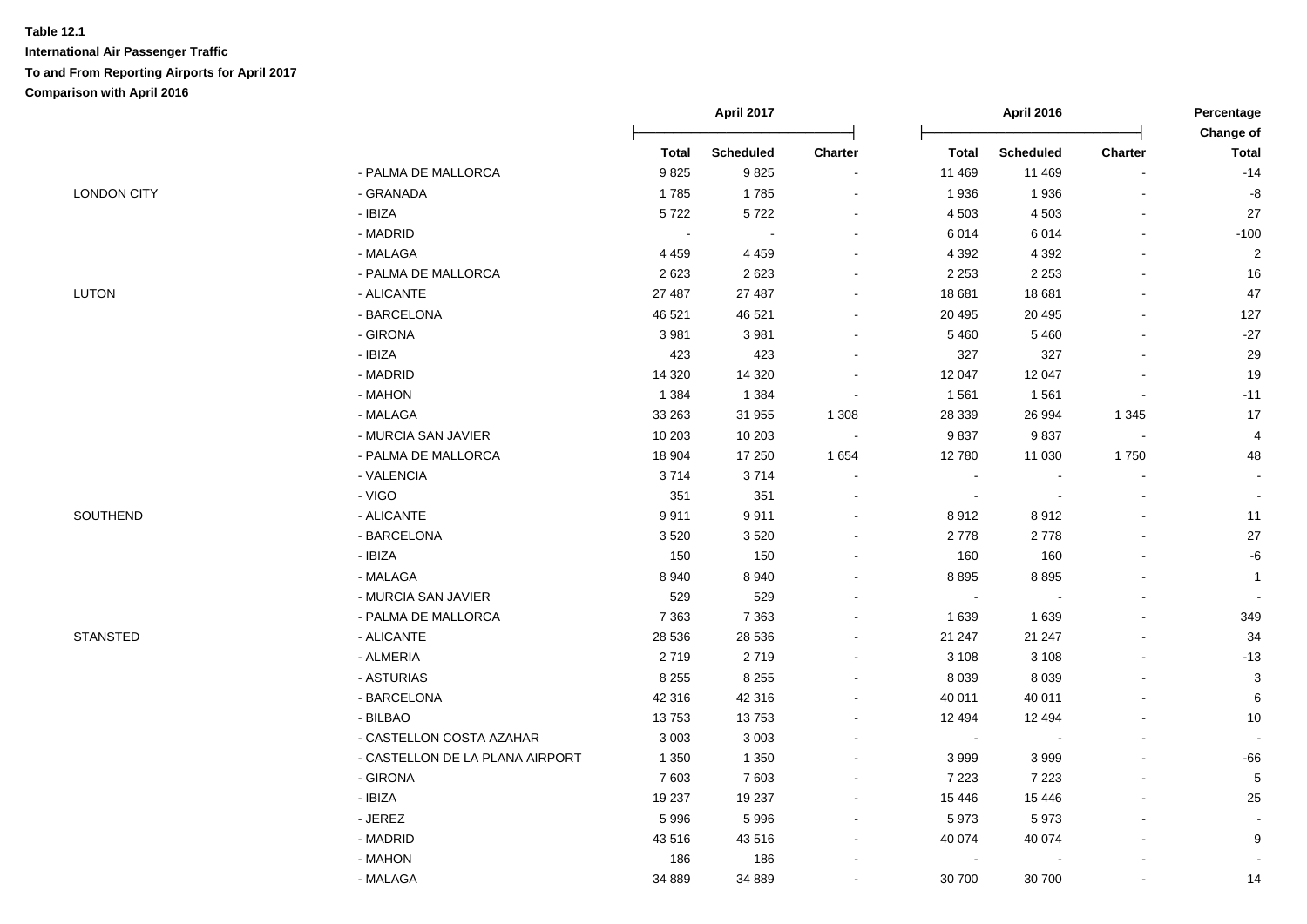**Table 12.1**
**International Air Passenger Traffic**
**To and From Reporting Airports for April 2017**
**Comparison with April 2016**

| | | April 2017 | | | April 2016 | | | Percentage Change of |
|---|---|---|---|---|---|---|---|---|
| | | Total | Scheduled | Charter | Total | Scheduled | Charter | Total |
| | - PALMA DE MALLORCA | 9 825 | 9 825 | - | 11 469 | 11 469 | - | -14 |
| LONDON CITY | - GRANADA | 1 785 | 1 785 | - | 1 936 | 1 936 | - | -8 |
| | - IBIZA | 5 722 | 5 722 | - | 4 503 | 4 503 | - | 27 |
| | - MADRID | - | - | - | 6 014 | 6 014 | - | -100 |
| | - MALAGA | 4 459 | 4 459 | - | 4 392 | 4 392 | - | 2 |
| | - PALMA DE MALLORCA | 2 623 | 2 623 | - | 2 253 | 2 253 | - | 16 |
| LUTON | - ALICANTE | 27 487 | 27 487 | - | 18 681 | 18 681 | - | 47 |
| | - BARCELONA | 46 521 | 46 521 | - | 20 495 | 20 495 | - | 127 |
| | - GIRONA | 3 981 | 3 981 | - | 5 460 | 5 460 | - | -27 |
| | - IBIZA | 423 | 423 | - | 327 | 327 | - | 29 |
| | - MADRID | 14 320 | 14 320 | - | 12 047 | 12 047 | - | 19 |
| | - MAHON | 1 384 | 1 384 | - | 1 561 | 1 561 | - | -11 |
| | - MALAGA | 33 263 | 31 955 | 1 308 | 28 339 | 26 994 | 1 345 | 17 |
| | - MURCIA SAN JAVIER | 10 203 | 10 203 | - | 9 837 | 9 837 | - | 4 |
| | - PALMA DE MALLORCA | 18 904 | 17 250 | 1 654 | 12 780 | 11 030 | 1 750 | 48 |
| | - VALENCIA | 3 714 | 3 714 | - | - | - | - | - |
| | - VIGO | 351 | 351 | - | - | - | - | - |
| SOUTHEND | - ALICANTE | 9 911 | 9 911 | - | 8 912 | 8 912 | - | 11 |
| | - BARCELONA | 3 520 | 3 520 | - | 2 778 | 2 778 | - | 27 |
| | - IBIZA | 150 | 150 | - | 160 | 160 | - | -6 |
| | - MALAGA | 8 940 | 8 940 | - | 8 895 | 8 895 | - | 1 |
| | - MURCIA SAN JAVIER | 529 | 529 | - | - | - | - | - |
| | - PALMA DE MALLORCA | 7 363 | 7 363 | - | 1 639 | 1 639 | - | 349 |
| STANSTED | - ALICANTE | 28 536 | 28 536 | - | 21 247 | 21 247 | - | 34 |
| | - ALMERIA | 2 719 | 2 719 | - | 3 108 | 3 108 | - | -13 |
| | - ASTURIAS | 8 255 | 8 255 | - | 8 039 | 8 039 | - | 3 |
| | - BARCELONA | 42 316 | 42 316 | - | 40 011 | 40 011 | - | 6 |
| | - BILBAO | 13 753 | 13 753 | - | 12 494 | 12 494 | - | 10 |
| | - CASTELLON COSTA AZAHAR | 3 003 | 3 003 | - | - | - | - | - |
| | - CASTELLON DE LA PLANA AIRPORT | 1 350 | 1 350 | - | 3 999 | 3 999 | - | -66 |
| | - GIRONA | 7 603 | 7 603 | - | 7 223 | 7 223 | - | 5 |
| | - IBIZA | 19 237 | 19 237 | - | 15 446 | 15 446 | - | 25 |
| | - JEREZ | 5 996 | 5 996 | - | 5 973 | 5 973 | - | - |
| | - MADRID | 43 516 | 43 516 | - | 40 074 | 40 074 | - | 9 |
| | - MAHON | 186 | 186 | - | - | - | - | - |
| | - MALAGA | 34 889 | 34 889 | - | 30 700 | 30 700 | - | 14 |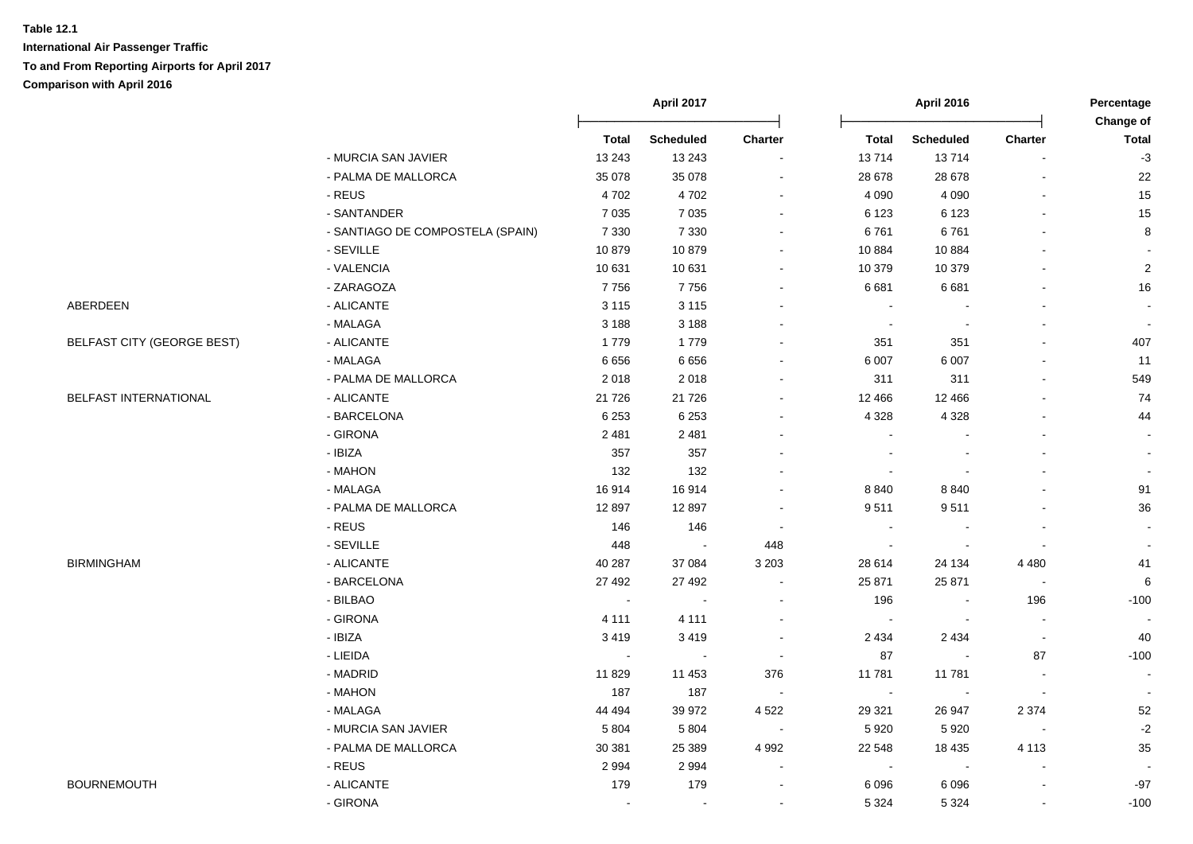**Table 12.1**

**International Air Passenger Traffic**

**To and From Reporting Airports for April 2017**

**Comparison with April 2016**

| | | April 2017 | | | April 2016 | | | Percentage Change of |
|---|---|---|---|---|---|---|---|---|
| | | Total | Scheduled | Charter | Total | Scheduled | Charter | Total |
| | - MURCIA SAN JAVIER | 13 243 | 13 243 | - | 13 714 | 13 714 | - | -3 |
| | - PALMA DE MALLORCA | 35 078 | 35 078 | - | 28 678 | 28 678 | - | 22 |
| | - REUS | 4 702 | 4 702 | - | 4 090 | 4 090 | - | 15 |
| | - SANTANDER | 7 035 | 7 035 | - | 6 123 | 6 123 | - | 15 |
| | - SANTIAGO DE COMPOSTELA (SPAIN) | 7 330 | 7 330 | - | 6 761 | 6 761 | - | 8 |
| | - SEVILLE | 10 879 | 10 879 | - | 10 884 | 10 884 | - | - |
| | - VALENCIA | 10 631 | 10 631 | - | 10 379 | 10 379 | - | 2 |
| | - ZARAGOZA | 7 756 | 7 756 | - | 6 681 | 6 681 | - | 16 |
| ABERDEEN | - ALICANTE | 3 115 | 3 115 | - | - | - | - | - |
| | - MALAGA | 3 188 | 3 188 | - | - | - | - | - |
| BELFAST CITY (GEORGE BEST) | - ALICANTE | 1 779 | 1 779 | - | 351 | 351 | - | 407 |
| | - MALAGA | 6 656 | 6 656 | - | 6 007 | 6 007 | - | 11 |
| | - PALMA DE MALLORCA | 2 018 | 2 018 | - | 311 | 311 | - | 549 |
| BELFAST INTERNATIONAL | - ALICANTE | 21 726 | 21 726 | - | 12 466 | 12 466 | - | 74 |
| | - BARCELONA | 6 253 | 6 253 | - | 4 328 | 4 328 | - | 44 |
| | - GIRONA | 2 481 | 2 481 | - | - | - | - | - |
| | - IBIZA | 357 | 357 | - | - | - | - | - |
| | - MAHON | 132 | 132 | - | - | - | - | - |
| | - MALAGA | 16 914 | 16 914 | - | 8 840 | 8 840 | - | 91 |
| | - PALMA DE MALLORCA | 12 897 | 12 897 | - | 9 511 | 9 511 | - | 36 |
| | - REUS | 146 | 146 | - | - | - | - | - |
| | - SEVILLE | 448 | - | 448 | - | - | - | - |
| BIRMINGHAM | - ALICANTE | 40 287 | 37 084 | 3 203 | 28 614 | 24 134 | 4 480 | 41 |
| | - BARCELONA | 27 492 | 27 492 | - | 25 871 | 25 871 | - | 6 |
| | - BILBAO | - | - | - | 196 | - | 196 | -100 |
| | - GIRONA | 4 111 | 4 111 | - | - | - | - | - |
| | - IBIZA | 3 419 | 3 419 | - | 2 434 | 2 434 | - | 40 |
| | - LIEIDA | - | - | - | 87 | - | 87 | -100 |
| | - MADRID | 11 829 | 11 453 | 376 | 11 781 | 11 781 | - | - |
| | - MAHON | 187 | 187 | - | - | - | - | - |
| | - MALAGA | 44 494 | 39 972 | 4 522 | 29 321 | 26 947 | 2 374 | 52 |
| | - MURCIA SAN JAVIER | 5 804 | 5 804 | - | 5 920 | 5 920 | - | -2 |
| | - PALMA DE MALLORCA | 30 381 | 25 389 | 4 992 | 22 548 | 18 435 | 4 113 | 35 |
| | - REUS | 2 994 | 2 994 | - | - | - | - | - |
| BOURNEMOUTH | - ALICANTE | 179 | 179 | - | 6 096 | 6 096 | - | -97 |
| | - GIRONA | - | - | - | 5 324 | 5 324 | - | -100 |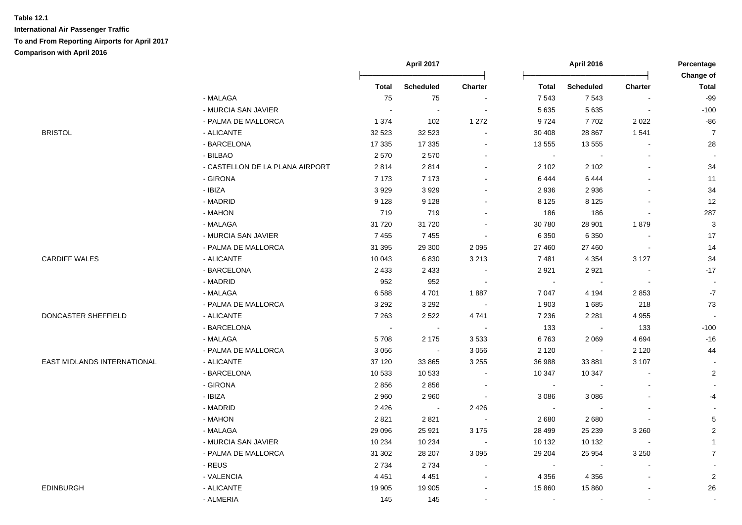**Table 12.1**

**International Air Passenger Traffic**

**To and From Reporting Airports for April 2017**

**Comparison with April 2016**

| | | April 2017 | | | April 2016 | | | Percentage Change of |
|---|---|---|---|---|---|---|---|---|
| | | Total | Scheduled | Charter | Total | Scheduled | Charter | Total |
| | - MALAGA | 75 | 75 | - | 7 543 | 7 543 | - | -99 |
| | - MURCIA SAN JAVIER | - | - | - | 5 635 | 5 635 | - | -100 |
| | - PALMA DE MALLORCA | 1 374 | 102 | 1 272 | 9 724 | 7 702 | 2 022 | -86 |
| BRISTOL | - ALICANTE | 32 523 | 32 523 | - | 30 408 | 28 867 | 1 541 | 7 |
| | - BARCELONA | 17 335 | 17 335 | - | 13 555 | 13 555 | - | 28 |
| | - BILBAO | 2 570 | 2 570 | - | - | - | - | - |
| | - CASTELLON DE LA PLANA AIRPORT | 2 814 | 2 814 | - | 2 102 | 2 102 | - | 34 |
| | - GIRONA | 7 173 | 7 173 | - | 6 444 | 6 444 | - | 11 |
| | - IBIZA | 3 929 | 3 929 | - | 2 936 | 2 936 | - | 34 |
| | - MADRID | 9 128 | 9 128 | - | 8 125 | 8 125 | - | 12 |
| | - MAHON | 719 | 719 | - | 186 | 186 | - | 287 |
| | - MALAGA | 31 720 | 31 720 | - | 30 780 | 28 901 | 1 879 | 3 |
| | - MURCIA SAN JAVIER | 7 455 | 7 455 | - | 6 350 | 6 350 | - | 17 |
| | - PALMA DE MALLORCA | 31 395 | 29 300 | 2 095 | 27 460 | 27 460 | - | 14 |
| CARDIFF WALES | - ALICANTE | 10 043 | 6 830 | 3 213 | 7 481 | 4 354 | 3 127 | 34 |
| | - BARCELONA | 2 433 | 2 433 | - | 2 921 | 2 921 | - | -17 |
| | - MADRID | 952 | 952 | - | - | - | - | - |
| | - MALAGA | 6 588 | 4 701 | 1 887 | 7 047 | 4 194 | 2 853 | -7 |
| | - PALMA DE MALLORCA | 3 292 | 3 292 | - | 1 903 | 1 685 | 218 | 73 |
| DONCASTER SHEFFIELD | - ALICANTE | 7 263 | 2 522 | 4 741 | 7 236 | 2 281 | 4 955 | - |
| | - BARCELONA | - | - | - | 133 | - | 133 | -100 |
| | - MALAGA | 5 708 | 2 175 | 3 533 | 6 763 | 2 069 | 4 694 | -16 |
| | - PALMA DE MALLORCA | 3 056 | - | 3 056 | 2 120 | - | 2 120 | 44 |
| EAST MIDLANDS INTERNATIONAL | - ALICANTE | 37 120 | 33 865 | 3 255 | 36 988 | 33 881 | 3 107 | - |
| | - BARCELONA | 10 533 | 10 533 | - | 10 347 | 10 347 | - | 2 |
| | - GIRONA | 2 856 | 2 856 | - | - | - | - | - |
| | - IBIZA | 2 960 | 2 960 | - | 3 086 | 3 086 | - | -4 |
| | - MADRID | 2 426 | - | 2 426 | - | - | - | - |
| | - MAHON | 2 821 | 2 821 | - | 2 680 | 2 680 | - | 5 |
| | - MALAGA | 29 096 | 25 921 | 3 175 | 28 499 | 25 239 | 3 260 | 2 |
| | - MURCIA SAN JAVIER | 10 234 | 10 234 | - | 10 132 | 10 132 | - | 1 |
| | - PALMA DE MALLORCA | 31 302 | 28 207 | 3 095 | 29 204 | 25 954 | 3 250 | 7 |
| | - REUS | 2 734 | 2 734 | - | - | - | - | - |
| | - VALENCIA | 4 451 | 4 451 | - | 4 356 | 4 356 | - | 2 |
| EDINBURGH | - ALICANTE | 19 905 | 19 905 | - | 15 860 | 15 860 | - | 26 |
| | - ALMERIA | 145 | 145 | - | - | - | - | - |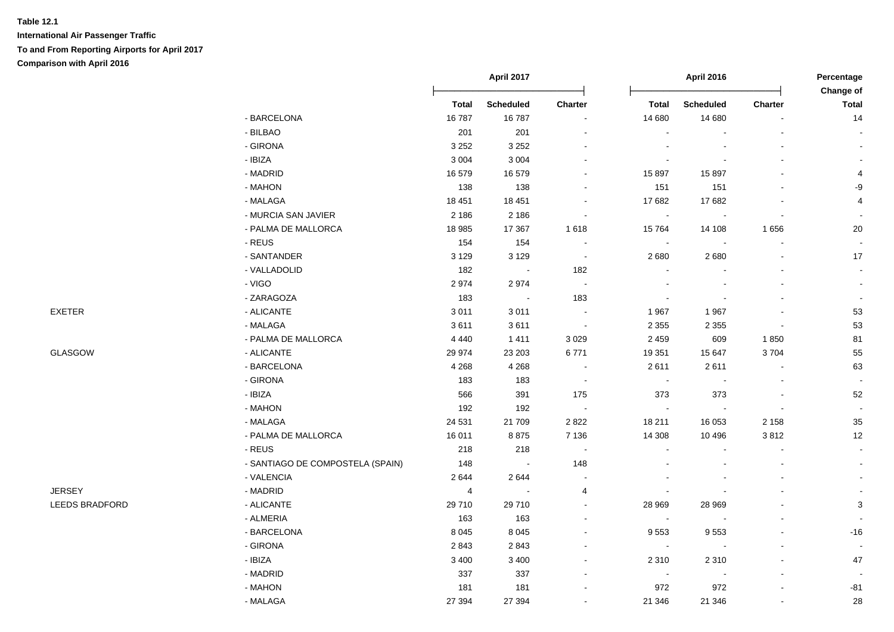**Table 12.1**

**International Air Passenger Traffic**

**To and From Reporting Airports for April 2017**

**Comparison with April 2016**

| | | April 2017 | | | April 2016 | | | Percentage Change of |
|---|---|---|---|---|---|---|---|---|
| | | Total | Scheduled | Charter | Total | Scheduled | Charter | Total |
| | - BARCELONA | 16 787 | 16 787 | - | 14 680 | 14 680 | - | 14 |
| | - BILBAO | 201 | 201 | - | - | - | - | - |
| | - GIRONA | 3 252 | 3 252 | - | - | - | - | - |
| | - IBIZA | 3 004 | 3 004 | - | - | - | - | - |
| | - MADRID | 16 579 | 16 579 | - | 15 897 | 15 897 | - | 4 |
| | - MAHON | 138 | 138 | - | 151 | 151 | - | -9 |
| | - MALAGA | 18 451 | 18 451 | - | 17 682 | 17 682 | - | 4 |
| | - MURCIA SAN JAVIER | 2 186 | 2 186 | - | - | - | - | - |
| | - PALMA DE MALLORCA | 18 985 | 17 367 | 1 618 | 15 764 | 14 108 | 1 656 | 20 |
| | - REUS | 154 | 154 | - | - | - | - | - |
| | - SANTANDER | 3 129 | 3 129 | - | 2 680 | 2 680 | - | 17 |
| | - VALLADOLID | 182 | - | 182 | - | - | - | - |
| | - VIGO | 2 974 | 2 974 | - | - | - | - | - |
| | - ZARAGOZA | 183 | - | 183 | - | - | - | - |
| EXETER | - ALICANTE | 3 011 | 3 011 | - | 1 967 | 1 967 | - | 53 |
| | - MALAGA | 3 611 | 3 611 | - | 2 355 | 2 355 | - | 53 |
| | - PALMA DE MALLORCA | 4 440 | 1 411 | 3 029 | 2 459 | 609 | 1 850 | 81 |
| GLASGOW | - ALICANTE | 29 974 | 23 203 | 6 771 | 19 351 | 15 647 | 3 704 | 55 |
| | - BARCELONA | 4 268 | 4 268 | - | 2 611 | 2 611 | - | 63 |
| | - GIRONA | 183 | 183 | - | - | - | - | - |
| | - IBIZA | 566 | 391 | 175 | 373 | 373 | - | 52 |
| | - MAHON | 192 | 192 | - | - | - | - | - |
| | - MALAGA | 24 531 | 21 709 | 2 822 | 18 211 | 16 053 | 2 158 | 35 |
| | - PALMA DE MALLORCA | 16 011 | 8 875 | 7 136 | 14 308 | 10 496 | 3 812 | 12 |
| | - REUS | 218 | 218 | - | - | - | - | - |
| | - SANTIAGO DE COMPOSTELA (SPAIN) | 148 | - | 148 | - | - | - | - |
| | - VALENCIA | 2 644 | 2 644 | - | - | - | - | - |
| JERSEY | - MADRID | 4 | - | 4 | - | - | - | - |
| LEEDS BRADFORD | - ALICANTE | 29 710 | 29 710 | - | 28 969 | 28 969 | - | 3 |
| | - ALMERIA | 163 | 163 | - | - | - | - | - |
| | - BARCELONA | 8 045 | 8 045 | - | 9 553 | 9 553 | - | -16 |
| | - GIRONA | 2 843 | 2 843 | - | - | - | - | - |
| | - IBIZA | 3 400 | 3 400 | - | 2 310 | 2 310 | - | 47 |
| | - MADRID | 337 | 337 | - | - | - | - | - |
| | - MAHON | 181 | 181 | - | 972 | 972 | - | -81 |
| | - MALAGA | 27 394 | 27 394 | - | 21 346 | 21 346 | - | 28 |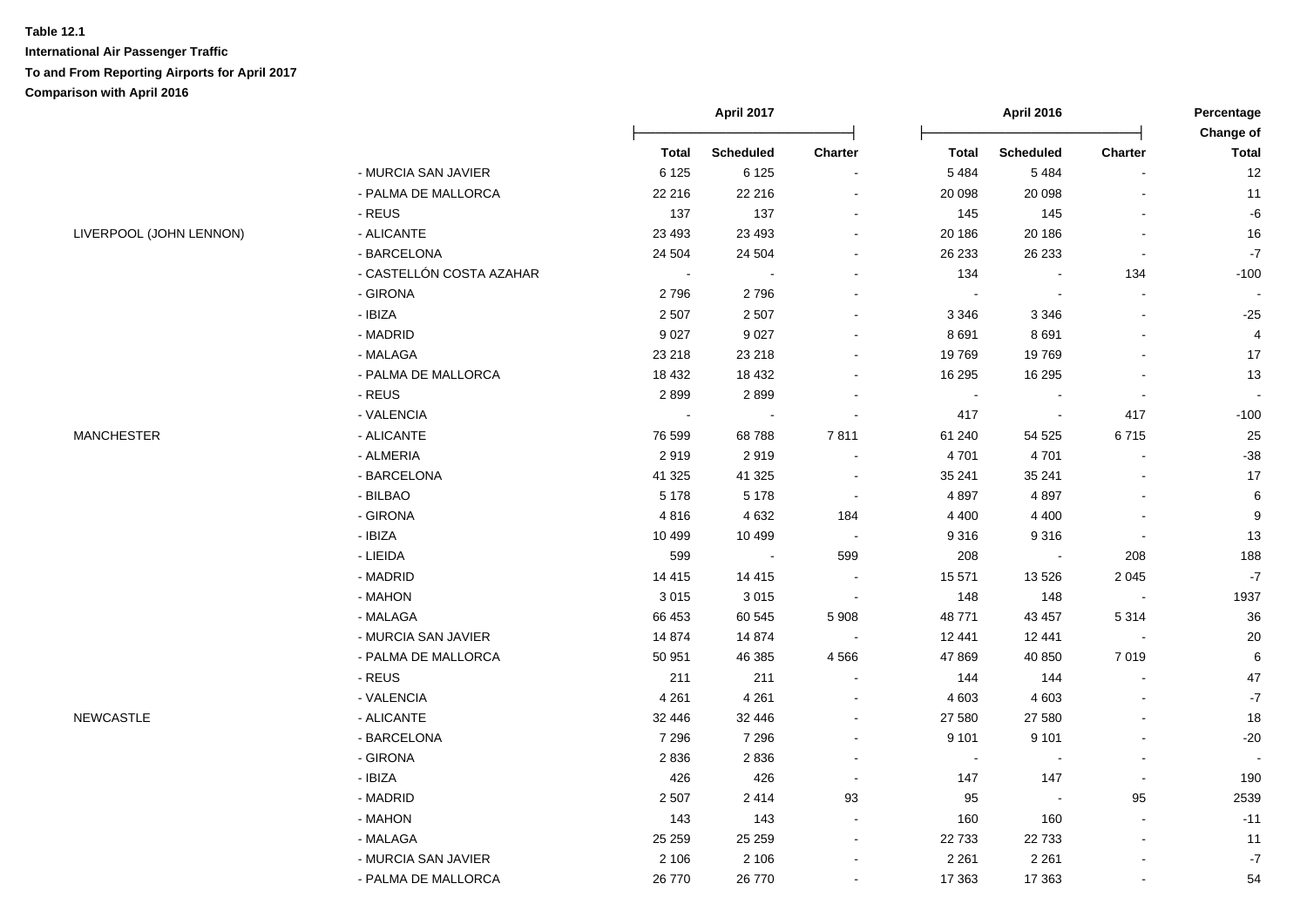**Table 12.1**
**International Air Passenger Traffic**
**To and From Reporting Airports for April 2017**
**Comparison with April 2016**

| | | April 2017 | | | April 2016 | | | Percentage Change of |
|---|---|---|---|---|---|---|---|---|
| | | Total | Scheduled | Charter | Total | Scheduled | Charter | Total |
| | - MURCIA SAN JAVIER | 6 125 | 6 125 | - | 5 484 | 5 484 | - | 12 |
| | - PALMA DE MALLORCA | 22 216 | 22 216 | - | 20 098 | 20 098 | - | 11 |
| | - REUS | 137 | 137 | - | 145 | 145 | - | -6 |
| LIVERPOOL (JOHN LENNON) | - ALICANTE | 23 493 | 23 493 | - | 20 186 | 20 186 | - | 16 |
| | - BARCELONA | 24 504 | 24 504 | - | 26 233 | 26 233 | - | -7 |
| | - CASTELLÓN COSTA AZAHAR | - | - | - | 134 | - | 134 | -100 |
| | - GIRONA | 2 796 | 2 796 | - | - | - | - | - |
| | - IBIZA | 2 507 | 2 507 | - | 3 346 | 3 346 | - | -25 |
| | - MADRID | 9 027 | 9 027 | - | 8 691 | 8 691 | - | 4 |
| | - MALAGA | 23 218 | 23 218 | - | 19 769 | 19 769 | - | 17 |
| | - PALMA DE MALLORCA | 18 432 | 18 432 | - | 16 295 | 16 295 | - | 13 |
| | - REUS | 2 899 | 2 899 | - | - | - | - | - |
| | - VALENCIA | - | - | - | 417 | - | 417 | -100 |
| MANCHESTER | - ALICANTE | 76 599 | 68 788 | 7 811 | 61 240 | 54 525 | 6 715 | 25 |
| | - ALMERIA | 2 919 | 2 919 | - | 4 701 | 4 701 | - | -38 |
| | - BARCELONA | 41 325 | 41 325 | - | 35 241 | 35 241 | - | 17 |
| | - BILBAO | 5 178 | 5 178 | - | 4 897 | 4 897 | - | 6 |
| | - GIRONA | 4 816 | 4 632 | 184 | 4 400 | 4 400 | - | 9 |
| | - IBIZA | 10 499 | 10 499 | - | 9 316 | 9 316 | - | 13 |
| | - LIEIDA | 599 | - | 599 | 208 | - | 208 | 188 |
| | - MADRID | 14 415 | 14 415 | - | 15 571 | 13 526 | 2 045 | -7 |
| | - MAHON | 3 015 | 3 015 | - | 148 | 148 | - | 1937 |
| | - MALAGA | 66 453 | 60 545 | 5 908 | 48 771 | 43 457 | 5 314 | 36 |
| | - MURCIA SAN JAVIER | 14 874 | 14 874 | - | 12 441 | 12 441 | - | 20 |
| | - PALMA DE MALLORCA | 50 951 | 46 385 | 4 566 | 47 869 | 40 850 | 7 019 | 6 |
| | - REUS | 211 | 211 | - | 144 | 144 | - | 47 |
| | - VALENCIA | 4 261 | 4 261 | - | 4 603 | 4 603 | - | -7 |
| NEWCASTLE | - ALICANTE | 32 446 | 32 446 | - | 27 580 | 27 580 | - | 18 |
| | - BARCELONA | 7 296 | 7 296 | - | 9 101 | 9 101 | - | -20 |
| | - GIRONA | 2 836 | 2 836 | - | - | - | - | - |
| | - IBIZA | 426 | 426 | - | 147 | 147 | - | 190 |
| | - MADRID | 2 507 | 2 414 | 93 | 95 | - | 95 | 2539 |
| | - MAHON | 143 | 143 | - | 160 | 160 | - | -11 |
| | - MALAGA | 25 259 | 25 259 | - | 22 733 | 22 733 | - | 11 |
| | - MURCIA SAN JAVIER | 2 106 | 2 106 | - | 2 261 | 2 261 | - | -7 |
| | - PALMA DE MALLORCA | 26 770 | 26 770 | - | 17 363 | 17 363 | - | 54 |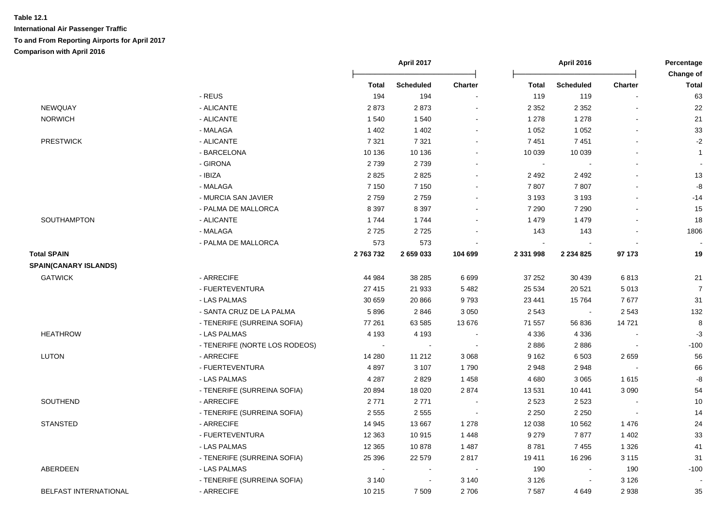**Table 12.1**

**International Air Passenger Traffic**

**To and From Reporting Airports for April 2017**

**Comparison with April 2016**

| | | April 2017 | | | April 2016 | | | Percentage Change of |
|---|---|---|---|---|---|---|---|---|
| | | Total | Scheduled | Charter | Total | Scheduled | Charter | Total |
| | - REUS | 194 | 194 | - | 119 | 119 | - | 63 |
| NEWQUAY | - ALICANTE | 2 873 | 2 873 | - | 2 352 | 2 352 | - | 22 |
| NORWICH | - ALICANTE | 1 540 | 1 540 | - | 1 278 | 1 278 | - | 21 |
| | - MALAGA | 1 402 | 1 402 | - | 1 052 | 1 052 | - | 33 |
| PRESTWICK | - ALICANTE | 7 321 | 7 321 | - | 7 451 | 7 451 | - | -2 |
| | - BARCELONA | 10 136 | 10 136 | - | 10 039 | 10 039 | - | 1 |
| | - GIRONA | 2 739 | 2 739 | - | - | - | - | - |
| | - IBIZA | 2 825 | 2 825 | - | 2 492 | 2 492 | - | 13 |
| | - MALAGA | 7 150 | 7 150 | - | 7 807 | 7 807 | - | -8 |
| | - MURCIA SAN JAVIER | 2 759 | 2 759 | - | 3 193 | 3 193 | - | -14 |
| | - PALMA DE MALLORCA | 8 397 | 8 397 | - | 7 290 | 7 290 | - | 15 |
| SOUTHAMPTON | - ALICANTE | 1 744 | 1 744 | - | 1 479 | 1 479 | - | 18 |
| | - MALAGA | 2 725 | 2 725 | - | 143 | 143 | - | 1806 |
| | - PALMA DE MALLORCA | 573 | 573 | - | - | - | - | - |
| **Total SPAIN** | | **2 763 732** | **2 659 033** | **104 699** | **2 331 998** | **2 234 825** | **97 173** | **19** |
| **SPAIN(CANARY ISLANDS)** | | | | | | | | |
| GATWICK | - ARRECIFE | 44 984 | 38 285 | 6 699 | 37 252 | 30 439 | 6 813 | 21 |
| | - FUERTEVENTURA | 27 415 | 21 933 | 5 482 | 25 534 | 20 521 | 5 013 | 7 |
| | - LAS PALMAS | 30 659 | 20 866 | 9 793 | 23 441 | 15 764 | 7 677 | 31 |
| | - SANTA CRUZ DE LA PALMA | 5 896 | 2 846 | 3 050 | 2 543 | - | 2 543 | 132 |
| | - TENERIFE (SURREINA SOFIA) | 77 261 | 63 585 | 13 676 | 71 557 | 56 836 | 14 721 | 8 |
| HEATHROW | - LAS PALMAS | 4 193 | 4 193 | - | 4 336 | 4 336 | - | -3 |
| | - TENERIFE (NORTE LOS RODEOS) | - | - | - | 2 886 | 2 886 | - | -100 |
| LUTON | - ARRECIFE | 14 280 | 11 212 | 3 068 | 9 162 | 6 503 | 2 659 | 56 |
| | - FUERTEVENTURA | 4 897 | 3 107 | 1 790 | 2 948 | 2 948 | - | 66 |
| | - LAS PALMAS | 4 287 | 2 829 | 1 458 | 4 680 | 3 065 | 1 615 | -8 |
| | - TENERIFE (SURREINA SOFIA) | 20 894 | 18 020 | 2 874 | 13 531 | 10 441 | 3 090 | 54 |
| SOUTHEND | - ARRECIFE | 2 771 | 2 771 | - | 2 523 | 2 523 | - | 10 |
| | - TENERIFE (SURREINA SOFIA) | 2 555 | 2 555 | - | 2 250 | 2 250 | - | 14 |
| STANSTED | - ARRECIFE | 14 945 | 13 667 | 1 278 | 12 038 | 10 562 | 1 476 | 24 |
| | - FUERTEVENTURA | 12 363 | 10 915 | 1 448 | 9 279 | 7 877 | 1 402 | 33 |
| | - LAS PALMAS | 12 365 | 10 878 | 1 487 | 8 781 | 7 455 | 1 326 | 41 |
| | - TENERIFE (SURREINA SOFIA) | 25 396 | 22 579 | 2 817 | 19 411 | 16 296 | 3 115 | 31 |
| ABERDEEN | - LAS PALMAS | - | - | - | 190 | - | 190 | -100 |
| | - TENERIFE (SURREINA SOFIA) | 3 140 | - | 3 140 | 3 126 | - | 3 126 | - |
| BELFAST INTERNATIONAL | - ARRECIFE | 10 215 | 7 509 | 2 706 | 7 587 | 4 649 | 2 938 | 35 |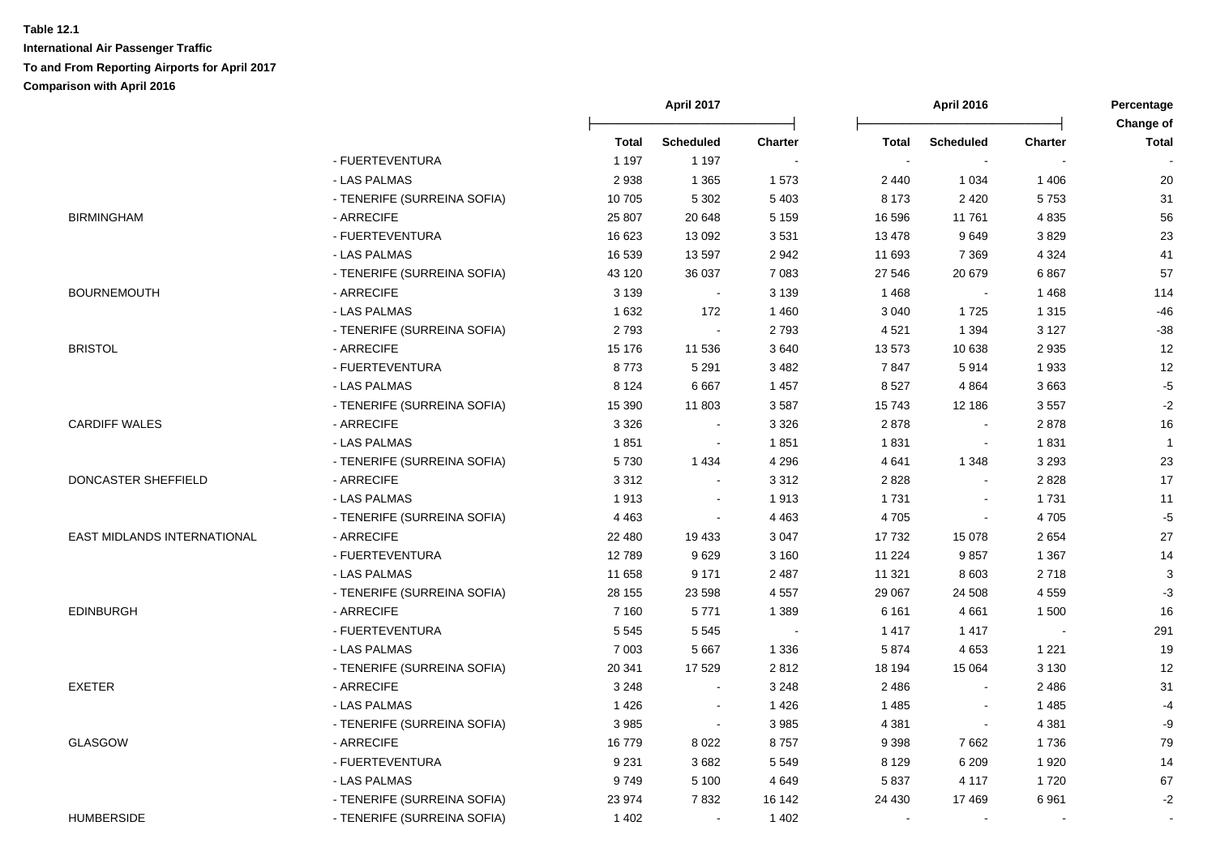**Table 12.1**

**International Air Passenger Traffic**

**To and From Reporting Airports for April 2017**

**Comparison with April 2016**

| | | April 2017 | | | April 2016 | | | Percentage Change of |
|---|---|---|---|---|---|---|---|---|
| | | Total | Scheduled | Charter | Total | Scheduled | Charter | Total |
| | - FUERTEVENTURA | 1 197 | 1 197 | - | - | - | - | - |
| | - LAS PALMAS | 2 938 | 1 365 | 1 573 | 2 440 | 1 034 | 1 406 | 20 |
| | - TENERIFE (SURREINA SOFIA) | 10 705 | 5 302 | 5 403 | 8 173 | 2 420 | 5 753 | 31 |
| BIRMINGHAM | - ARRECIFE | 25 807 | 20 648 | 5 159 | 16 596 | 11 761 | 4 835 | 56 |
| | - FUERTEVENTURA | 16 623 | 13 092 | 3 531 | 13 478 | 9 649 | 3 829 | 23 |
| | - LAS PALMAS | 16 539 | 13 597 | 2 942 | 11 693 | 7 369 | 4 324 | 41 |
| | - TENERIFE (SURREINA SOFIA) | 43 120 | 36 037 | 7 083 | 27 546 | 20 679 | 6 867 | 57 |
| BOURNEMOUTH | - ARRECIFE | 3 139 | - | 3 139 | 1 468 | - | 1 468 | 114 |
| | - LAS PALMAS | 1 632 | 172 | 1 460 | 3 040 | 1 725 | 1 315 | -46 |
| | - TENERIFE (SURREINA SOFIA) | 2 793 | - | 2 793 | 4 521 | 1 394 | 3 127 | -38 |
| BRISTOL | - ARRECIFE | 15 176 | 11 536 | 3 640 | 13 573 | 10 638 | 2 935 | 12 |
| | - FUERTEVENTURA | 8 773 | 5 291 | 3 482 | 7 847 | 5 914 | 1 933 | 12 |
| | - LAS PALMAS | 8 124 | 6 667 | 1 457 | 8 527 | 4 864 | 3 663 | -5 |
| | - TENERIFE (SURREINA SOFIA) | 15 390 | 11 803 | 3 587 | 15 743 | 12 186 | 3 557 | -2 |
| CARDIFF WALES | - ARRECIFE | 3 326 | - | 3 326 | 2 878 | - | 2 878 | 16 |
| | - LAS PALMAS | 1 851 | - | 1 851 | 1 831 | - | 1 831 | 1 |
| | - TENERIFE (SURREINA SOFIA) | 5 730 | 1 434 | 4 296 | 4 641 | 1 348 | 3 293 | 23 |
| DONCASTER SHEFFIELD | - ARRECIFE | 3 312 | - | 3 312 | 2 828 | - | 2 828 | 17 |
| | - LAS PALMAS | 1 913 | - | 1 913 | 1 731 | - | 1 731 | 11 |
| | - TENERIFE (SURREINA SOFIA) | 4 463 | - | 4 463 | 4 705 | - | 4 705 | -5 |
| EAST MIDLANDS INTERNATIONAL | - ARRECIFE | 22 480 | 19 433 | 3 047 | 17 732 | 15 078 | 2 654 | 27 |
| | - FUERTEVENTURA | 12 789 | 9 629 | 3 160 | 11 224 | 9 857 | 1 367 | 14 |
| | - LAS PALMAS | 11 658 | 9 171 | 2 487 | 11 321 | 8 603 | 2 718 | 3 |
| | - TENERIFE (SURREINA SOFIA) | 28 155 | 23 598 | 4 557 | 29 067 | 24 508 | 4 559 | -3 |
| EDINBURGH | - ARRECIFE | 7 160 | 5 771 | 1 389 | 6 161 | 4 661 | 1 500 | 16 |
| | - FUERTEVENTURA | 5 545 | 5 545 | - | 1 417 | 1 417 | - | 291 |
| | - LAS PALMAS | 7 003 | 5 667 | 1 336 | 5 874 | 4 653 | 1 221 | 19 |
| | - TENERIFE (SURREINA SOFIA) | 20 341 | 17 529 | 2 812 | 18 194 | 15 064 | 3 130 | 12 |
| EXETER | - ARRECIFE | 3 248 | - | 3 248 | 2 486 | - | 2 486 | 31 |
| | - LAS PALMAS | 1 426 | - | 1 426 | 1 485 | - | 1 485 | -4 |
| | - TENERIFE (SURREINA SOFIA) | 3 985 | - | 3 985 | 4 381 | - | 4 381 | -9 |
| GLASGOW | - ARRECIFE | 16 779 | 8 022 | 8 757 | 9 398 | 7 662 | 1 736 | 79 |
| | - FUERTEVENTURA | 9 231 | 3 682 | 5 549 | 8 129 | 6 209 | 1 920 | 14 |
| | - LAS PALMAS | 9 749 | 5 100 | 4 649 | 5 837 | 4 117 | 1 720 | 67 |
| | - TENERIFE (SURREINA SOFIA) | 23 974 | 7 832 | 16 142 | 24 430 | 17 469 | 6 961 | -2 |
| HUMBERSIDE | - TENERIFE (SURREINA SOFIA) | 1 402 | - | 1 402 | - | - | - | - |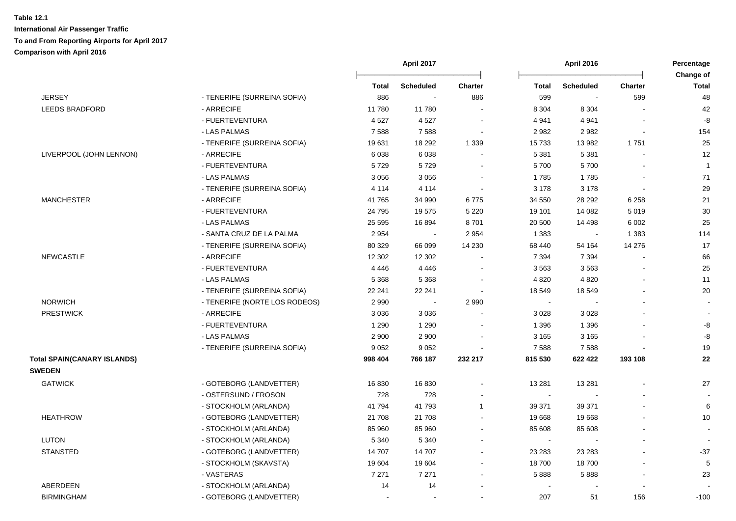**Table 12.1**
**International Air Passenger Traffic**
**To and From Reporting Airports for April 2017**
**Comparison with April 2016**

| | | April 2017 | | | April 2016 | | | Percentage Change of |
|---|---|---|---|---|---|---|---|---|
| | | **Total** | **Scheduled** | **Charter** | **Total** | **Scheduled** | **Charter** | **Total** |
| JERSEY | - TENERIFE (SURREINA SOFIA) | 886 | - | 886 | 599 | - | 599 | 48 |
| LEEDS BRADFORD | - ARRECIFE | 11 780 | 11 780 | - | 8 304 | 8 304 | - | 42 |
| | - FUERTEVENTURA | 4 527 | 4 527 | - | 4 941 | 4 941 | - | -8 |
| | - LAS PALMAS | 7 588 | 7 588 | - | 2 982 | 2 982 | - | 154 |
| | - TENERIFE (SURREINA SOFIA) | 19 631 | 18 292 | 1 339 | 15 733 | 13 982 | 1 751 | 25 |
| LIVERPOOL (JOHN LENNON) | - ARRECIFE | 6 038 | 6 038 | - | 5 381 | 5 381 | - | 12 |
| | - FUERTEVENTURA | 5 729 | 5 729 | - | 5 700 | 5 700 | - | 1 |
| | - LAS PALMAS | 3 056 | 3 056 | - | 1 785 | 1 785 | - | 71 |
| | - TENERIFE (SURREINA SOFIA) | 4 114 | 4 114 | - | 3 178 | 3 178 | - | 29 |
| MANCHESTER | - ARRECIFE | 41 765 | 34 990 | 6 775 | 34 550 | 28 292 | 6 258 | 21 |
| | - FUERTEVENTURA | 24 795 | 19 575 | 5 220 | 19 101 | 14 082 | 5 019 | 30 |
| | - LAS PALMAS | 25 595 | 16 894 | 8 701 | 20 500 | 14 498 | 6 002 | 25 |
| | - SANTA CRUZ DE LA PALMA | 2 954 | - | 2 954 | 1 383 | - | 1 383 | 114 |
| | - TENERIFE (SURREINA SOFIA) | 80 329 | 66 099 | 14 230 | 68 440 | 54 164 | 14 276 | 17 |
| NEWCASTLE | - ARRECIFE | 12 302 | 12 302 | - | 7 394 | 7 394 | - | 66 |
| | - FUERTEVENTURA | 4 446 | 4 446 | - | 3 563 | 3 563 | - | 25 |
| | - LAS PALMAS | 5 368 | 5 368 | - | 4 820 | 4 820 | - | 11 |
| | - TENERIFE (SURREINA SOFIA) | 22 241 | 22 241 | - | 18 549 | 18 549 | - | 20 |
| NORWICH | - TENERIFE (NORTE LOS RODEOS) | 2 990 | - | 2 990 | - | - | - | - |
| PRESTWICK | - ARRECIFE | 3 036 | 3 036 | - | 3 028 | 3 028 | - | - |
| | - FUERTEVENTURA | 1 290 | 1 290 | - | 1 396 | 1 396 | - | -8 |
| | - LAS PALMAS | 2 900 | 2 900 | - | 3 165 | 3 165 | - | -8 |
| | - TENERIFE (SURREINA SOFIA) | 9 052 | 9 052 | - | 7 588 | 7 588 | - | 19 |
| **Total SPAIN(CANARY ISLANDS)** | | **998 404** | **766 187** | **232 217** | **815 530** | **622 422** | **193 108** | **22** |
| **SWEDEN** | | | | | | | | |
| GATWICK | - GOTEBORG (LANDVETTER) | 16 830 | 16 830 | - | 13 281 | 13 281 | - | 27 |
| | - OSTERSUND / FROSON | 728 | 728 | - | - | - | - | - |
| | - STOCKHOLM (ARLANDA) | 41 794 | 41 793 | 1 | 39 371 | 39 371 | - | 6 |
| HEATHROW | - GOTEBORG (LANDVETTER) | 21 708 | 21 708 | - | 19 668 | 19 668 | - | 10 |
| | - STOCKHOLM (ARLANDA) | 85 960 | 85 960 | - | 85 608 | 85 608 | - | - |
| LUTON | - STOCKHOLM (ARLANDA) | 5 340 | 5 340 | - | - | - | - | - |
| STANSTED | - GOTEBORG (LANDVETTER) | 14 707 | 14 707 | - | 23 283 | 23 283 | - | -37 |
| | - STOCKHOLM (SKAVSTA) | 19 604 | 19 604 | - | 18 700 | 18 700 | - | 5 |
| | - VASTERAS | 7 271 | 7 271 | - | 5 888 | 5 888 | - | 23 |
| ABERDEEN | - STOCKHOLM (ARLANDA) | 14 | 14 | - | - | - | - | - |
| BIRMINGHAM | - GOTEBORG (LANDVETTER) | - | - | - | 207 | 51 | 156 | -100 |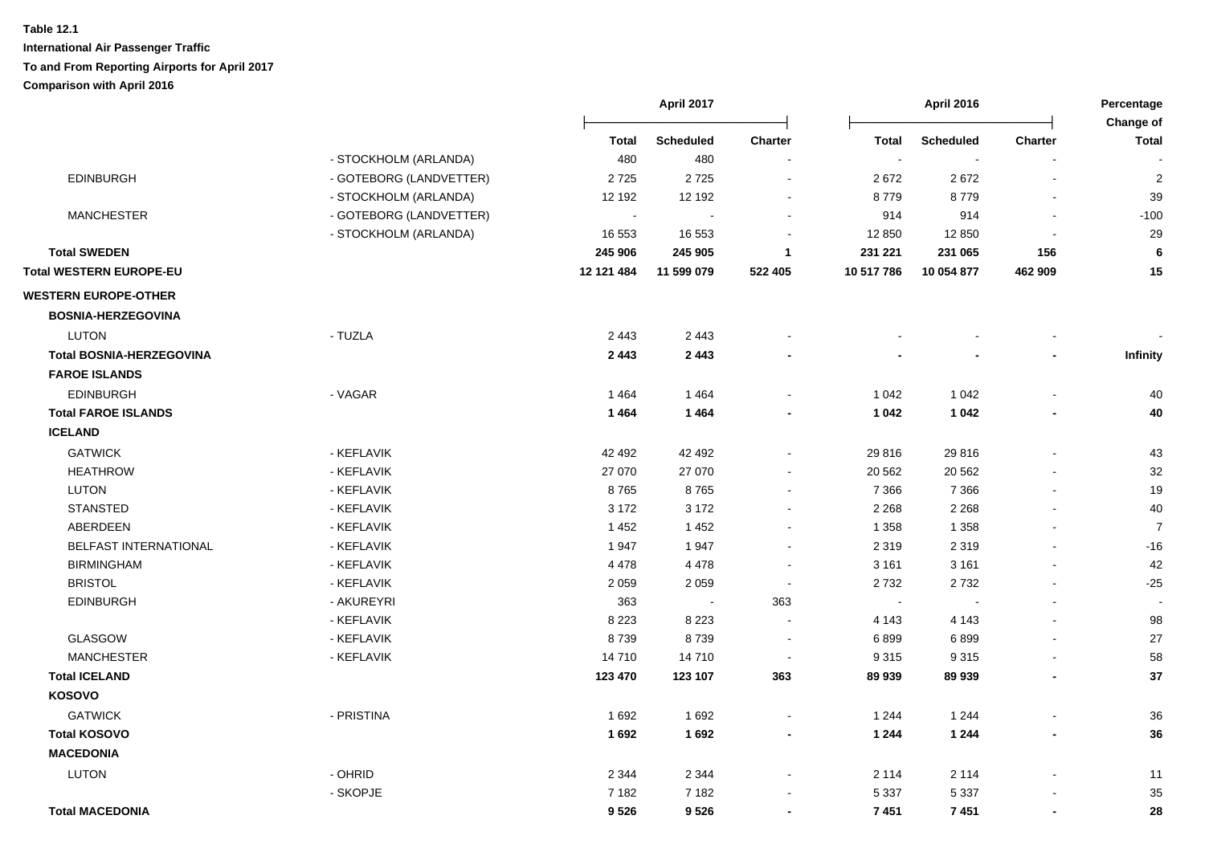**Table 12.1**

**International Air Passenger Traffic**

**To and From Reporting Airports for April 2017**

**Comparison with April 2016**

| | | April 2017 | | | April 2016 | | | Percentage Change of |
|---|---|---|---|---|---|---|---|---|
| | | Total | Scheduled | Charter | Total | Scheduled | Charter | Total |
| | - STOCKHOLM (ARLANDA) | 480 | 480 | - | - | - | - | - |
| EDINBURGH | - GOTEBORG (LANDVETTER) | 2 725 | 2 725 | - | 2 672 | 2 672 | - | 2 |
| | - STOCKHOLM (ARLANDA) | 12 192 | 12 192 | - | 8 779 | 8 779 | - | 39 |
| MANCHESTER | - GOTEBORG (LANDVETTER) | - | - | - | 914 | 914 | - | -100 |
| | - STOCKHOLM (ARLANDA) | 16 553 | 16 553 | - | 12 850 | 12 850 | - | 29 |
| **Total SWEDEN** | | **245 906** | **245 905** | **1** | **231 221** | **231 065** | **156** | **6** |
| **Total WESTERN EUROPE-EU** | | **12 121 484** | **11 599 079** | **522 405** | **10 517 786** | **10 054 877** | **462 909** | **15** |
| **WESTERN EUROPE-OTHER** | | | | | | | | |
| **BOSNIA-HERZEGOVINA** | | | | | | | | |
| LUTON | - TUZLA | 2 443 | 2 443 | - | - | - | - | - |
| **Total BOSNIA-HERZEGOVINA** | | **2 443** | **2 443** | **-** | **-** | **-** | **-** | **Infinity** |
| **FAROE ISLANDS** | | | | | | | | |
| EDINBURGH | - VAGAR | 1 464 | 1 464 | - | 1 042 | 1 042 | - | 40 |
| **Total FAROE ISLANDS** | | **1 464** | **1 464** | **-** | **1 042** | **1 042** | **-** | **40** |
| **ICELAND** | | | | | | | | |
| GATWICK | - KEFLAVIK | 42 492 | 42 492 | - | 29 816 | 29 816 | - | 43 |
| HEATHROW | - KEFLAVIK | 27 070 | 27 070 | - | 20 562 | 20 562 | - | 32 |
| LUTON | - KEFLAVIK | 8 765 | 8 765 | - | 7 366 | 7 366 | - | 19 |
| STANSTED | - KEFLAVIK | 3 172 | 3 172 | - | 2 268 | 2 268 | - | 40 |
| ABERDEEN | - KEFLAVIK | 1 452 | 1 452 | - | 1 358 | 1 358 | - | 7 |
| BELFAST INTERNATIONAL | - KEFLAVIK | 1 947 | 1 947 | - | 2 319 | 2 319 | - | -16 |
| BIRMINGHAM | - KEFLAVIK | 4 478 | 4 478 | - | 3 161 | 3 161 | - | 42 |
| BRISTOL | - KEFLAVIK | 2 059 | 2 059 | - | 2 732 | 2 732 | - | -25 |
| EDINBURGH | - AKUREYRI | 363 | - | 363 | - | - | - | - |
| | - KEFLAVIK | 8 223 | 8 223 | - | 4 143 | 4 143 | - | 98 |
| GLASGOW | - KEFLAVIK | 8 739 | 8 739 | - | 6 899 | 6 899 | - | 27 |
| MANCHESTER | - KEFLAVIK | 14 710 | 14 710 | - | 9 315 | 9 315 | - | 58 |
| **Total ICELAND** | | **123 470** | **123 107** | **363** | **89 939** | **89 939** | **-** | **37** |
| **KOSOVO** | | | | | | | | |
| GATWICK | - PRISTINA | 1 692 | 1 692 | - | 1 244 | 1 244 | - | 36 |
| **Total KOSOVO** | | **1 692** | **1 692** | **-** | **1 244** | **1 244** | **-** | **36** |
| **MACEDONIA** | | | | | | | | |
| LUTON | - OHRID | 2 344 | 2 344 | - | 2 114 | 2 114 | - | 11 |
| | - SKOPJE | 7 182 | 7 182 | - | 5 337 | 5 337 | - | 35 |
| **Total MACEDONIA** | | **9 526** | **9 526** | **-** | **7 451** | **7 451** | **-** | **28** |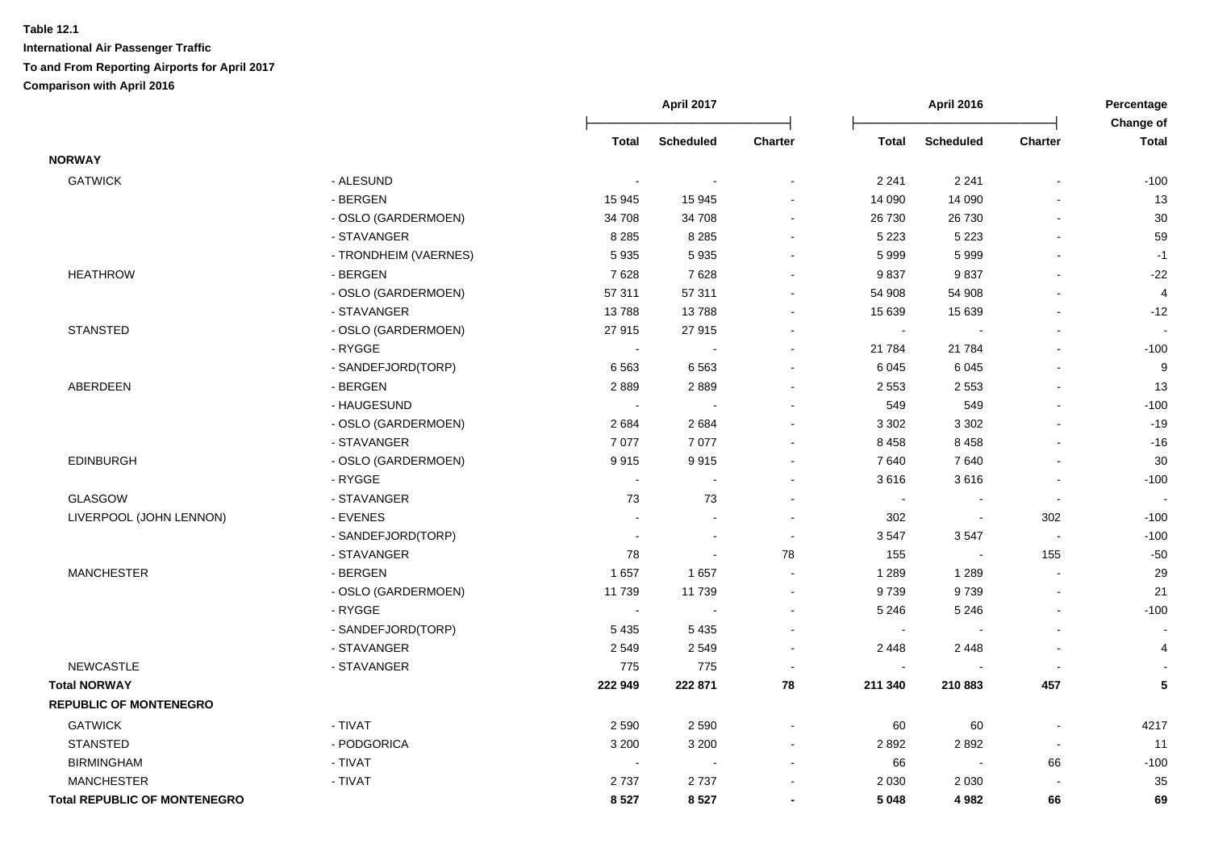**Table 12.1**

**International Air Passenger Traffic**

**To and From Reporting Airports for April 2017**

**Comparison with April 2016**

| | | April 2017 | | | April 2016 | | | Percentage Change of |
|---|---|---|---|---|---|---|---|---|
| | | **Total** | **Scheduled** | **Charter** | **Total** | **Scheduled** | **Charter** | **Total** |
| **NORWAY** | | | | | | | | |
| GATWICK | - ALESUND | - | - | - | 2 241 | 2 241 | - | -100 |
| | - BERGEN | 15 945 | 15 945 | - | 14 090 | 14 090 | - | 13 |
| | - OSLO (GARDERMOEN) | 34 708 | 34 708 | - | 26 730 | 26 730 | - | 30 |
| | - STAVANGER | 8 285 | 8 285 | - | 5 223 | 5 223 | - | 59 |
| | - TRONDHEIM (VAERNES) | 5 935 | 5 935 | - | 5 999 | 5 999 | - | -1 |
| HEATHROW | - BERGEN | 7 628 | 7 628 | - | 9 837 | 9 837 | - | -22 |
| | - OSLO (GARDERMOEN) | 57 311 | 57 311 | - | 54 908 | 54 908 | - | 4 |
| | - STAVANGER | 13 788 | 13 788 | - | 15 639 | 15 639 | - | -12 |
| STANSTED | - OSLO (GARDERMOEN) | 27 915 | 27 915 | - | - | - | - | - |
| | - RYGGE | - | - | - | 21 784 | 21 784 | - | -100 |
| | - SANDEFJORD(TORP) | 6 563 | 6 563 | - | 6 045 | 6 045 | - | 9 |
| ABERDEEN | - BERGEN | 2 889 | 2 889 | - | 2 553 | 2 553 | - | 13 |
| | - HAUGESUND | - | - | - | 549 | 549 | - | -100 |
| | - OSLO (GARDERMOEN) | 2 684 | 2 684 | - | 3 302 | 3 302 | - | -19 |
| | - STAVANGER | 7 077 | 7 077 | - | 8 458 | 8 458 | - | -16 |
| EDINBURGH | - OSLO (GARDERMOEN) | 9 915 | 9 915 | - | 7 640 | 7 640 | - | 30 |
| | - RYGGE | - | - | - | 3 616 | 3 616 | - | -100 |
| GLASGOW | - STAVANGER | 73 | 73 | - | - | - | - | - |
| LIVERPOOL (JOHN LENNON) | - EVENES | - | - | - | 302 | - | 302 | -100 |
| | - SANDEFJORD(TORP) | - | - | - | 3 547 | 3 547 | - | -100 |
| | - STAVANGER | 78 | - | 78 | 155 | - | 155 | -50 |
| MANCHESTER | - BERGEN | 1 657 | 1 657 | - | 1 289 | 1 289 | - | 29 |
| | - OSLO (GARDERMOEN) | 11 739 | 11 739 | - | 9 739 | 9 739 | - | 21 |
| | - RYGGE | - | - | - | 5 246 | 5 246 | - | -100 |
| | - SANDEFJORD(TORP) | 5 435 | 5 435 | - | - | - | - | - |
| | - STAVANGER | 2 549 | 2 549 | - | 2 448 | 2 448 | - | 4 |
| NEWCASTLE | - STAVANGER | 775 | 775 | - | - | - | - | - |
| **Total NORWAY** | | **222 949** | **222 871** | **78** | **211 340** | **210 883** | **457** | **5** |
| **REPUBLIC OF MONTENEGRO** | | | | | | | | |
| GATWICK | - TIVAT | 2 590 | 2 590 | - | 60 | 60 | - | 4217 |
| STANSTED | - PODGORICA | 3 200 | 3 200 | - | 2 892 | 2 892 | - | 11 |
| BIRMINGHAM | - TIVAT | - | - | - | 66 | - | 66 | -100 |
| MANCHESTER | - TIVAT | 2 737 | 2 737 | - | 2 030 | 2 030 | - | 35 |
| **Total REPUBLIC OF MONTENEGRO** | | **8 527** | **8 527** | **-** | **5 048** | **4 982** | **66** | **69** |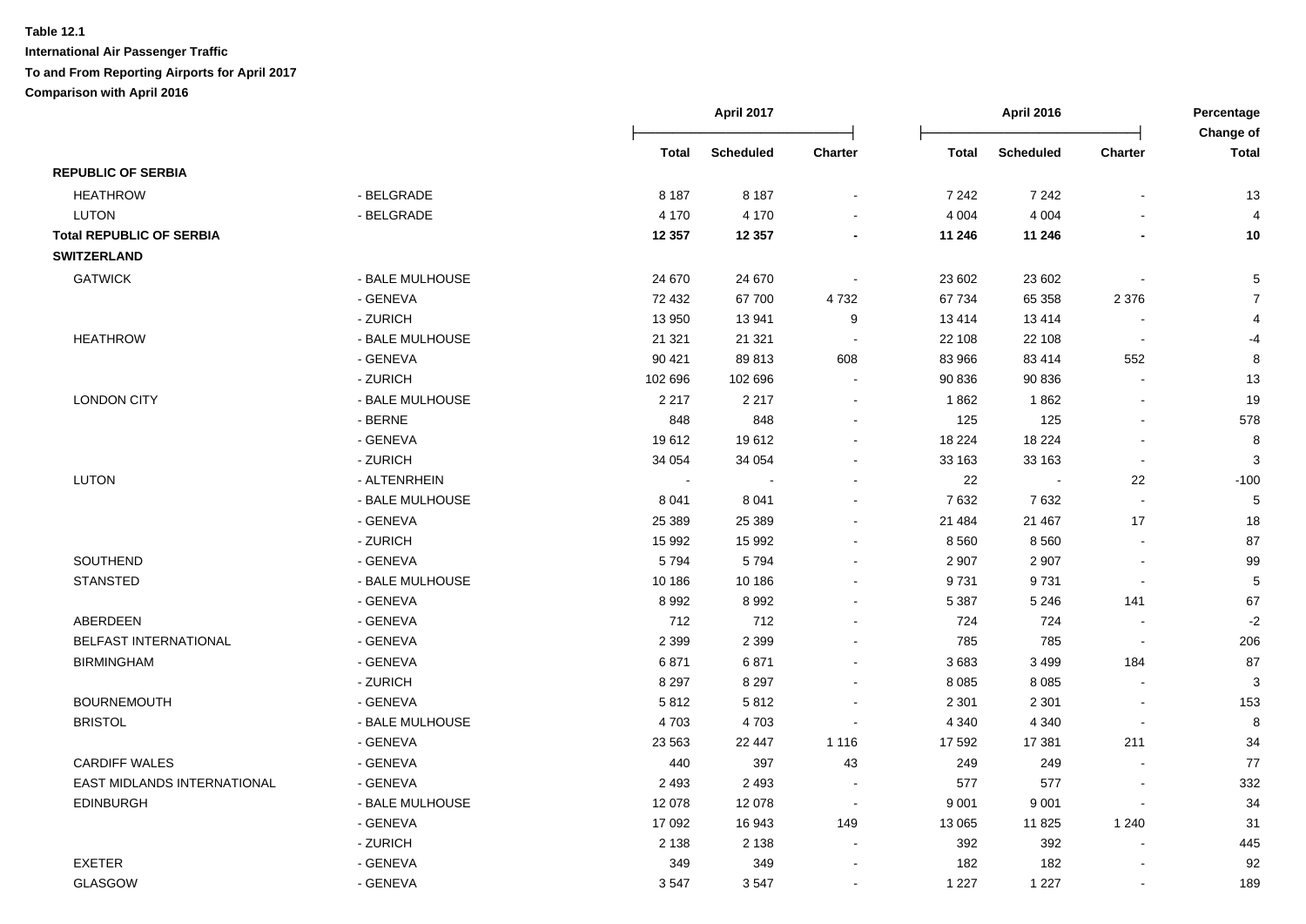**Table 12.1**

**International Air Passenger Traffic**

**To and From Reporting Airports for April 2017**

**Comparison with April 2016**

| | | April 2017 | | | April 2016 | | | Percentage Change of |
|---|---|---|---|---|---|---|---|---|
| | | **Total** | **Scheduled** | **Charter** | **Total** | **Scheduled** | **Charter** | **Total** |
| **REPUBLIC OF SERBIA** | | | | | | | | |
| HEATHROW | - BELGRADE | 8 187 | 8 187 | - | 7 242 | 7 242 | - | 13 |
| LUTON | - BELGRADE | 4 170 | 4 170 | - | 4 004 | 4 004 | - | 4 |
| **Total REPUBLIC OF SERBIA** | | **12 357** | **12 357** | **-** | **11 246** | **11 246** | **-** | **10** |
| **SWITZERLAND** | | | | | | | | |
| GATWICK | - BALE MULHOUSE | 24 670 | 24 670 | - | 23 602 | 23 602 | - | 5 |
| | - GENEVA | 72 432 | 67 700 | 4 732 | 67 734 | 65 358 | 2 376 | 7 |
| | - ZURICH | 13 950 | 13 941 | 9 | 13 414 | 13 414 | - | 4 |
| HEATHROW | - BALE MULHOUSE | 21 321 | 21 321 | - | 22 108 | 22 108 | - | -4 |
| | - GENEVA | 90 421 | 89 813 | 608 | 83 966 | 83 414 | 552 | 8 |
| | - ZURICH | 102 696 | 102 696 | - | 90 836 | 90 836 | - | 13 |
| LONDON CITY | - BALE MULHOUSE | 2 217 | 2 217 | - | 1 862 | 1 862 | - | 19 |
| | - BERNE | 848 | 848 | - | 125 | 125 | - | 578 |
| | - GENEVA | 19 612 | 19 612 | - | 18 224 | 18 224 | - | 8 |
| | - ZURICH | 34 054 | 34 054 | - | 33 163 | 33 163 | - | 3 |
| LUTON | - ALTENRHEIN | - | - | - | 22 | - | 22 | -100 |
| | - BALE MULHOUSE | 8 041 | 8 041 | - | 7 632 | 7 632 | - | 5 |
| | - GENEVA | 25 389 | 25 389 | - | 21 484 | 21 467 | 17 | 18 |
| | - ZURICH | 15 992 | 15 992 | - | 8 560 | 8 560 | - | 87 |
| SOUTHEND | - GENEVA | 5 794 | 5 794 | - | 2 907 | 2 907 | - | 99 |
| STANSTED | - BALE MULHOUSE | 10 186 | 10 186 | - | 9 731 | 9 731 | - | 5 |
| | - GENEVA | 8 992 | 8 992 | - | 5 387 | 5 246 | 141 | 67 |
| ABERDEEN | - GENEVA | 712 | 712 | - | 724 | 724 | - | -2 |
| BELFAST INTERNATIONAL | - GENEVA | 2 399 | 2 399 | - | 785 | 785 | - | 206 |
| BIRMINGHAM | - GENEVA | 6 871 | 6 871 | - | 3 683 | 3 499 | 184 | 87 |
| | - ZURICH | 8 297 | 8 297 | - | 8 085 | 8 085 | - | 3 |
| BOURNEMOUTH | - GENEVA | 5 812 | 5 812 | - | 2 301 | 2 301 | - | 153 |
| BRISTOL | - BALE MULHOUSE | 4 703 | 4 703 | - | 4 340 | 4 340 | - | 8 |
| | - GENEVA | 23 563 | 22 447 | 1 116 | 17 592 | 17 381 | 211 | 34 |
| CARDIFF WALES | - GENEVA | 440 | 397 | 43 | 249 | 249 | - | 77 |
| EAST MIDLANDS INTERNATIONAL | - GENEVA | 2 493 | 2 493 | - | 577 | 577 | - | 332 |
| EDINBURGH | - BALE MULHOUSE | 12 078 | 12 078 | - | 9 001 | 9 001 | - | 34 |
| | - GENEVA | 17 092 | 16 943 | 149 | 13 065 | 11 825 | 1 240 | 31 |
| | - ZURICH | 2 138 | 2 138 | - | 392 | 392 | - | 445 |
| EXETER | - GENEVA | 349 | 349 | - | 182 | 182 | - | 92 |
| GLASGOW | - GENEVA | 3 547 | 3 547 | - | 1 227 | 1 227 | - | 189 |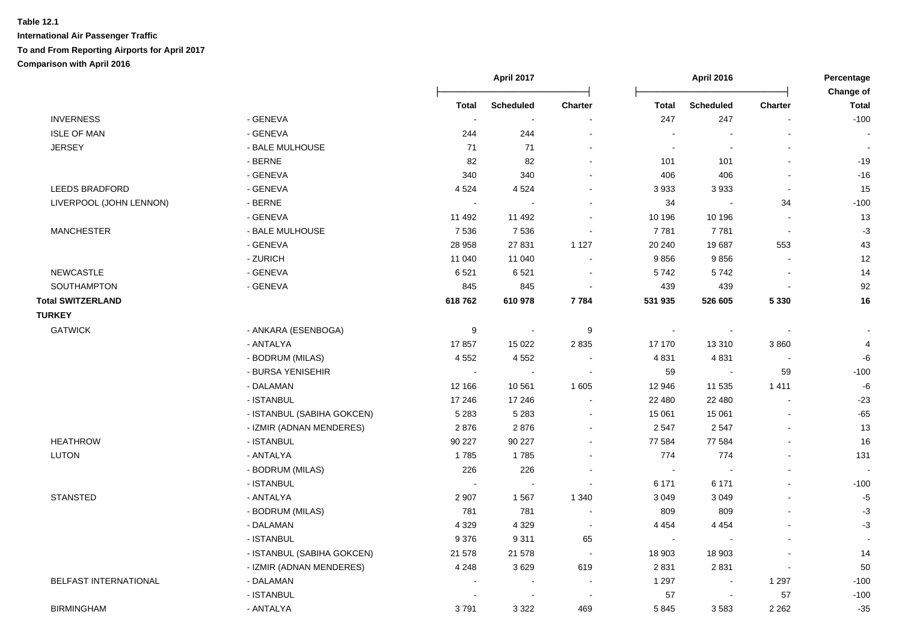**Table 12.1**
**International Air Passenger Traffic**
**To and From Reporting Airports for April 2017**
**Comparison with April 2016**

| | | April 2017 | | | April 2016 | | | Percentage Change of |
|---|---|---|---|---|---|---|---|---|
| | | Total | Scheduled | Charter | Total | Scheduled | Charter | Total |
| INVERNESS | - GENEVA | - | - | - | 247 | 247 | - | -100 |
| ISLE OF MAN | - GENEVA | 244 | 244 | - | - | - | - | - |
| JERSEY | - BALE MULHOUSE | 71 | 71 | - | - | - | - | - |
| | - BERNE | 82 | 82 | - | 101 | 101 | - | -19 |
| | - GENEVA | 340 | 340 | - | 406 | 406 | - | -16 |
| LEEDS BRADFORD | - GENEVA | 4 524 | 4 524 | - | 3 933 | 3 933 | - | 15 |
| LIVERPOOL (JOHN LENNON) | - BERNE | - | - | - | 34 | - | 34 | -100 |
| | - GENEVA | 11 492 | 11 492 | - | 10 196 | 10 196 | - | 13 |
| MANCHESTER | - BALE MULHOUSE | 7 536 | 7 536 | - | 7 781 | 7 781 | - | -3 |
| | - GENEVA | 28 958 | 27 831 | 1 127 | 20 240 | 19 687 | 553 | 43 |
| | - ZURICH | 11 040 | 11 040 | - | 9 856 | 9 856 | - | 12 |
| NEWCASTLE | - GENEVA | 6 521 | 6 521 | - | 5 742 | 5 742 | - | 14 |
| SOUTHAMPTON | - GENEVA | 845 | 845 | - | 439 | 439 | - | 92 |
| **Total SWITZERLAND** | | **618 762** | **610 978** | **7 784** | **531 935** | **526 605** | **5 330** | **16** |
| **TURKEY** | | | | | | | | |
| GATWICK | - ANKARA (ESENBOGA) | 9 | - | 9 | - | - | - | - |
| | - ANTALYA | 17 857 | 15 022 | 2 835 | 17 170 | 13 310 | 3 860 | 4 |
| | - BODRUM (MILAS) | 4 552 | 4 552 | - | 4 831 | 4 831 | - | -6 |
| | - BURSA YENISEHIR | - | - | - | 59 | - | 59 | -100 |
| | - DALAMAN | 12 166 | 10 561 | 1 605 | 12 946 | 11 535 | 1 411 | -6 |
| | - ISTANBUL | 17 246 | 17 246 | - | 22 480 | 22 480 | - | -23 |
| | - ISTANBUL (SABIHA GOKCEN) | 5 283 | 5 283 | - | 15 061 | 15 061 | - | -65 |
| | - IZMIR (ADNAN MENDERES) | 2 876 | 2 876 | - | 2 547 | 2 547 | - | 13 |
| HEATHROW | - ISTANBUL | 90 227 | 90 227 | - | 77 584 | 77 584 | - | 16 |
| LUTON | - ANTALYA | 1 785 | 1 785 | - | 774 | 774 | - | 131 |
| | - BODRUM (MILAS) | 226 | 226 | - | - | - | - | - |
| | - ISTANBUL | - | - | - | 6 171 | 6 171 | - | -100 |
| STANSTED | - ANTALYA | 2 907 | 1 567 | 1 340 | 3 049 | 3 049 | - | -5 |
| | - BODRUM (MILAS) | 781 | 781 | - | 809 | 809 | - | -3 |
| | - DALAMAN | 4 329 | 4 329 | - | 4 454 | 4 454 | - | -3 |
| | - ISTANBUL | 9 376 | 9 311 | 65 | - | - | - | - |
| | - ISTANBUL (SABIHA GOKCEN) | 21 578 | 21 578 | - | 18 903 | 18 903 | - | 14 |
| | - IZMIR (ADNAN MENDERES) | 4 248 | 3 629 | 619 | 2 831 | 2 831 | - | 50 |
| BELFAST INTERNATIONAL | - DALAMAN | - | - | - | 1 297 | - | 1 297 | -100 |
| | - ISTANBUL | - | - | - | 57 | - | 57 | -100 |
| BIRMINGHAM | - ANTALYA | 3 791 | 3 322 | 469 | 5 845 | 3 583 | 2 262 | -35 |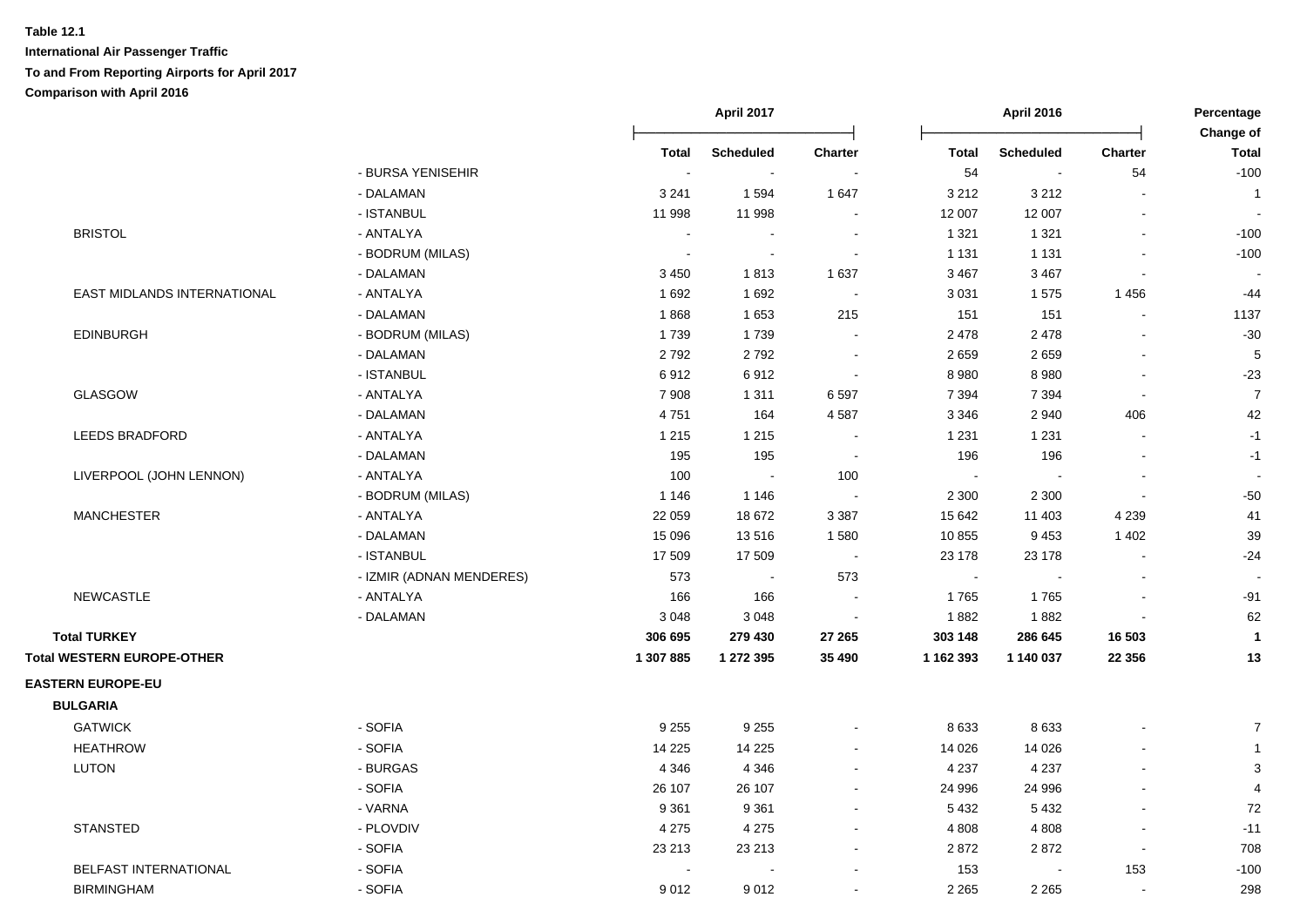**Table 12.1**

**International Air Passenger Traffic**

**To and From Reporting Airports for April 2017**

**Comparison with April 2016**

| | | April 2017 | | | April 2016 | | | Percentage Change of |
|---|---|---|---|---|---|---|---|---|
| | | **Total** | **Scheduled** | **Charter** | **Total** | **Scheduled** | **Charter** | **Total** |
| | - BURSA YENISEHIR | - | - | - | 54 | - | 54 | -100 |
| | - DALAMAN | 3 241 | 1 594 | 1 647 | 3 212 | 3 212 | - | 1 |
| | - ISTANBUL | 11 998 | 11 998 | - | 12 007 | 12 007 | - | - |
| BRISTOL | - ANTALYA | - | - | - | 1 321 | 1 321 | - | -100 |
| | - BODRUM (MILAS) | - | - | - | 1 131 | 1 131 | - | -100 |
| | - DALAMAN | 3 450 | 1 813 | 1 637 | 3 467 | 3 467 | - | - |
| EAST MIDLANDS INTERNATIONAL | - ANTALYA | 1 692 | 1 692 | - | 3 031 | 1 575 | 1 456 | -44 |
| | - DALAMAN | 1 868 | 1 653 | 215 | 151 | 151 | - | 1137 |
| EDINBURGH | - BODRUM (MILAS) | 1 739 | 1 739 | - | 2 478 | 2 478 | - | -30 |
| | - DALAMAN | 2 792 | 2 792 | - | 2 659 | 2 659 | - | 5 |
| | - ISTANBUL | 6 912 | 6 912 | - | 8 980 | 8 980 | - | -23 |
| GLASGOW | - ANTALYA | 7 908 | 1 311 | 6 597 | 7 394 | 7 394 | - | 7 |
| | - DALAMAN | 4 751 | 164 | 4 587 | 3 346 | 2 940 | 406 | 42 |
| LEEDS BRADFORD | - ANTALYA | 1 215 | 1 215 | - | 1 231 | 1 231 | - | -1 |
| | - DALAMAN | 195 | 195 | - | 196 | 196 | - | -1 |
| LIVERPOOL (JOHN LENNON) | - ANTALYA | 100 | - | 100 | - | - | - | - |
| | - BODRUM (MILAS) | 1 146 | 1 146 | - | 2 300 | 2 300 | - | -50 |
| MANCHESTER | - ANTALYA | 22 059 | 18 672 | 3 387 | 15 642 | 11 403 | 4 239 | 41 |
| | - DALAMAN | 15 096 | 13 516 | 1 580 | 10 855 | 9 453 | 1 402 | 39 |
| | - ISTANBUL | 17 509 | 17 509 | - | 23 178 | 23 178 | - | -24 |
| | - IZMIR (ADNAN MENDERES) | 573 | - | 573 | - | - | - | - |
| NEWCASTLE | - ANTALYA | 166 | 166 | - | 1 765 | 1 765 | - | -91 |
| | - DALAMAN | 3 048 | 3 048 | - | 1 882 | 1 882 | - | 62 |
| **Total TURKEY** | | **306 695** | **279 430** | **27 265** | **303 148** | **286 645** | **16 503** | **1** |
| **Total WESTERN EUROPE-OTHER** | | **1 307 885** | **1 272 395** | **35 490** | **1 162 393** | **1 140 037** | **22 356** | **13** |
| **EASTERN EUROPE-EU** | | | | | | | | |
| **BULGARIA** | | | | | | | | |
| GATWICK | - SOFIA | 9 255 | 9 255 | - | 8 633 | 8 633 | - | 7 |
| HEATHROW | - SOFIA | 14 225 | 14 225 | - | 14 026 | 14 026 | - | 1 |
| LUTON | - BURGAS | 4 346 | 4 346 | - | 4 237 | 4 237 | - | 3 |
| | - SOFIA | 26 107 | 26 107 | - | 24 996 | 24 996 | - | 4 |
| | - VARNA | 9 361 | 9 361 | - | 5 432 | 5 432 | - | 72 |
| STANSTED | - PLOVDIV | 4 275 | 4 275 | - | 4 808 | 4 808 | - | -11 |
| | - SOFIA | 23 213 | 23 213 | - | 2 872 | 2 872 | - | 708 |
| BELFAST INTERNATIONAL | - SOFIA | - | - | - | 153 | - | 153 | -100 |
| BIRMINGHAM | - SOFIA | 9 012 | 9 012 | - | 2 265 | 2 265 | - | 298 |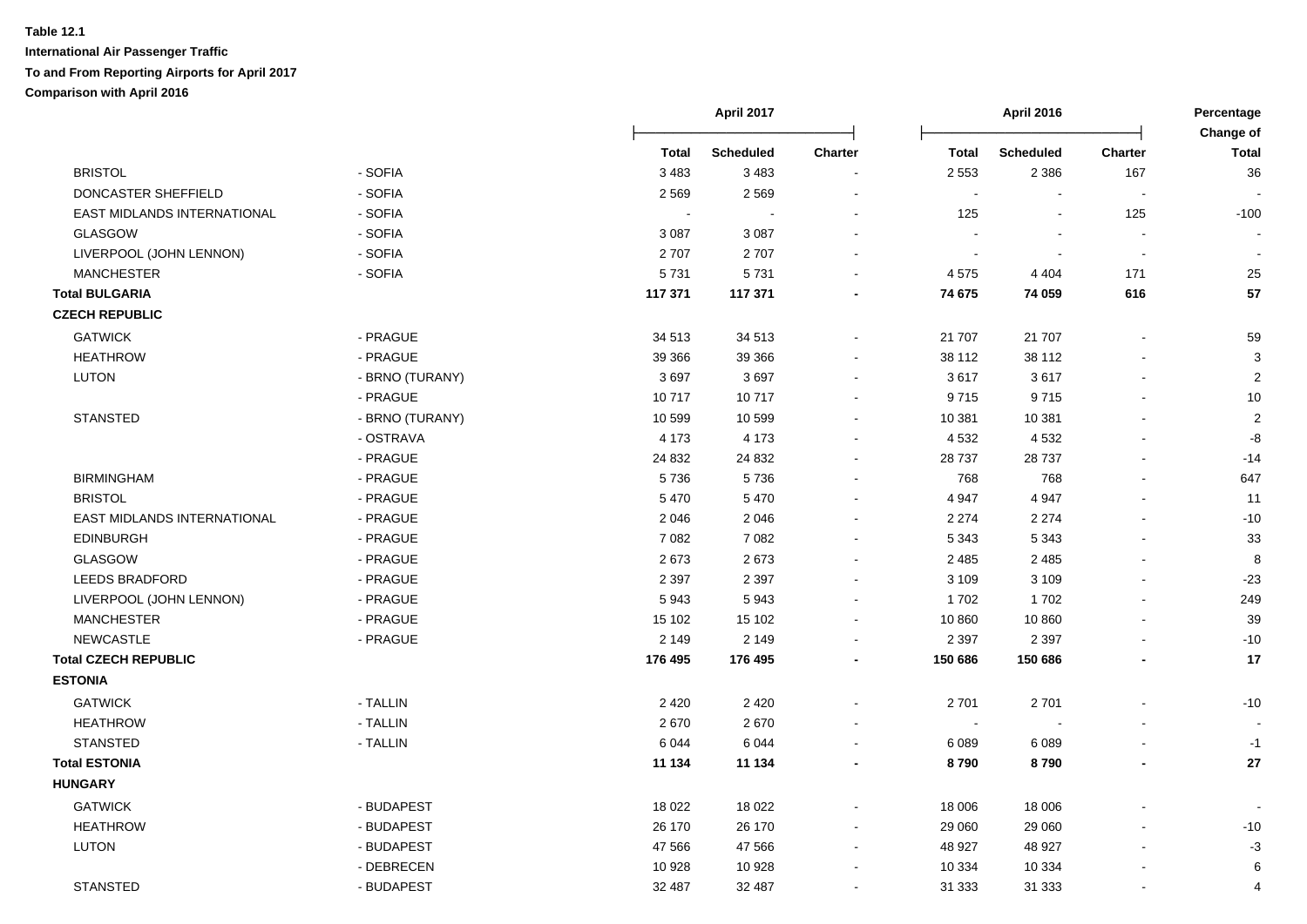**Table 12.1**

**International Air Passenger Traffic**

**To and From Reporting Airports for April 2017**

**Comparison with April 2016**

| | | April 2017 | | | April 2016 | | | Percentage Change of |
|---|---|---|---|---|---|---|---|---|
| | | Total | Scheduled | Charter | Total | Scheduled | Charter | Total |
| BRISTOL | - SOFIA | 3 483 | 3 483 | - | 2 553 | 2 386 | 167 | 36 |
| DONCASTER SHEFFIELD | - SOFIA | 2 569 | 2 569 | - | - | - | - | - |
| EAST MIDLANDS INTERNATIONAL | - SOFIA | - | - | - | 125 | - | 125 | -100 |
| GLASGOW | - SOFIA | 3 087 | 3 087 | - | - | - | - | - |
| LIVERPOOL (JOHN LENNON) | - SOFIA | 2 707 | 2 707 | - | - | - | - | - |
| MANCHESTER | - SOFIA | 5 731 | 5 731 | - | 4 575 | 4 404 | 171 | 25 |
| **Total BULGARIA** | | **117 371** | **117 371** | **-** | **74 675** | **74 059** | **616** | **57** |
| **CZECH REPUBLIC** | | | | | | | | |
| GATWICK | - PRAGUE | 34 513 | 34 513 | - | 21 707 | 21 707 | - | 59 |
| HEATHROW | - PRAGUE | 39 366 | 39 366 | - | 38 112 | 38 112 | - | 3 |
| LUTON | - BRNO (TURANY) | 3 697 | 3 697 | - | 3 617 | 3 617 | - | 2 |
| | - PRAGUE | 10 717 | 10 717 | - | 9 715 | 9 715 | - | 10 |
| STANSTED | - BRNO (TURANY) | 10 599 | 10 599 | - | 10 381 | 10 381 | - | 2 |
| | - OSTRAVA | 4 173 | 4 173 | - | 4 532 | 4 532 | - | -8 |
| | - PRAGUE | 24 832 | 24 832 | - | 28 737 | 28 737 | - | -14 |
| BIRMINGHAM | - PRAGUE | 5 736 | 5 736 | - | 768 | 768 | - | 647 |
| BRISTOL | - PRAGUE | 5 470 | 5 470 | - | 4 947 | 4 947 | - | 11 |
| EAST MIDLANDS INTERNATIONAL | - PRAGUE | 2 046 | 2 046 | - | 2 274 | 2 274 | - | -10 |
| EDINBURGH | - PRAGUE | 7 082 | 7 082 | - | 5 343 | 5 343 | - | 33 |
| GLASGOW | - PRAGUE | 2 673 | 2 673 | - | 2 485 | 2 485 | - | 8 |
| LEEDS BRADFORD | - PRAGUE | 2 397 | 2 397 | - | 3 109 | 3 109 | - | -23 |
| LIVERPOOL (JOHN LENNON) | - PRAGUE | 5 943 | 5 943 | - | 1 702 | 1 702 | - | 249 |
| MANCHESTER | - PRAGUE | 15 102 | 15 102 | - | 10 860 | 10 860 | - | 39 |
| NEWCASTLE | - PRAGUE | 2 149 | 2 149 | - | 2 397 | 2 397 | - | -10 |
| **Total CZECH REPUBLIC** | | **176 495** | **176 495** | **-** | **150 686** | **150 686** | **-** | **17** |
| **ESTONIA** | | | | | | | | |
| GATWICK | - TALLIN | 2 420 | 2 420 | - | 2 701 | 2 701 | - | -10 |
| HEATHROW | - TALLIN | 2 670 | 2 670 | - | - | - | - | - |
| STANSTED | - TALLIN | 6 044 | 6 044 | - | 6 089 | 6 089 | - | -1 |
| **Total ESTONIA** | | **11 134** | **11 134** | **-** | **8 790** | **8 790** | **-** | **27** |
| **HUNGARY** | | | | | | | | |
| GATWICK | - BUDAPEST | 18 022 | 18 022 | - | 18 006 | 18 006 | - | - |
| HEATHROW | - BUDAPEST | 26 170 | 26 170 | - | 29 060 | 29 060 | - | -10 |
| LUTON | - BUDAPEST | 47 566 | 47 566 | - | 48 927 | 48 927 | - | -3 |
| | - DEBRECEN | 10 928 | 10 928 | - | 10 334 | 10 334 | - | 6 |
| STANSTED | - BUDAPEST | 32 487 | 32 487 | - | 31 333 | 31 333 | - | 4 |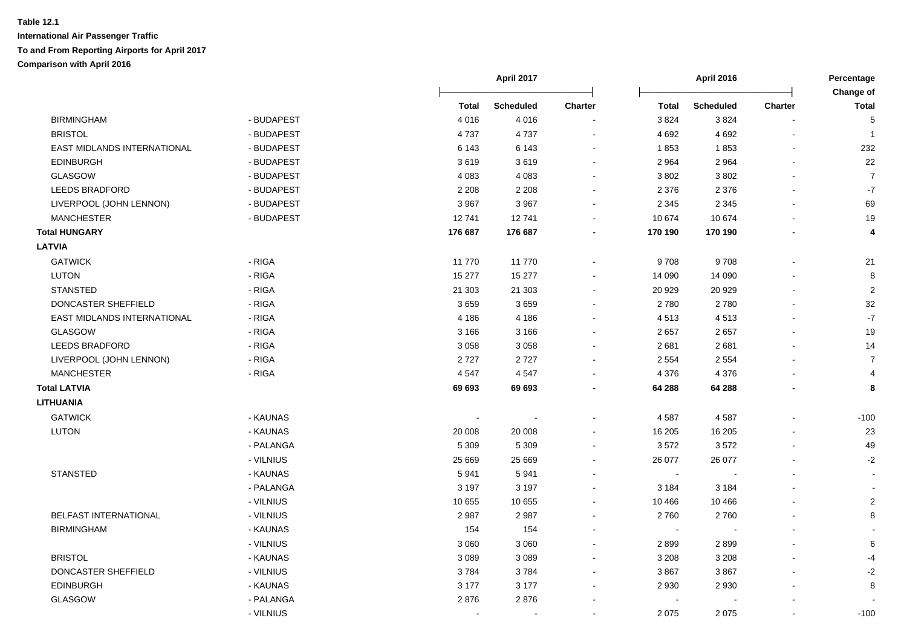**Table 12.1**

**International Air Passenger Traffic**

**To and From Reporting Airports for April 2017**

**Comparison with April 2016**

| | | April 2017 | | | April 2016 | | | Percentage Change of |
|---|---|---|---|---|---|---|---|---|
| | | **Total** | **Scheduled** | **Charter** | **Total** | **Scheduled** | **Charter** | **Total** |
| BIRMINGHAM | - BUDAPEST | 4 016 | 4 016 | - | 3 824 | 3 824 | - | 5 |
| BRISTOL | - BUDAPEST | 4 737 | 4 737 | - | 4 692 | 4 692 | - | 1 |
| EAST MIDLANDS INTERNATIONAL | - BUDAPEST | 6 143 | 6 143 | - | 1 853 | 1 853 | - | 232 |
| EDINBURGH | - BUDAPEST | 3 619 | 3 619 | - | 2 964 | 2 964 | - | 22 |
| GLASGOW | - BUDAPEST | 4 083 | 4 083 | - | 3 802 | 3 802 | - | 7 |
| LEEDS BRADFORD | - BUDAPEST | 2 208 | 2 208 | - | 2 376 | 2 376 | - | -7 |
| LIVERPOOL (JOHN LENNON) | - BUDAPEST | 3 967 | 3 967 | - | 2 345 | 2 345 | - | 69 |
| MANCHESTER | - BUDAPEST | 12 741 | 12 741 | - | 10 674 | 10 674 | - | 19 |
| **Total HUNGARY** | | **176 687** | **176 687** | **-** | **170 190** | **170 190** | **-** | **4** |
| **LATVIA** | | | | | | | | |
| GATWICK | - RIGA | 11 770 | 11 770 | - | 9 708 | 9 708 | - | 21 |
| LUTON | - RIGA | 15 277 | 15 277 | - | 14 090 | 14 090 | - | 8 |
| STANSTED | - RIGA | 21 303 | 21 303 | - | 20 929 | 20 929 | - | 2 |
| DONCASTER SHEFFIELD | - RIGA | 3 659 | 3 659 | - | 2 780 | 2 780 | - | 32 |
| EAST MIDLANDS INTERNATIONAL | - RIGA | 4 186 | 4 186 | - | 4 513 | 4 513 | - | -7 |
| GLASGOW | - RIGA | 3 166 | 3 166 | - | 2 657 | 2 657 | - | 19 |
| LEEDS BRADFORD | - RIGA | 3 058 | 3 058 | - | 2 681 | 2 681 | - | 14 |
| LIVERPOOL (JOHN LENNON) | - RIGA | 2 727 | 2 727 | - | 2 554 | 2 554 | - | 7 |
| MANCHESTER | - RIGA | 4 547 | 4 547 | - | 4 376 | 4 376 | - | 4 |
| **Total LATVIA** | | **69 693** | **69 693** | **-** | **64 288** | **64 288** | **-** | **8** |
| **LITHUANIA** | | | | | | | | |
| GATWICK | - KAUNAS | - | - | - | 4 587 | 4 587 | - | -100 |
| LUTON | - KAUNAS | 20 008 | 20 008 | - | 16 205 | 16 205 | - | 23 |
| | - PALANGA | 5 309 | 5 309 | - | 3 572 | 3 572 | - | 49 |
| | - VILNIUS | 25 669 | 25 669 | - | 26 077 | 26 077 | - | -2 |
| STANSTED | - KAUNAS | 5 941 | 5 941 | - | - | - | - | - |
| | - PALANGA | 3 197 | 3 197 | - | 3 184 | 3 184 | - | - |
| | - VILNIUS | 10 655 | 10 655 | - | 10 466 | 10 466 | - | 2 |
| BELFAST INTERNATIONAL | - VILNIUS | 2 987 | 2 987 | - | 2 760 | 2 760 | - | 8 |
| BIRMINGHAM | - KAUNAS | 154 | 154 | - | - | - | - | - |
| | - VILNIUS | 3 060 | 3 060 | - | 2 899 | 2 899 | - | 6 |
| BRISTOL | - KAUNAS | 3 089 | 3 089 | - | 3 208 | 3 208 | - | -4 |
| DONCASTER SHEFFIELD | - VILNIUS | 3 784 | 3 784 | - | 3 867 | 3 867 | - | -2 |
| EDINBURGH | - KAUNAS | 3 177 | 3 177 | - | 2 930 | 2 930 | - | 8 |
| GLASGOW | - PALANGA | 2 876 | 2 876 | - | - | - | - | - |
| | - VILNIUS | - | - | - | 2 075 | 2 075 | - | -100 |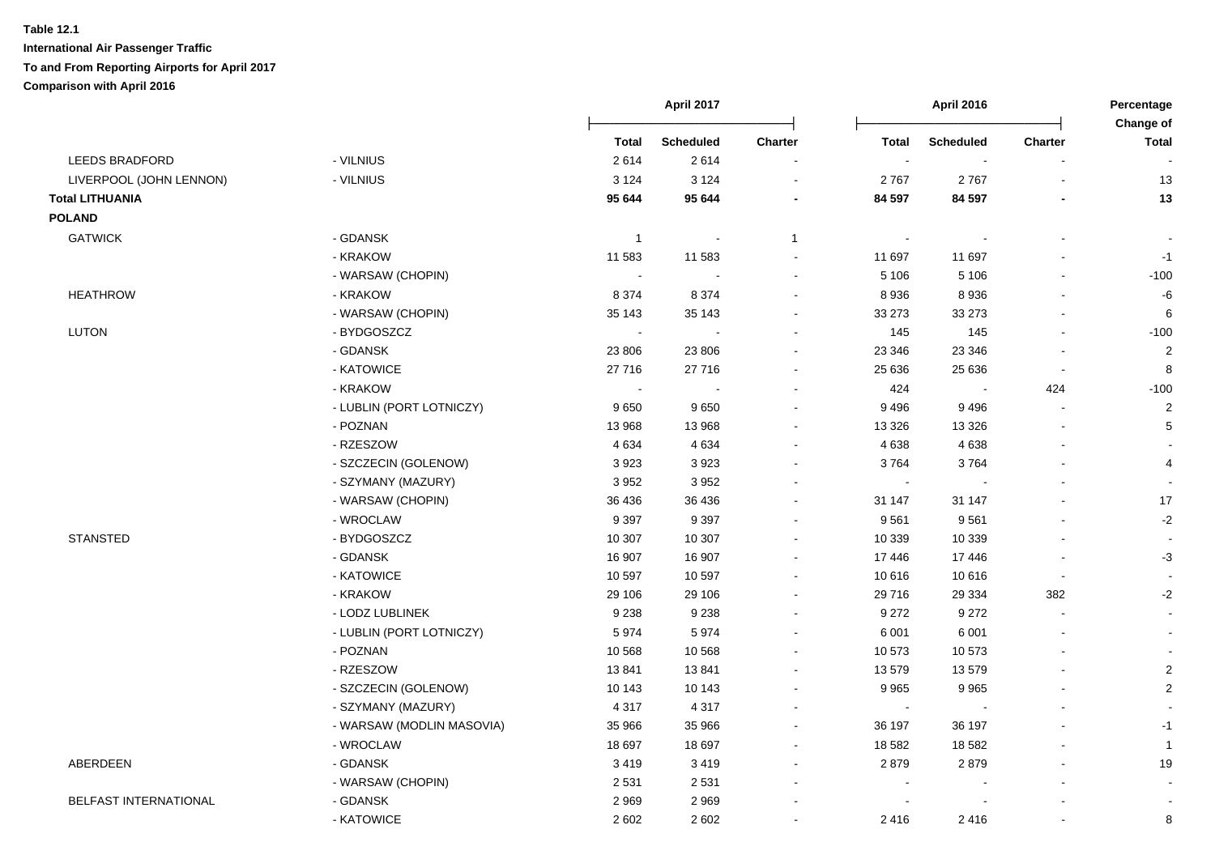**Table 12.1**

**International Air Passenger Traffic**

**To and From Reporting Airports for April 2017**

**Comparison with April 2016**

| | | April 2017 | | | April 2016 | | | Percentage Change of |
|---|---|---|---|---|---|---|---|---|
| | | Total | Scheduled | Charter | Total | Scheduled | Charter | Total |
| LEEDS BRADFORD | - VILNIUS | 2 614 | 2 614 | - | - | - | - | - |
| LIVERPOOL (JOHN LENNON) | - VILNIUS | 3 124 | 3 124 | - | 2 767 | 2 767 | - | 13 |
| **Total LITHUANIA** | | **95 644** | **95 644** | **-** | **84 597** | **84 597** | **-** | **13** |
| **POLAND** | | | | | | | | |
| GATWICK | - GDANSK | 1 | - | 1 | - | - | - | - |
| | - KRAKOW | 11 583 | 11 583 | - | 11 697 | 11 697 | - | -1 |
| | - WARSAW (CHOPIN) | - | - | - | 5 106 | 5 106 | - | -100 |
| HEATHROW | - KRAKOW | 8 374 | 8 374 | - | 8 936 | 8 936 | - | -6 |
| | - WARSAW (CHOPIN) | 35 143 | 35 143 | - | 33 273 | 33 273 | - | 6 |
| LUTON | - BYDGOSZCZ | - | - | - | 145 | 145 | - | -100 |
| | - GDANSK | 23 806 | 23 806 | - | 23 346 | 23 346 | - | 2 |
| | - KATOWICE | 27 716 | 27 716 | - | 25 636 | 25 636 | - | 8 |
| | - KRAKOW | - | - | - | 424 | - | 424 | -100 |
| | - LUBLIN (PORT LOTNICZY) | 9 650 | 9 650 | - | 9 496 | 9 496 | - | 2 |
| | - POZNAN | 13 968 | 13 968 | - | 13 326 | 13 326 | - | 5 |
| | - RZESZOW | 4 634 | 4 634 | - | 4 638 | 4 638 | - | - |
| | - SZCZECIN (GOLENOW) | 3 923 | 3 923 | - | 3 764 | 3 764 | - | 4 |
| | - SZYMANY (MAZURY) | 3 952 | 3 952 | - | - | - | - | - |
| | - WARSAW (CHOPIN) | 36 436 | 36 436 | - | 31 147 | 31 147 | - | 17 |
| | - WROCLAW | 9 397 | 9 397 | - | 9 561 | 9 561 | - | -2 |
| STANSTED | - BYDGOSZCZ | 10 307 | 10 307 | - | 10 339 | 10 339 | - | - |
| | - GDANSK | 16 907 | 16 907 | - | 17 446 | 17 446 | - | -3 |
| | - KATOWICE | 10 597 | 10 597 | - | 10 616 | 10 616 | - | - |
| | - KRAKOW | 29 106 | 29 106 | - | 29 716 | 29 334 | 382 | -2 |
| | - LODZ LUBLINEK | 9 238 | 9 238 | - | 9 272 | 9 272 | - | - |
| | - LUBLIN (PORT LOTNICZY) | 5 974 | 5 974 | - | 6 001 | 6 001 | - | - |
| | - POZNAN | 10 568 | 10 568 | - | 10 573 | 10 573 | - | - |
| | - RZESZOW | 13 841 | 13 841 | - | 13 579 | 13 579 | - | 2 |
| | - SZCZECIN (GOLENOW) | 10 143 | 10 143 | - | 9 965 | 9 965 | - | 2 |
| | - SZYMANY (MAZURY) | 4 317 | 4 317 | - | - | - | - | - |
| | - WARSAW (MODLIN MASOVIA) | 35 966 | 35 966 | - | 36 197 | 36 197 | - | -1 |
| | - WROCLAW | 18 697 | 18 697 | - | 18 582 | 18 582 | - | 1 |
| ABERDEEN | - GDANSK | 3 419 | 3 419 | - | 2 879 | 2 879 | - | 19 |
| | - WARSAW (CHOPIN) | 2 531 | 2 531 | - | - | - | - | - |
| BELFAST INTERNATIONAL | - GDANSK | 2 969 | 2 969 | - | - | - | - | - |
| | - KATOWICE | 2 602 | 2 602 | - | 2 416 | 2 416 | - | 8 |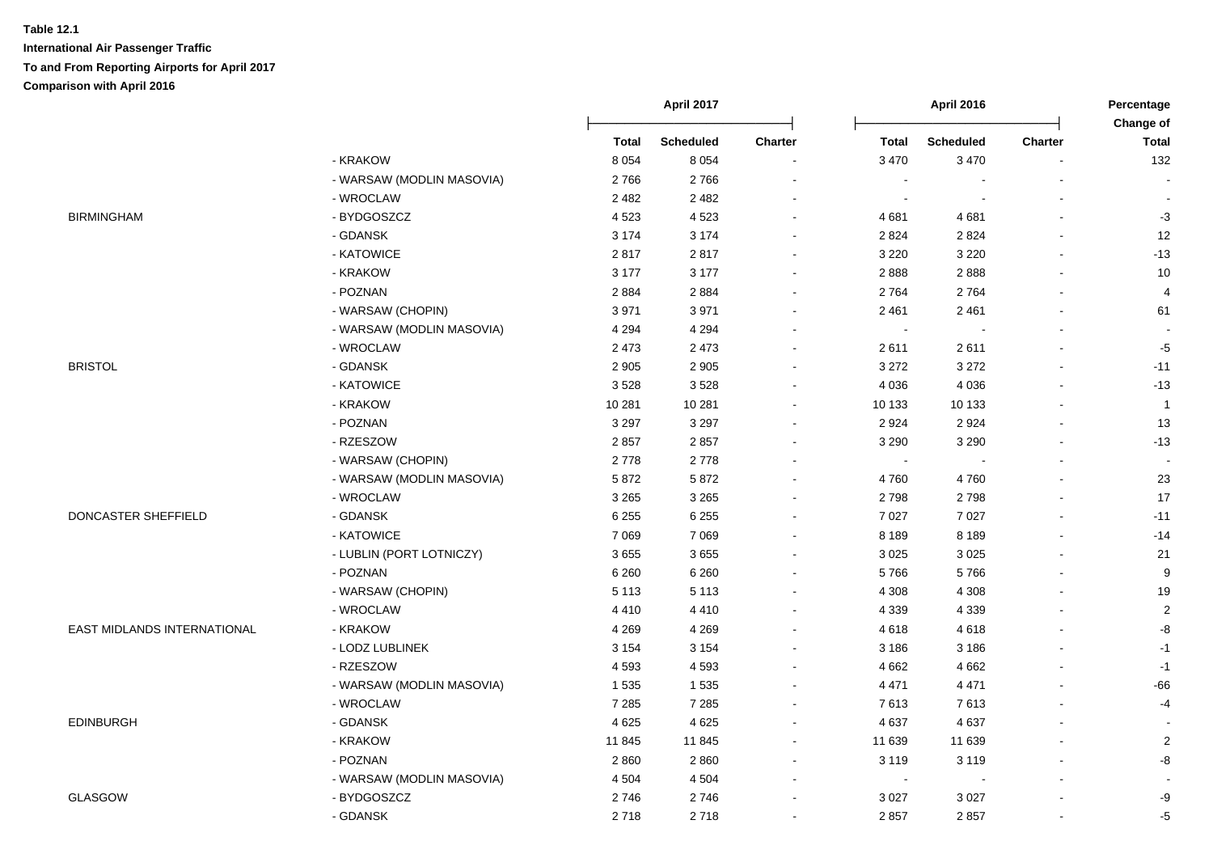**Table 12.1**

**International Air Passenger Traffic**

**To and From Reporting Airports for April 2017**

**Comparison with April 2016**

| | | April 2017 | | | April 2016 | | | Percentage Change of |
|---|---|---|---|---|---|---|---|---|
| | | Total | Scheduled | Charter | Total | Scheduled | Charter | Total |
| | - KRAKOW | 8 054 | 8 054 | - | 3 470 | 3 470 | - | 132 |
| | - WARSAW (MODLIN MASOVIA) | 2 766 | 2 766 | - | - | - | - | - |
| | - WROCLAW | 2 482 | 2 482 | - | - | - | - | - |
| BIRMINGHAM | - BYDGOSZCZ | 4 523 | 4 523 | - | 4 681 | 4 681 | - | -3 |
| | - GDANSK | 3 174 | 3 174 | - | 2 824 | 2 824 | - | 12 |
| | - KATOWICE | 2 817 | 2 817 | - | 3 220 | 3 220 | - | -13 |
| | - KRAKOW | 3 177 | 3 177 | - | 2 888 | 2 888 | - | 10 |
| | - POZNAN | 2 884 | 2 884 | - | 2 764 | 2 764 | - | 4 |
| | - WARSAW (CHOPIN) | 3 971 | 3 971 | - | 2 461 | 2 461 | - | 61 |
| | - WARSAW (MODLIN MASOVIA) | 4 294 | 4 294 | - | - | - | - | - |
| | - WROCLAW | 2 473 | 2 473 | - | 2 611 | 2 611 | - | -5 |
| BRISTOL | - GDANSK | 2 905 | 2 905 | - | 3 272 | 3 272 | - | -11 |
| | - KATOWICE | 3 528 | 3 528 | - | 4 036 | 4 036 | - | -13 |
| | - KRAKOW | 10 281 | 10 281 | - | 10 133 | 10 133 | - | 1 |
| | - POZNAN | 3 297 | 3 297 | - | 2 924 | 2 924 | - | 13 |
| | - RZESZOW | 2 857 | 2 857 | - | 3 290 | 3 290 | - | -13 |
| | - WARSAW (CHOPIN) | 2 778 | 2 778 | - | - | - | - | - |
| | - WARSAW (MODLIN MASOVIA) | 5 872 | 5 872 | - | 4 760 | 4 760 | - | 23 |
| | - WROCLAW | 3 265 | 3 265 | - | 2 798 | 2 798 | - | 17 |
| DONCASTER SHEFFIELD | - GDANSK | 6 255 | 6 255 | - | 7 027 | 7 027 | - | -11 |
| | - KATOWICE | 7 069 | 7 069 | - | 8 189 | 8 189 | - | -14 |
| | - LUBLIN (PORT LOTNICZY) | 3 655 | 3 655 | - | 3 025 | 3 025 | - | 21 |
| | - POZNAN | 6 260 | 6 260 | - | 5 766 | 5 766 | - | 9 |
| | - WARSAW (CHOPIN) | 5 113 | 5 113 | - | 4 308 | 4 308 | - | 19 |
| | - WROCLAW | 4 410 | 4 410 | - | 4 339 | 4 339 | - | 2 |
| EAST MIDLANDS INTERNATIONAL | - KRAKOW | 4 269 | 4 269 | - | 4 618 | 4 618 | - | -8 |
| | - LODZ LUBLINEK | 3 154 | 3 154 | - | 3 186 | 3 186 | - | -1 |
| | - RZESZOW | 4 593 | 4 593 | - | 4 662 | 4 662 | - | -1 |
| | - WARSAW (MODLIN MASOVIA) | 1 535 | 1 535 | - | 4 471 | 4 471 | - | -66 |
| | - WROCLAW | 7 285 | 7 285 | - | 7 613 | 7 613 | - | -4 |
| EDINBURGH | - GDANSK | 4 625 | 4 625 | - | 4 637 | 4 637 | - | - |
| | - KRAKOW | 11 845 | 11 845 | - | 11 639 | 11 639 | - | 2 |
| | - POZNAN | 2 860 | 2 860 | - | 3 119 | 3 119 | - | -8 |
| | - WARSAW (MODLIN MASOVIA) | 4 504 | 4 504 | - | - | - | - | - |
| GLASGOW | - BYDGOSZCZ | 2 746 | 2 746 | - | 3 027 | 3 027 | - | -9 |
| | - GDANSK | 2 718 | 2 718 | - | 2 857 | 2 857 | - | -5 |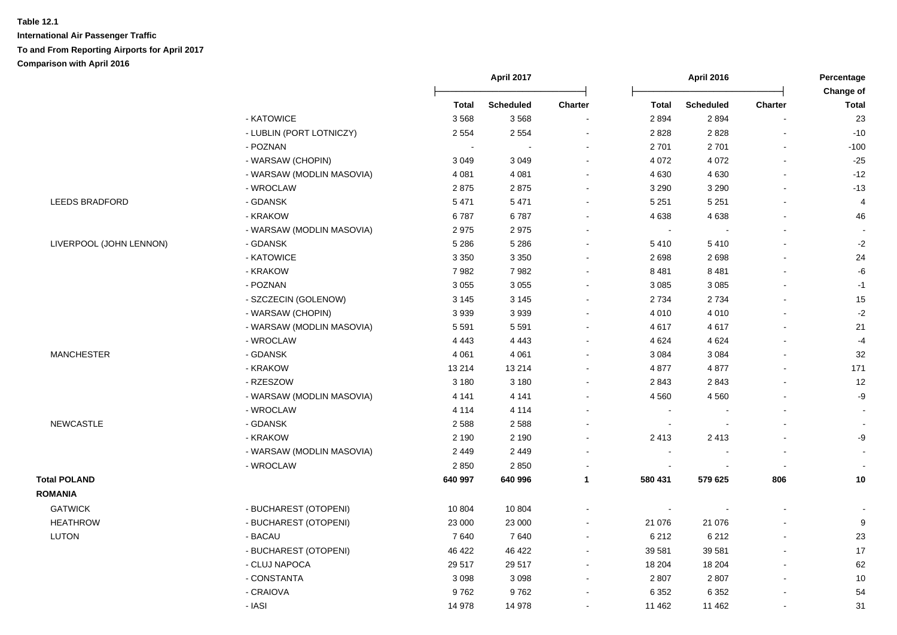**Table 12.1**

**International Air Passenger Traffic**

**To and From Reporting Airports for April 2017**

**Comparison with April 2016**

| | | April 2017 | | | April 2016 | | | Percentage Change of |
|---|---|---|---|---|---|---|---|---|
| | | Total | Scheduled | Charter | Total | Scheduled | Charter | Total |
| | - KATOWICE | 3 568 | 3 568 | - | 2 894 | 2 894 | - | 23 |
| | - LUBLIN (PORT LOTNICZY) | 2 554 | 2 554 | - | 2 828 | 2 828 | - | -10 |
| | - POZNAN | - | - | - | 2 701 | 2 701 | - | -100 |
| | - WARSAW (CHOPIN) | 3 049 | 3 049 | - | 4 072 | 4 072 | - | -25 |
| | - WARSAW (MODLIN MASOVIA) | 4 081 | 4 081 | - | 4 630 | 4 630 | - | -12 |
| | - WROCLAW | 2 875 | 2 875 | - | 3 290 | 3 290 | - | -13 |
| LEEDS BRADFORD | - GDANSK | 5 471 | 5 471 | - | 5 251 | 5 251 | - | 4 |
| | - KRAKOW | 6 787 | 6 787 | - | 4 638 | 4 638 | - | 46 |
| | - WARSAW (MODLIN MASOVIA) | 2 975 | 2 975 | - | - | - | - | - |
| LIVERPOOL (JOHN LENNON) | - GDANSK | 5 286 | 5 286 | - | 5 410 | 5 410 | - | -2 |
| | - KATOWICE | 3 350 | 3 350 | - | 2 698 | 2 698 | - | 24 |
| | - KRAKOW | 7 982 | 7 982 | - | 8 481 | 8 481 | - | -6 |
| | - POZNAN | 3 055 | 3 055 | - | 3 085 | 3 085 | - | -1 |
| | - SZCZECIN (GOLENOW) | 3 145 | 3 145 | - | 2 734 | 2 734 | - | 15 |
| | - WARSAW (CHOPIN) | 3 939 | 3 939 | - | 4 010 | 4 010 | - | -2 |
| | - WARSAW (MODLIN MASOVIA) | 5 591 | 5 591 | - | 4 617 | 4 617 | - | 21 |
| | - WROCLAW | 4 443 | 4 443 | - | 4 624 | 4 624 | - | -4 |
| MANCHESTER | - GDANSK | 4 061 | 4 061 | - | 3 084 | 3 084 | - | 32 |
| | - KRAKOW | 13 214 | 13 214 | - | 4 877 | 4 877 | - | 171 |
| | - RZESZOW | 3 180 | 3 180 | - | 2 843 | 2 843 | - | 12 |
| | - WARSAW (MODLIN MASOVIA) | 4 141 | 4 141 | - | 4 560 | 4 560 | - | -9 |
| | - WROCLAW | 4 114 | 4 114 | - | - | - | - | - |
| NEWCASTLE | - GDANSK | 2 588 | 2 588 | - | - | - | - | - |
| | - KRAKOW | 2 190 | 2 190 | - | 2 413 | 2 413 | - | -9 |
| | - WARSAW (MODLIN MASOVIA) | 2 449 | 2 449 | - | - | - | - | - |
| | - WROCLAW | 2 850 | 2 850 | - | - | - | - | - |
| **Total POLAND** | | **640 997** | **640 996** | **1** | **580 431** | **579 625** | **806** | **10** |
| **ROMANIA** | | | | | | | | |
| GATWICK | - BUCHAREST (OTOPENI) | 10 804 | 10 804 | - | - | - | - | - |
| HEATHROW | - BUCHAREST (OTOPENI) | 23 000 | 23 000 | - | 21 076 | 21 076 | - | 9 |
| LUTON | - BACAU | 7 640 | 7 640 | - | 6 212 | 6 212 | - | 23 |
| | - BUCHAREST (OTOPENI) | 46 422 | 46 422 | - | 39 581 | 39 581 | - | 17 |
| | - CLUJ NAPOCA | 29 517 | 29 517 | - | 18 204 | 18 204 | - | 62 |
| | - CONSTANTA | 3 098 | 3 098 | - | 2 807 | 2 807 | - | 10 |
| | - CRAIOVA | 9 762 | 9 762 | - | 6 352 | 6 352 | - | 54 |
| | - IASI | 14 978 | 14 978 | - | 11 462 | 11 462 | - | 31 |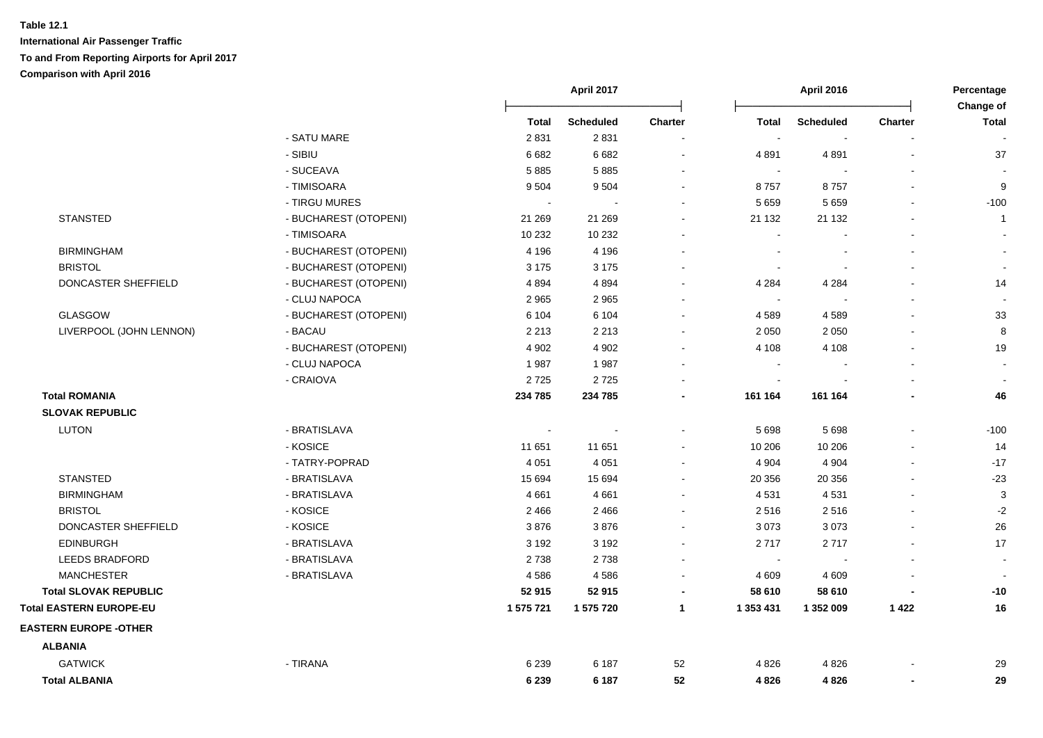**Table 12.1**

**International Air Passenger Traffic**

**To and From Reporting Airports for April 2017**

**Comparison with April 2016**

| | | April 2017 | | | April 2016 | | | Percentage Change of |
|---|---|---|---|---|---|---|---|---|
| | | **Total** | **Scheduled** | **Charter** | **Total** | **Scheduled** | **Charter** | **Total** |
| | - SATU MARE | 2 831 | 2 831 | - | - | - | - | - |
| | - SIBIU | 6 682 | 6 682 | - | 4 891 | 4 891 | - | 37 |
| | - SUCEAVA | 5 885 | 5 885 | - | - | - | - | - |
| | - TIMISOARA | 9 504 | 9 504 | - | 8 757 | 8 757 | - | 9 |
| | - TIRGU MURES | - | - | - | 5 659 | 5 659 | - | -100 |
| STANSTED | - BUCHAREST (OTOPENI) | 21 269 | 21 269 | - | 21 132 | 21 132 | - | 1 |
| | - TIMISOARA | 10 232 | 10 232 | - | - | - | - | - |
| BIRMINGHAM | - BUCHAREST (OTOPENI) | 4 196 | 4 196 | - | - | - | - | - |
| BRISTOL | - BUCHAREST (OTOPENI) | 3 175 | 3 175 | - | - | - | - | - |
| DONCASTER SHEFFIELD | - BUCHAREST (OTOPENI) | 4 894 | 4 894 | - | 4 284 | 4 284 | - | 14 |
| | - CLUJ NAPOCA | 2 965 | 2 965 | - | - | - | - | - |
| GLASGOW | - BUCHAREST (OTOPENI) | 6 104 | 6 104 | - | 4 589 | 4 589 | - | 33 |
| LIVERPOOL (JOHN LENNON) | - BACAU | 2 213 | 2 213 | - | 2 050 | 2 050 | - | 8 |
| | - BUCHAREST (OTOPENI) | 4 902 | 4 902 | - | 4 108 | 4 108 | - | 19 |
| | - CLUJ NAPOCA | 1 987 | 1 987 | - | - | - | - | - |
| | - CRAIOVA | 2 725 | 2 725 | - | - | - | - | - |
| **Total ROMANIA** | | **234 785** | **234 785** | **-** | **161 164** | **161 164** | **-** | **46** |
| **SLOVAK REPUBLIC** | | | | | | | | |
| LUTON | - BRATISLAVA | - | - | - | 5 698 | 5 698 | - | -100 |
| | - KOSICE | 11 651 | 11 651 | - | 10 206 | 10 206 | - | 14 |
| | - TATRY-POPRAD | 4 051 | 4 051 | - | 4 904 | 4 904 | - | -17 |
| STANSTED | - BRATISLAVA | 15 694 | 15 694 | - | 20 356 | 20 356 | - | -23 |
| BIRMINGHAM | - BRATISLAVA | 4 661 | 4 661 | - | 4 531 | 4 531 | - | 3 |
| BRISTOL | - KOSICE | 2 466 | 2 466 | - | 2 516 | 2 516 | - | -2 |
| DONCASTER SHEFFIELD | - KOSICE | 3 876 | 3 876 | - | 3 073 | 3 073 | - | 26 |
| EDINBURGH | - BRATISLAVA | 3 192 | 3 192 | - | 2 717 | 2 717 | - | 17 |
| LEEDS BRADFORD | - BRATISLAVA | 2 738 | 2 738 | - | - | - | - | - |
| MANCHESTER | - BRATISLAVA | 4 586 | 4 586 | - | 4 609 | 4 609 | - | - |
| **Total SLOVAK REPUBLIC** | | **52 915** | **52 915** | **-** | **58 610** | **58 610** | **-** | **-10** |
| **Total EASTERN EUROPE-EU** | | **1 575 721** | **1 575 720** | **1** | **1 353 431** | **1 352 009** | **1 422** | **16** |
| **EASTERN EUROPE -OTHER** | | | | | | | | |
| **ALBANIA** | | | | | | | | |
| GATWICK | - TIRANA | 6 239 | 6 187 | 52 | 4 826 | 4 826 | - | 29 |
| **Total ALBANIA** | | **6 239** | **6 187** | **52** | **4 826** | **4 826** | **-** | **29** |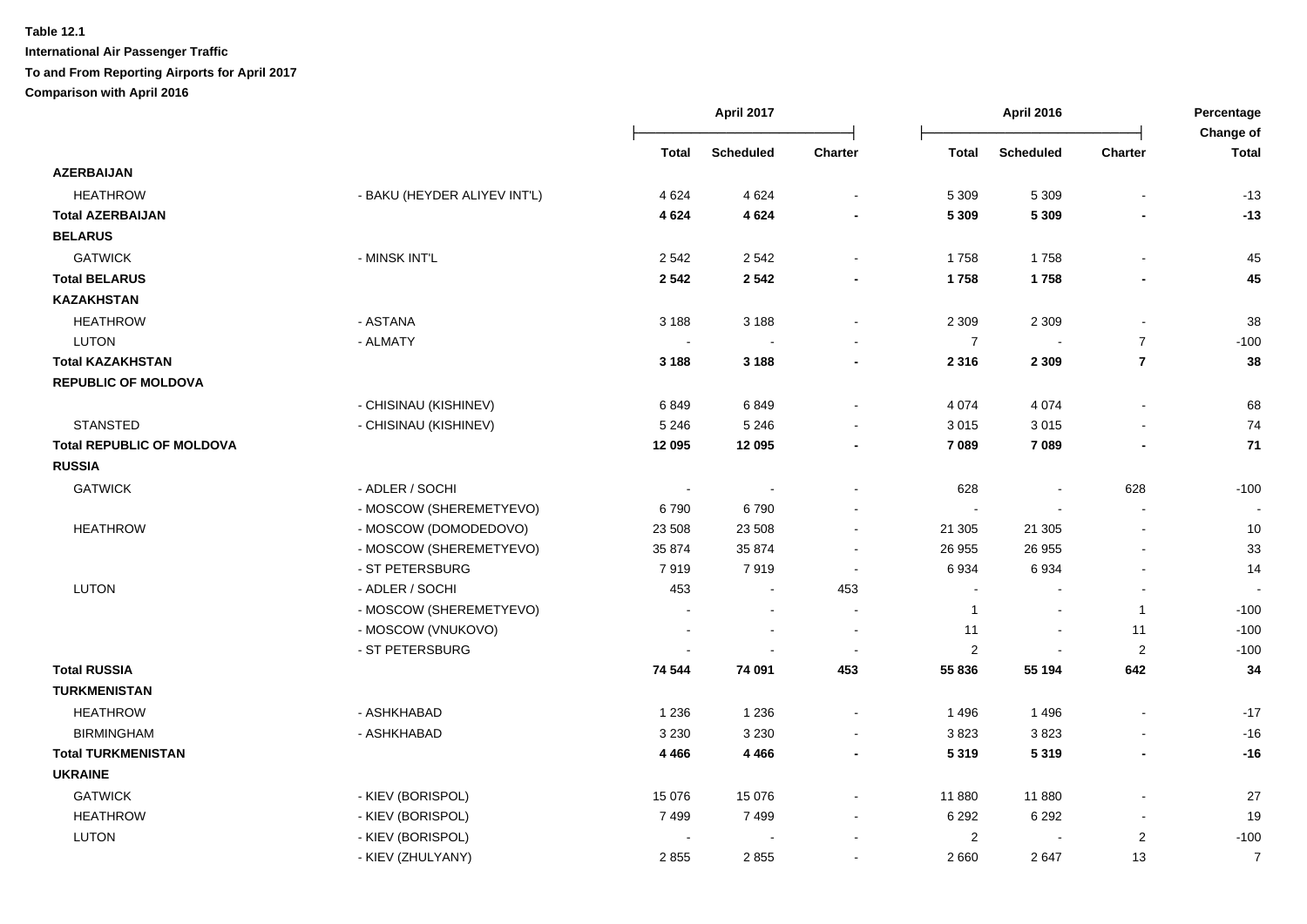**Table 12.1**

**International Air Passenger Traffic**

**To and From Reporting Airports for April 2017**

**Comparison with April 2016**

| | | April 2017 | | | April 2016 | | | Percentage Change of |
|---|---|---|---|---|---|---|---|---|
| | | Total | Scheduled | Charter | Total | Scheduled | Charter | Total |
| **AZERBAIJAN** | | | | | | | | |
| HEATHROW | - BAKU (HEYDER ALIYEV INT'L) | 4 624 | 4 624 | - | 5 309 | 5 309 | - | -13 |
| **Total AZERBAIJAN** | | **4 624** | **4 624** | **-** | **5 309** | **5 309** | **-** | **-13** |
| **BELARUS** | | | | | | | | |
| GATWICK | - MINSK INT'L | 2 542 | 2 542 | - | 1 758 | 1 758 | - | 45 |
| **Total BELARUS** | | **2 542** | **2 542** | **-** | **1 758** | **1 758** | **-** | **45** |
| **KAZAKHSTAN** | | | | | | | | |
| HEATHROW | - ASTANA | 3 188 | 3 188 | - | 2 309 | 2 309 | - | 38 |
| LUTON | - ALMATY | - | - | - | 7 | - | 7 | -100 |
| **Total KAZAKHSTAN** | | **3 188** | **3 188** | **-** | **2 316** | **2 309** | **7** | **38** |
| **REPUBLIC OF MOLDOVA** | | | | | | | | |
| | - CHISINAU (KISHINEV) | 6 849 | 6 849 | - | 4 074 | 4 074 | - | 68 |
| STANSTED | - CHISINAU (KISHINEV) | 5 246 | 5 246 | - | 3 015 | 3 015 | - | 74 |
| **Total REPUBLIC OF MOLDOVA** | | **12 095** | **12 095** | **-** | **7 089** | **7 089** | **-** | **71** |
| **RUSSIA** | | | | | | | | |
| GATWICK | - ADLER / SOCHI | - | - | - | 628 | - | 628 | -100 |
| | - MOSCOW (SHEREMETYEVO) | 6 790 | 6 790 | - | - | - | - | - |
| HEATHROW | - MOSCOW (DOMODEDOVO) | 23 508 | 23 508 | - | 21 305 | 21 305 | - | 10 |
| | - MOSCOW (SHEREMETYEVO) | 35 874 | 35 874 | - | 26 955 | 26 955 | - | 33 |
| | - ST PETERSBURG | 7 919 | 7 919 | - | 6 934 | 6 934 | - | 14 |
| LUTON | - ADLER / SOCHI | 453 | - | 453 | - | - | - | - |
| | - MOSCOW (SHEREMETYEVO) | - | - | - | 1 | - | 1 | -100 |
| | - MOSCOW (VNUKOVO) | - | - | - | 11 | - | 11 | -100 |
| | - ST PETERSBURG | - | - | - | 2 | - | 2 | -100 |
| **Total RUSSIA** | | **74 544** | **74 091** | **453** | **55 836** | **55 194** | **642** | **34** |
| **TURKMENISTAN** | | | | | | | | |
| HEATHROW | - ASHKHABAD | 1 236 | 1 236 | - | 1 496 | 1 496 | - | -17 |
| BIRMINGHAM | - ASHKHABAD | 3 230 | 3 230 | - | 3 823 | 3 823 | - | -16 |
| **Total TURKMENISTAN** | | **4 466** | **4 466** | **-** | **5 319** | **5 319** | **-** | **-16** |
| **UKRAINE** | | | | | | | | |
| GATWICK | - KIEV (BORISPOL) | 15 076 | 15 076 | - | 11 880 | 11 880 | - | 27 |
| HEATHROW | - KIEV (BORISPOL) | 7 499 | 7 499 | - | 6 292 | 6 292 | - | 19 |
| LUTON | - KIEV (BORISPOL) | - | - | - | 2 | - | 2 | -100 |
| | - KIEV (ZHULYANY) | 2 855 | 2 855 | - | 2 660 | 2 647 | 13 | 7 |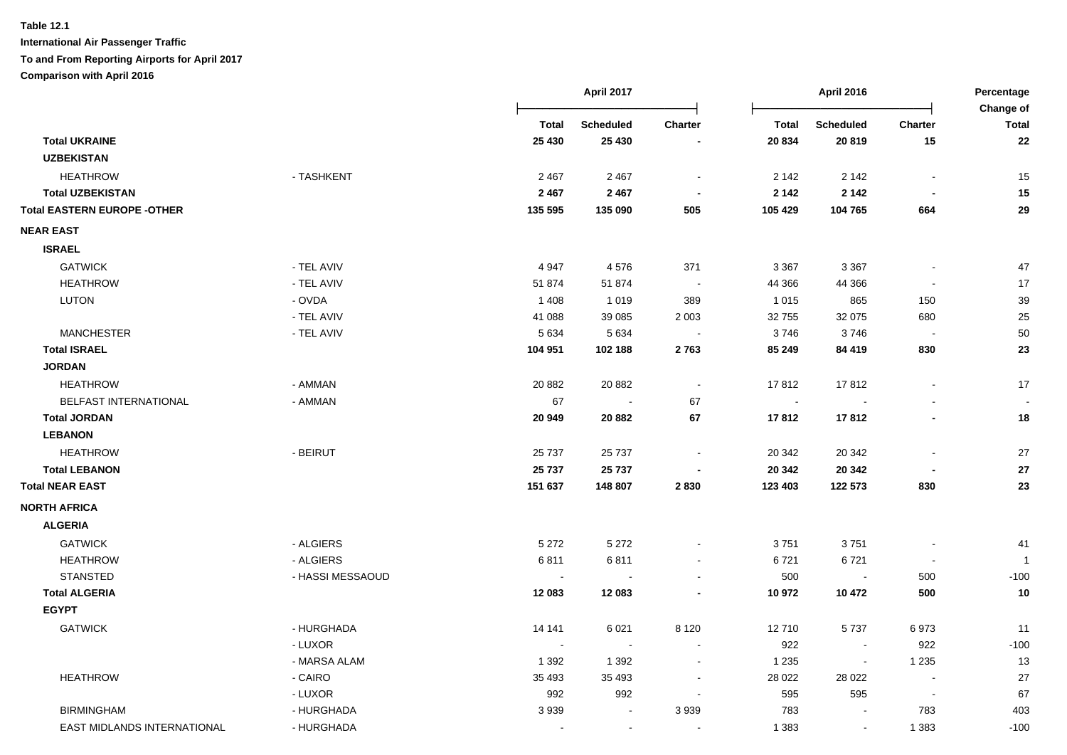**Table 12.1**

**International Air Passenger Traffic**

**To and From Reporting Airports for April 2017**

**Comparison with April 2016**

| | | April 2017 | | | April 2016 | | | Percentage Change of |
|---|---|---|---|---|---|---|---|---|
| | | Total | Scheduled | Charter | Total | Scheduled | Charter | Total |
| **Total UKRAINE** | | **25 430** | **25 430** | **-** | **20 834** | **20 819** | **15** | **22** |
| **UZBEKISTAN** | | | | | | | | |
| HEATHROW | - TASHKENT | 2 467 | 2 467 | - | 2 142 | 2 142 | - | 15 |
| **Total UZBEKISTAN** | | **2 467** | **2 467** | **-** | **2 142** | **2 142** | **-** | **15** |
| **Total EASTERN EUROPE -OTHER** | | **135 595** | **135 090** | **505** | **105 429** | **104 765** | **664** | **29** |
| **NEAR EAST** | | | | | | | | |
| **ISRAEL** | | | | | | | | |
| GATWICK | - TEL AVIV | 4 947 | 4 576 | 371 | 3 367 | 3 367 | - | 47 |
| HEATHROW | - TEL AVIV | 51 874 | 51 874 | - | 44 366 | 44 366 | - | 17 |
| LUTON | - OVDA | 1 408 | 1 019 | 389 | 1 015 | 865 | 150 | 39 |
| | - TEL AVIV | 41 088 | 39 085 | 2 003 | 32 755 | 32 075 | 680 | 25 |
| MANCHESTER | - TEL AVIV | 5 634 | 5 634 | - | 3 746 | 3 746 | - | 50 |
| **Total ISRAEL** | | **104 951** | **102 188** | **2 763** | **85 249** | **84 419** | **830** | **23** |
| **JORDAN** | | | | | | | | |
| HEATHROW | - AMMAN | 20 882 | 20 882 | - | 17 812 | 17 812 | - | 17 |
| BELFAST INTERNATIONAL | - AMMAN | 67 | - | 67 | - | - | - | - |
| **Total JORDAN** | | **20 949** | **20 882** | **67** | **17 812** | **17 812** | **-** | **18** |
| **LEBANON** | | | | | | | | |
| HEATHROW | - BEIRUT | 25 737 | 25 737 | - | 20 342 | 20 342 | - | 27 |
| **Total LEBANON** | | **25 737** | **25 737** | **-** | **20 342** | **20 342** | **-** | **27** |
| **Total NEAR EAST** | | **151 637** | **148 807** | **2 830** | **123 403** | **122 573** | **830** | **23** |
| **NORTH AFRICA** | | | | | | | | |
| **ALGERIA** | | | | | | | | |
| GATWICK | - ALGIERS | 5 272 | 5 272 | - | 3 751 | 3 751 | - | 41 |
| HEATHROW | - ALGIERS | 6 811 | 6 811 | - | 6 721 | 6 721 | - | 1 |
| STANSTED | - HASSI MESSAOUD | - | - | - | 500 | - | 500 | -100 |
| **Total ALGERIA** | | **12 083** | **12 083** | **-** | **10 972** | **10 472** | **500** | **10** |
| **EGYPT** | | | | | | | | |
| GATWICK | - HURGHADA | 14 141 | 6 021 | 8 120 | 12 710 | 5 737 | 6 973 | 11 |
| | - LUXOR | - | - | - | 922 | - | 922 | -100 |
| | - MARSA ALAM | 1 392 | 1 392 | - | 1 235 | - | 1 235 | 13 |
| HEATHROW | - CAIRO | 35 493 | 35 493 | - | 28 022 | 28 022 | - | 27 |
| | - LUXOR | 992 | 992 | - | 595 | 595 | - | 67 |
| BIRMINGHAM | - HURGHADA | 3 939 | - | 3 939 | 783 | - | 783 | 403 |
| EAST MIDLANDS INTERNATIONAL | - HURGHADA | - | - | - | 1 383 | - | 1 383 | -100 |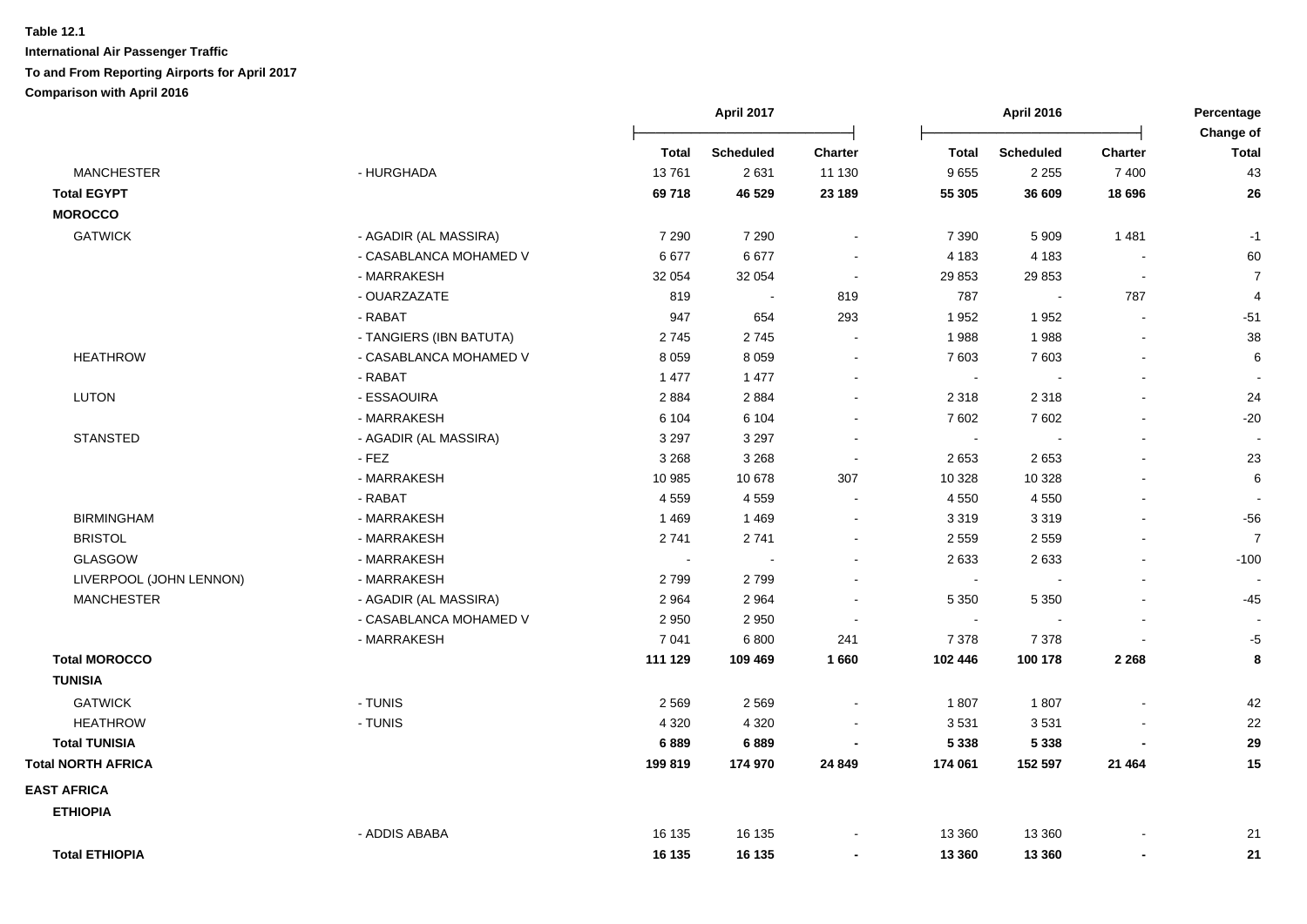**Table 12.1**

**International Air Passenger Traffic**

**To and From Reporting Airports for April 2017**

**Comparison with April 2016**

| | | April 2017 | | | April 2016 | | | Percentage Change of |
|---|---|---|---|---|---|---|---|---|
| | | Total | Scheduled | Charter | Total | Scheduled | Charter | Total |
| MANCHESTER | - HURGHADA | 13 761 | 2 631 | 11 130 | 9 655 | 2 255 | 7 400 | 43 |
| **Total EGYPT** | | **69 718** | **46 529** | **23 189** | **55 305** | **36 609** | **18 696** | **26** |
| **MOROCCO** | | | | | | | | |
| GATWICK | - AGADIR (AL MASSIRA) | 7 290 | 7 290 | - | 7 390 | 5 909 | 1 481 | -1 |
| | - CASABLANCA MOHAMED V | 6 677 | 6 677 | - | 4 183 | 4 183 | - | 60 |
| | - MARRAKESH | 32 054 | 32 054 | - | 29 853 | 29 853 | - | 7 |
| | - OUARZAZATE | 819 | - | 819 | 787 | - | 787 | 4 |
| | - RABAT | 947 | 654 | 293 | 1 952 | 1 952 | - | -51 |
| | - TANGIERS (IBN BATUTA) | 2 745 | 2 745 | - | 1 988 | 1 988 | - | 38 |
| HEATHROW | - CASABLANCA MOHAMED V | 8 059 | 8 059 | - | 7 603 | 7 603 | - | 6 |
| | - RABAT | 1 477 | 1 477 | - | - | - | - | - |
| LUTON | - ESSAOUIRA | 2 884 | 2 884 | - | 2 318 | 2 318 | - | 24 |
| | - MARRAKESH | 6 104 | 6 104 | - | 7 602 | 7 602 | - | -20 |
| STANSTED | - AGADIR (AL MASSIRA) | 3 297 | 3 297 | - | - | - | - | - |
| | - FEZ | 3 268 | 3 268 | - | 2 653 | 2 653 | - | 23 |
| | - MARRAKESH | 10 985 | 10 678 | 307 | 10 328 | 10 328 | - | 6 |
| | - RABAT | 4 559 | 4 559 | - | 4 550 | 4 550 | - | - |
| BIRMINGHAM | - MARRAKESH | 1 469 | 1 469 | - | 3 319 | 3 319 | - | -56 |
| BRISTOL | - MARRAKESH | 2 741 | 2 741 | - | 2 559 | 2 559 | - | 7 |
| GLASGOW | - MARRAKESH | - | - | - | 2 633 | 2 633 | - | -100 |
| LIVERPOOL (JOHN LENNON) | - MARRAKESH | 2 799 | 2 799 | - | - | - | - | - |
| MANCHESTER | - AGADIR (AL MASSIRA) | 2 964 | 2 964 | - | 5 350 | 5 350 | - | -45 |
| | - CASABLANCA MOHAMED V | 2 950 | 2 950 | - | - | - | - | - |
| | - MARRAKESH | 7 041 | 6 800 | 241 | 7 378 | 7 378 | - | -5 |
| **Total MOROCCO** | | **111 129** | **109 469** | **1 660** | **102 446** | **100 178** | **2 268** | **8** |
| **TUNISIA** | | | | | | | | |
| GATWICK | - TUNIS | 2 569 | 2 569 | - | 1 807 | 1 807 | - | 42 |
| HEATHROW | - TUNIS | 4 320 | 4 320 | - | 3 531 | 3 531 | - | 22 |
| **Total TUNISIA** | | **6 889** | **6 889** | **-** | **5 338** | **5 338** | **-** | **29** |
| **Total NORTH AFRICA** | | **199 819** | **174 970** | **24 849** | **174 061** | **152 597** | **21 464** | **15** |
| **EAST AFRICA** | | | | | | | | |
| **ETHIOPIA** | | | | | | | | |
| | - ADDIS ABABA | 16 135 | 16 135 | - | 13 360 | 13 360 | - | 21 |
| **Total ETHIOPIA** | | **16 135** | **16 135** | **-** | **13 360** | **13 360** | **-** | **21** |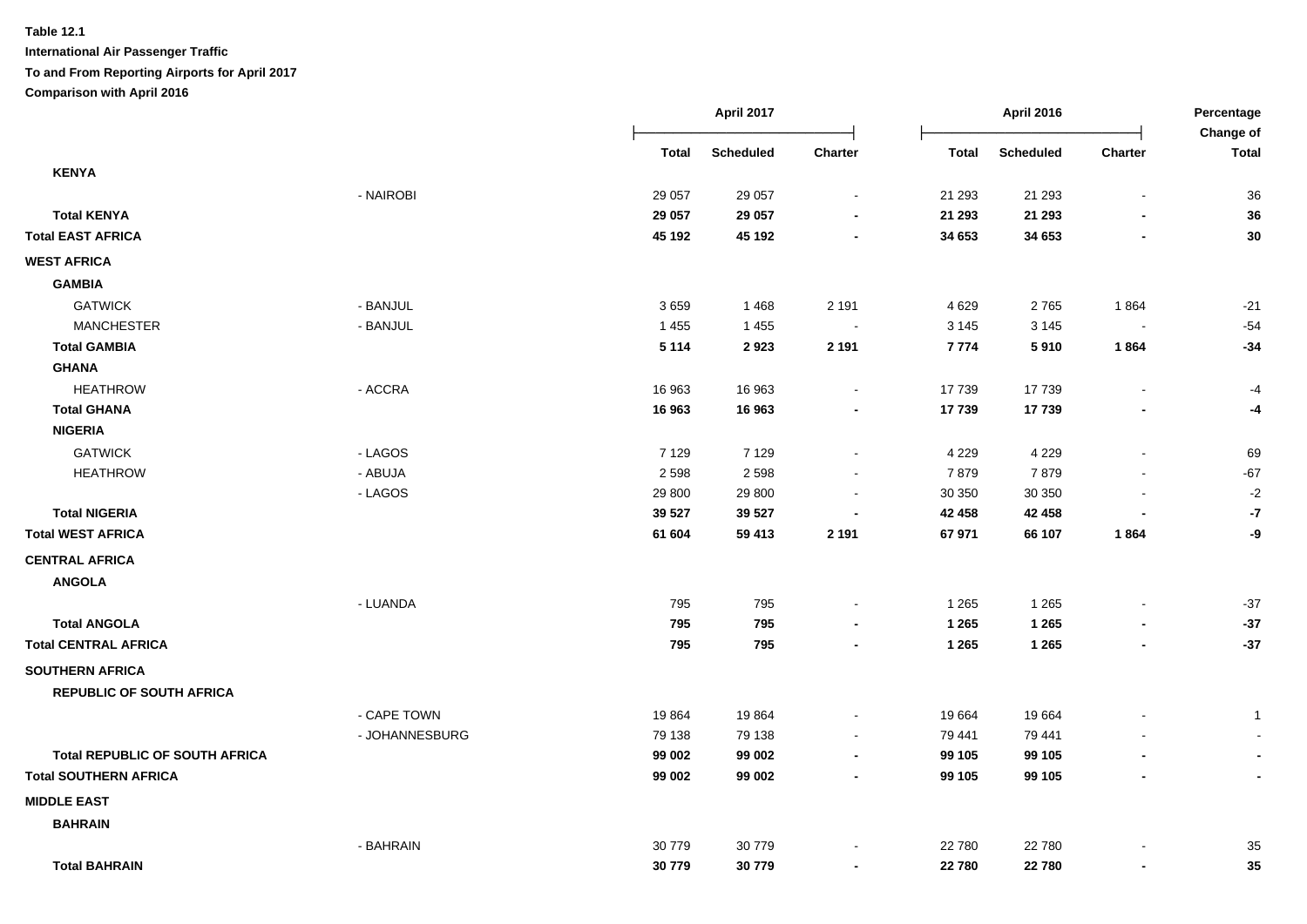**Table 12.1**

**International Air Passenger Traffic**

**To and From Reporting Airports for April 2017**

**Comparison with April 2016**

| | | April 2017 | | | April 2016 | | | Percentage Change of |
|---|---|---|---|---|---|---|---|---|
| | | **Total** | **Scheduled** | **Charter** | **Total** | **Scheduled** | **Charter** | **Total** |
| **KENYA** | | | | | | | | |
| | - NAIROBI | 29 057 | 29 057 | - | 21 293 | 21 293 | - | 36 |
| **Total KENYA** | | **29 057** | **29 057** | **-** | **21 293** | **21 293** | **-** | **36** |
| **Total EAST AFRICA** | | **45 192** | **45 192** | **-** | **34 653** | **34 653** | **-** | **30** |
| **WEST AFRICA** | | | | | | | | |
| **GAMBIA** | | | | | | | | |
| GATWICK | - BANJUL | 3 659 | 1 468 | 2 191 | 4 629 | 2 765 | 1 864 | -21 |
| MANCHESTER | - BANJUL | 1 455 | 1 455 | - | 3 145 | 3 145 | - | -54 |
| **Total GAMBIA** | | **5 114** | **2 923** | **2 191** | **7 774** | **5 910** | **1 864** | **-34** |
| **GHANA** | | | | | | | | |
| HEATHROW | - ACCRA | 16 963 | 16 963 | - | 17 739 | 17 739 | - | -4 |
| **Total GHANA** | | **16 963** | **16 963** | **-** | **17 739** | **17 739** | **-** | **-4** |
| **NIGERIA** | | | | | | | | |
| GATWICK | - LAGOS | 7 129 | 7 129 | - | 4 229 | 4 229 | - | 69 |
| HEATHROW | - ABUJA | 2 598 | 2 598 | - | 7 879 | 7 879 | - | -67 |
| | - LAGOS | 29 800 | 29 800 | - | 30 350 | 30 350 | - | -2 |
| **Total NIGERIA** | | **39 527** | **39 527** | **-** | **42 458** | **42 458** | **-** | **-7** |
| **Total WEST AFRICA** | | **61 604** | **59 413** | **2 191** | **67 971** | **66 107** | **1 864** | **-9** |
| **CENTRAL AFRICA** | | | | | | | | |
| **ANGOLA** | | | | | | | | |
| | - LUANDA | 795 | 795 | - | 1 265 | 1 265 | - | -37 |
| **Total ANGOLA** | | **795** | **795** | **-** | **1 265** | **1 265** | **-** | **-37** |
| **Total CENTRAL AFRICA** | | **795** | **795** | **-** | **1 265** | **1 265** | **-** | **-37** |
| **SOUTHERN AFRICA** | | | | | | | | |
| **REPUBLIC OF SOUTH AFRICA** | | | | | | | | |
| | - CAPE TOWN | 19 864 | 19 864 | - | 19 664 | 19 664 | - | 1 |
| | - JOHANNESBURG | 79 138 | 79 138 | - | 79 441 | 79 441 | - | - |
| **Total REPUBLIC OF SOUTH AFRICA** | | **99 002** | **99 002** | **-** | **99 105** | **99 105** | **-** | **-** |
| **Total SOUTHERN AFRICA** | | **99 002** | **99 002** | **-** | **99 105** | **99 105** | **-** | **-** |
| **MIDDLE EAST** | | | | | | | | |
| **BAHRAIN** | | | | | | | | |
| | - BAHRAIN | 30 779 | 30 779 | - | 22 780 | 22 780 | - | 35 |
| **Total BAHRAIN** | | **30 779** | **30 779** | **-** | **22 780** | **22 780** | **-** | **35** |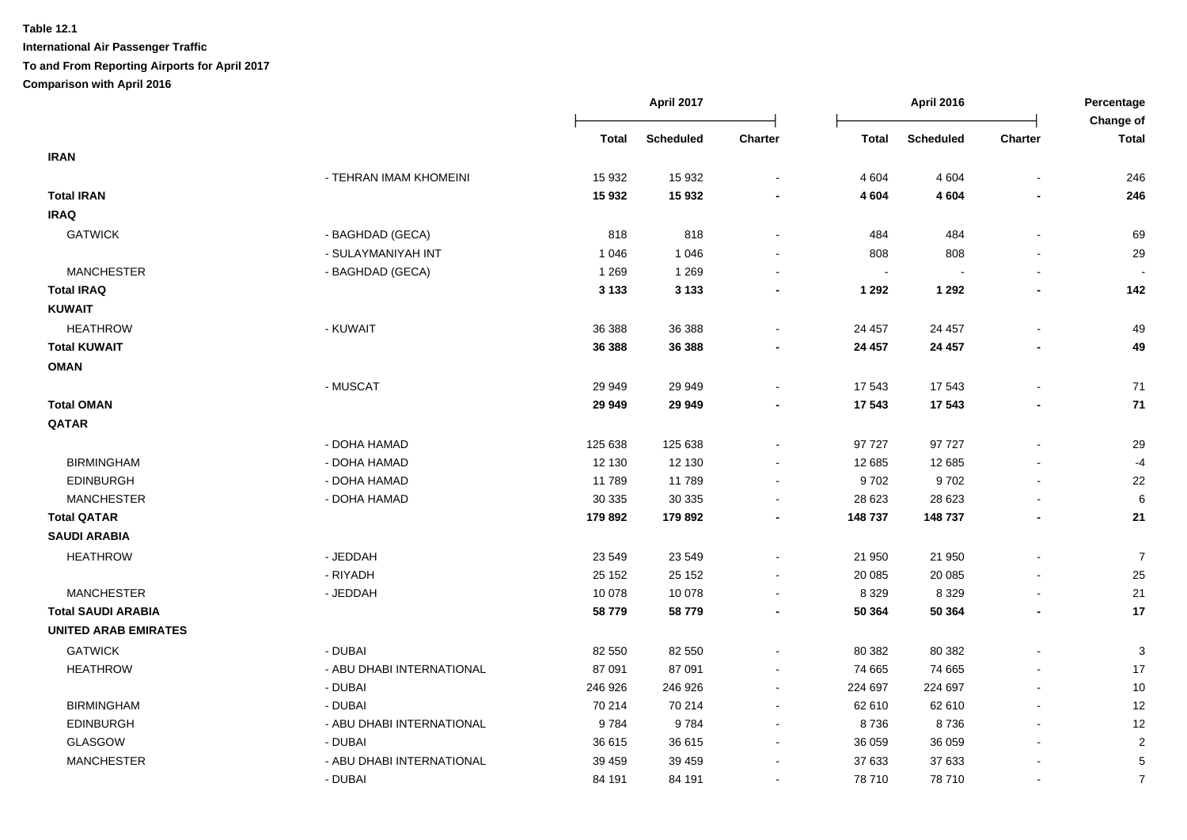**Table 12.1**

**International Air Passenger Traffic**

**To and From Reporting Airports for April 2017**

**Comparison with April 2016**

| | | April 2017 | | | April 2016 | | | Percentage Change of |
|---|---|---|---|---|---|---|---|---|
| | | Total | Scheduled | Charter | Total | Scheduled | Charter | Total |
| **IRAN** | | | | | | | | |
| | - TEHRAN IMAM KHOMEINI | 15 932 | 15 932 | - | 4 604 | 4 604 | - | 246 |
| **Total IRAN** | | **15 932** | **15 932** | **-** | **4 604** | **4 604** | **-** | **246** |
| **IRAQ** | | | | | | | | |
| GATWICK | - BAGHDAD (GECA) | 818 | 818 | - | 484 | 484 | - | 69 |
| | - SULAYMANIYAH INT | 1 046 | 1 046 | - | 808 | 808 | - | 29 |
| MANCHESTER | - BAGHDAD (GECA) | 1 269 | 1 269 | - | - | - | - | - |
| **Total IRAQ** | | **3 133** | **3 133** | **-** | **1 292** | **1 292** | **-** | **142** |
| **KUWAIT** | | | | | | | | |
| HEATHROW | - KUWAIT | 36 388 | 36 388 | - | 24 457 | 24 457 | - | 49 |
| **Total KUWAIT** | | **36 388** | **36 388** | **-** | **24 457** | **24 457** | **-** | **49** |
| **OMAN** | | | | | | | | |
| | - MUSCAT | 29 949 | 29 949 | - | 17 543 | 17 543 | - | 71 |
| **Total OMAN** | | **29 949** | **29 949** | **-** | **17 543** | **17 543** | **-** | **71** |
| **QATAR** | | | | | | | | |
| | - DOHA HAMAD | 125 638 | 125 638 | - | 97 727 | 97 727 | - | 29 |
| BIRMINGHAM | - DOHA HAMAD | 12 130 | 12 130 | - | 12 685 | 12 685 | - | -4 |
| EDINBURGH | - DOHA HAMAD | 11 789 | 11 789 | - | 9 702 | 9 702 | - | 22 |
| MANCHESTER | - DOHA HAMAD | 30 335 | 30 335 | - | 28 623 | 28 623 | - | 6 |
| **Total QATAR** | | **179 892** | **179 892** | **-** | **148 737** | **148 737** | **-** | **21** |
| **SAUDI ARABIA** | | | | | | | | |
| HEATHROW | - JEDDAH | 23 549 | 23 549 | - | 21 950 | 21 950 | - | 7 |
| | - RIYADH | 25 152 | 25 152 | - | 20 085 | 20 085 | - | 25 |
| MANCHESTER | - JEDDAH | 10 078 | 10 078 | - | 8 329 | 8 329 | - | 21 |
| **Total SAUDI ARABIA** | | **58 779** | **58 779** | **-** | **50 364** | **50 364** | **-** | **17** |
| **UNITED ARAB EMIRATES** | | | | | | | | |
| GATWICK | - DUBAI | 82 550 | 82 550 | - | 80 382 | 80 382 | - | 3 |
| HEATHROW | - ABU DHABI INTERNATIONAL | 87 091 | 87 091 | - | 74 665 | 74 665 | - | 17 |
| | - DUBAI | 246 926 | 246 926 | - | 224 697 | 224 697 | - | 10 |
| BIRMINGHAM | - DUBAI | 70 214 | 70 214 | - | 62 610 | 62 610 | - | 12 |
| EDINBURGH | - ABU DHABI INTERNATIONAL | 9 784 | 9 784 | - | 8 736 | 8 736 | - | 12 |
| GLASGOW | - DUBAI | 36 615 | 36 615 | - | 36 059 | 36 059 | - | 2 |
| MANCHESTER | - ABU DHABI INTERNATIONAL | 39 459 | 39 459 | - | 37 633 | 37 633 | - | 5 |
| | - DUBAI | 84 191 | 84 191 | - | 78 710 | 78 710 | - | 7 |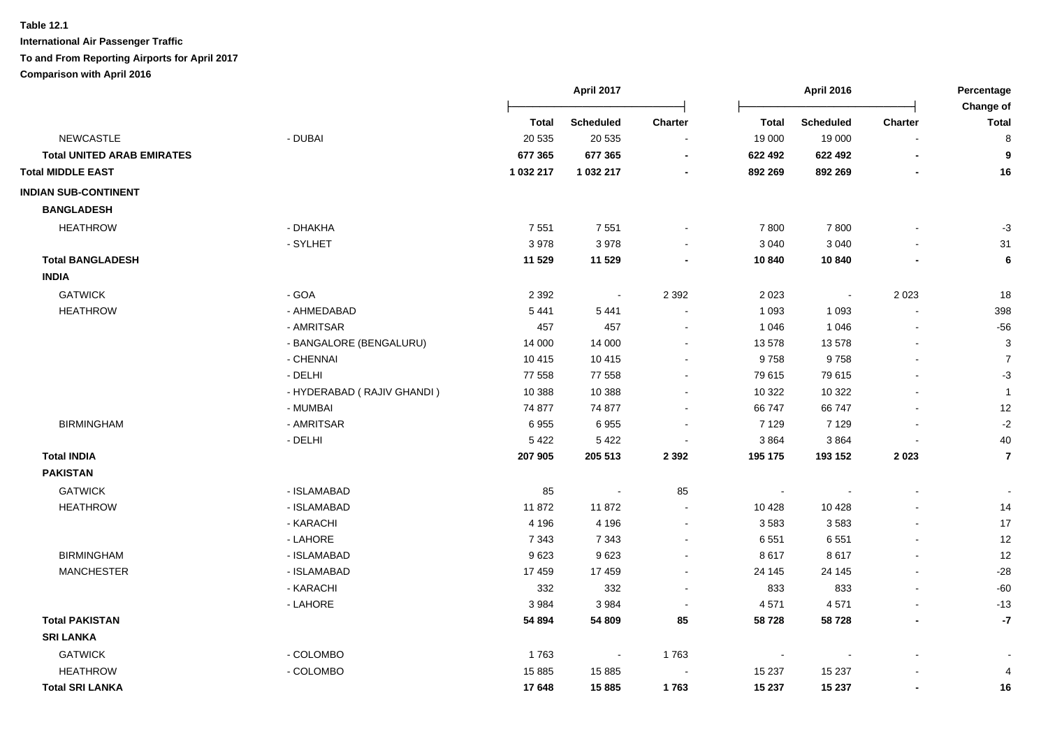**Table 12.1**

**International Air Passenger Traffic**

**To and From Reporting Airports for April 2017**

**Comparison with April 2016**

| | | April 2017 | | | April 2016 | | | Percentage Change of |
|---|---|---|---|---|---|---|---|---|
| | | **Total** | **Scheduled** | **Charter** | **Total** | **Scheduled** | **Charter** | **Total** |
| NEWCASTLE | - DUBAI | 20 535 | 20 535 | - | 19 000 | 19 000 | - | 8 |
| **Total UNITED ARAB EMIRATES** | | **677 365** | **677 365** | **-** | **622 492** | **622 492** | **-** | **9** |
| **Total MIDDLE EAST** | | **1 032 217** | **1 032 217** | **-** | **892 269** | **892 269** | **-** | **16** |
| **INDIAN SUB-CONTINENT** | | | | | | | | |
| **BANGLADESH** | | | | | | | | |
| HEATHROW | - DHAKHA | 7 551 | 7 551 | - | 7 800 | 7 800 | - | -3 |
| | - SYLHET | 3 978 | 3 978 | - | 3 040 | 3 040 | - | 31 |
| **Total BANGLADESH** | | **11 529** | **11 529** | **-** | **10 840** | **10 840** | **-** | **6** |
| **INDIA** | | | | | | | | |
| GATWICK | - GOA | 2 392 | - | 2 392 | 2 023 | - | 2 023 | 18 |
| HEATHROW | - AHMEDABAD | 5 441 | 5 441 | - | 1 093 | 1 093 | - | 398 |
| | - AMRITSAR | 457 | 457 | - | 1 046 | 1 046 | - | -56 |
| | - BANGALORE (BENGALURU) | 14 000 | 14 000 | - | 13 578 | 13 578 | - | 3 |
| | - CHENNAI | 10 415 | 10 415 | - | 9 758 | 9 758 | - | 7 |
| | - DELHI | 77 558 | 77 558 | - | 79 615 | 79 615 | - | -3 |
| | - HYDERABAD ( RAJIV GHANDI ) | 10 388 | 10 388 | - | 10 322 | 10 322 | - | 1 |
| | - MUMBAI | 74 877 | 74 877 | - | 66 747 | 66 747 | - | 12 |
| BIRMINGHAM | - AMRITSAR | 6 955 | 6 955 | - | 7 129 | 7 129 | - | -2 |
| | - DELHI | 5 422 | 5 422 | - | 3 864 | 3 864 | - | 40 |
| **Total INDIA** | | **207 905** | **205 513** | **2 392** | **195 175** | **193 152** | **2 023** | **7** |
| **PAKISTAN** | | | | | | | | |
| GATWICK | - ISLAMABAD | 85 | - | 85 | - | - | - | - |
| HEATHROW | - ISLAMABAD | 11 872 | 11 872 | - | 10 428 | 10 428 | - | 14 |
| | - KARACHI | 4 196 | 4 196 | - | 3 583 | 3 583 | - | 17 |
| | - LAHORE | 7 343 | 7 343 | - | 6 551 | 6 551 | - | 12 |
| BIRMINGHAM | - ISLAMABAD | 9 623 | 9 623 | - | 8 617 | 8 617 | - | 12 |
| MANCHESTER | - ISLAMABAD | 17 459 | 17 459 | - | 24 145 | 24 145 | - | -28 |
| | - KARACHI | 332 | 332 | - | 833 | 833 | - | -60 |
| | - LAHORE | 3 984 | 3 984 | - | 4 571 | 4 571 | - | -13 |
| **Total PAKISTAN** | | **54 894** | **54 809** | **85** | **58 728** | **58 728** | **-** | **-7** |
| **SRI LANKA** | | | | | | | | |
| GATWICK | - COLOMBO | 1 763 | - | 1 763 | - | - | - | - |
| HEATHROW | - COLOMBO | 15 885 | 15 885 | - | 15 237 | 15 237 | - | 4 |
| **Total SRI LANKA** | | **17 648** | **15 885** | **1 763** | **15 237** | **15 237** | **-** | **16** |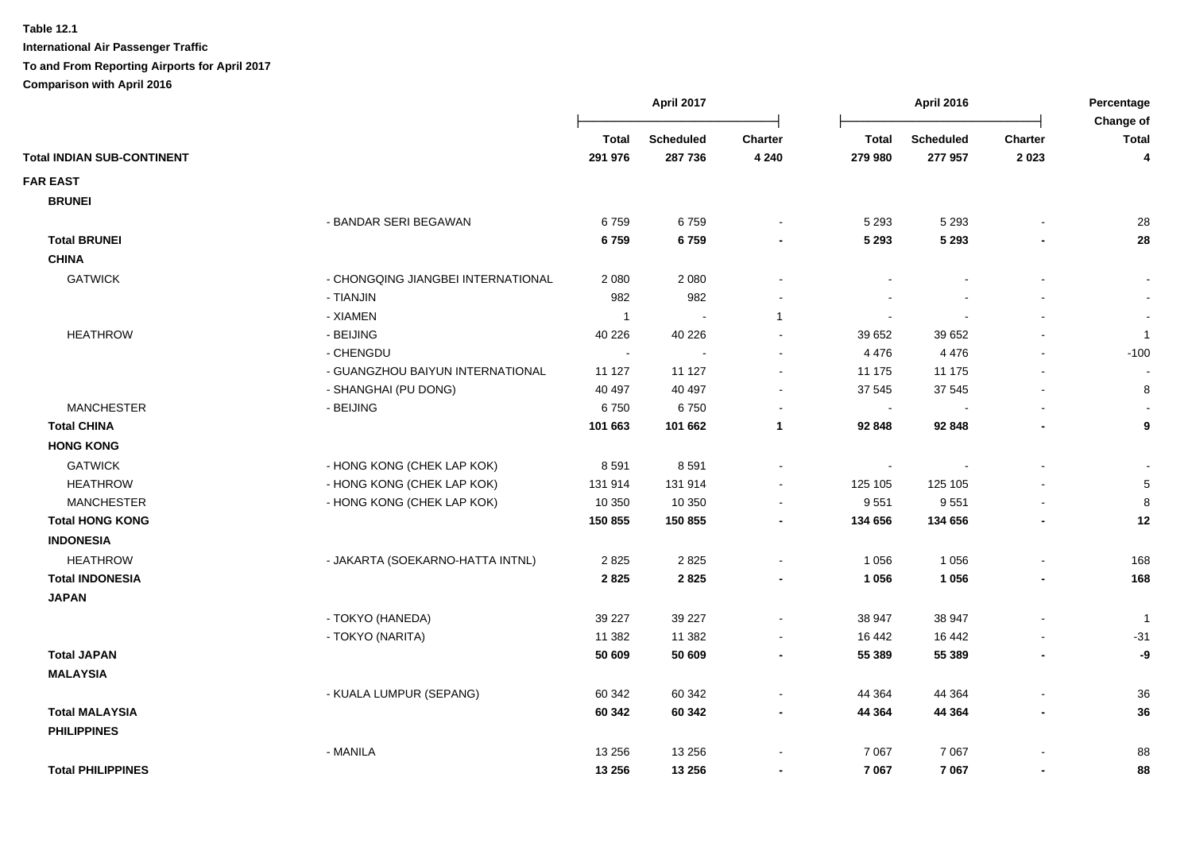**Table 12.1**

**International Air Passenger Traffic**

**To and From Reporting Airports for April 2017**

**Comparison with April 2016**

| | | April 2017 | | | April 2016 | | | Percentage Change of |
|---|---|---|---|---|---|---|---|---|
| | | Total | Scheduled | Charter | Total | Scheduled | Charter | Total |
| **Total INDIAN SUB-CONTINENT** | | **291 976** | **287 736** | **4 240** | **279 980** | **277 957** | **2 023** | **4** |
| **FAR EAST** | | | | | | | | |
| **BRUNEI** | | | | | | | | |
| | - BANDAR SERI BEGAWAN | 6 759 | 6 759 | - | 5 293 | 5 293 | - | 28 |
| **Total BRUNEI** | | **6 759** | **6 759** | **-** | **5 293** | **5 293** | **-** | **28** |
| **CHINA** | | | | | | | | |
| GATWICK | - CHONGQING JIANGBEI INTERNATIONAL | 2 080 | 2 080 | - | - | - | - | - |
| | - TIANJIN | 982 | 982 | - | - | - | - | - |
| | - XIAMEN | 1 | - | 1 | - | - | - | - |
| HEATHROW | - BEIJING | 40 226 | 40 226 | - | 39 652 | 39 652 | - | 1 |
| | - CHENGDU | - | - | - | 4 476 | 4 476 | - | -100 |
| | - GUANGZHOU BAIYUN INTERNATIONAL | 11 127 | 11 127 | - | 11 175 | 11 175 | - | - |
| | - SHANGHAI (PU DONG) | 40 497 | 40 497 | - | 37 545 | 37 545 | - | 8 |
| MANCHESTER | - BEIJING | 6 750 | 6 750 | - | - | - | - | - |
| **Total CHINA** | | **101 663** | **101 662** | **1** | **92 848** | **92 848** | **-** | **9** |
| **HONG KONG** | | | | | | | | |
| GATWICK | - HONG KONG (CHEK LAP KOK) | 8 591 | 8 591 | - | - | - | - | - |
| HEATHROW | - HONG KONG (CHEK LAP KOK) | 131 914 | 131 914 | - | 125 105 | 125 105 | - | 5 |
| MANCHESTER | - HONG KONG (CHEK LAP KOK) | 10 350 | 10 350 | - | 9 551 | 9 551 | - | 8 |
| **Total HONG KONG** | | **150 855** | **150 855** | **-** | **134 656** | **134 656** | **-** | **12** |
| **INDONESIA** | | | | | | | | |
| HEATHROW | - JAKARTA (SOEKARNO-HATTA INTNL) | 2 825 | 2 825 | - | 1 056 | 1 056 | - | 168 |
| **Total INDONESIA** | | **2 825** | **2 825** | **-** | **1 056** | **1 056** | **-** | **168** |
| **JAPAN** | | | | | | | | |
| | - TOKYO (HANEDA) | 39 227 | 39 227 | - | 38 947 | 38 947 | - | 1 |
| | - TOKYO (NARITA) | 11 382 | 11 382 | - | 16 442 | 16 442 | - | -31 |
| **Total JAPAN** | | **50 609** | **50 609** | **-** | **55 389** | **55 389** | **-** | **-9** |
| **MALAYSIA** | | | | | | | | |
| | - KUALA LUMPUR (SEPANG) | 60 342 | 60 342 | - | 44 364 | 44 364 | - | 36 |
| **Total MALAYSIA** | | **60 342** | **60 342** | **-** | **44 364** | **44 364** | **-** | **36** |
| **PHILIPPINES** | | | | | | | | |
| | - MANILA | 13 256 | 13 256 | - | 7 067 | 7 067 | - | 88 |
| **Total PHILIPPINES** | | **13 256** | **13 256** | **-** | **7 067** | **7 067** | **-** | **88** |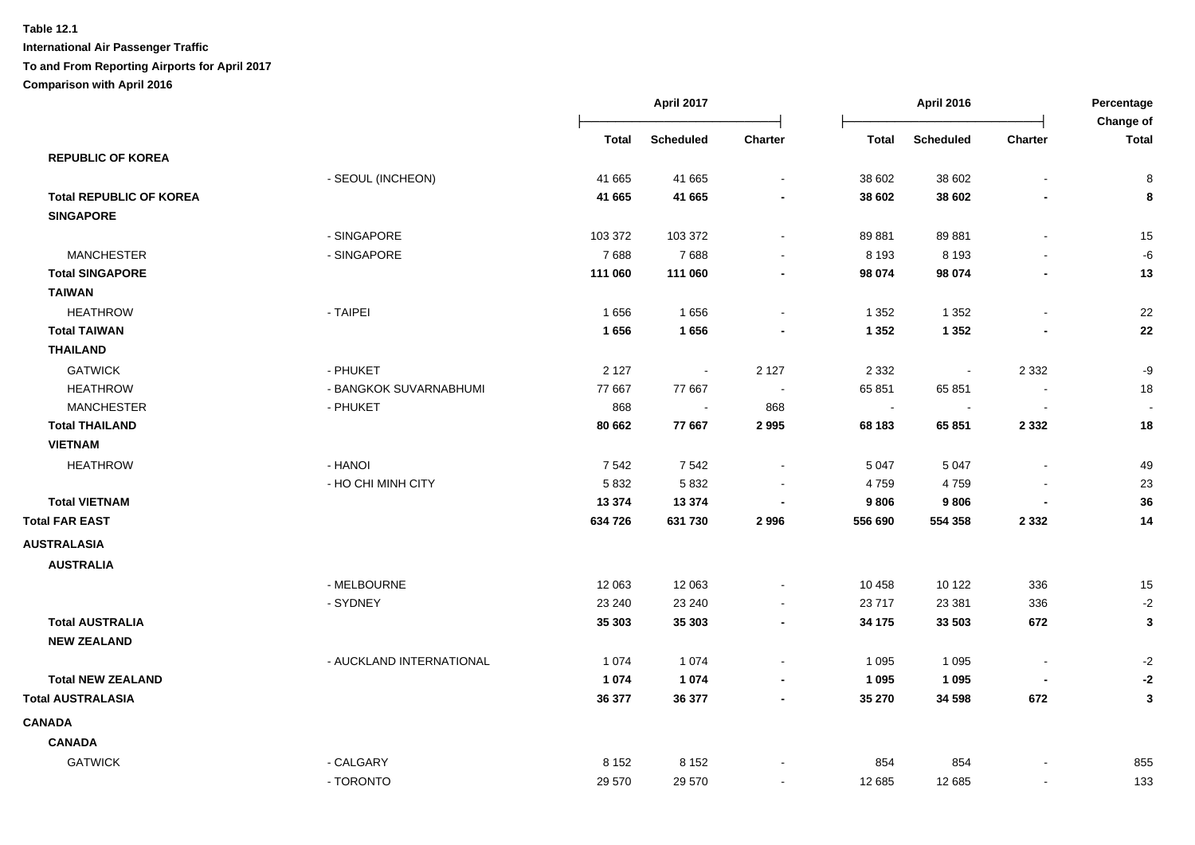**Table 12.1**

**International Air Passenger Traffic**

**To and From Reporting Airports for April 2017**

**Comparison with April 2016**

| | | April 2017 | | | April 2016 | | | Percentage Change of |
|---|---|---|---|---|---|---|---|---|
| | | Total | Scheduled | Charter | Total | Scheduled | Charter | Total |
| **REPUBLIC OF KOREA** | | | | | | | | |
| | - SEOUL (INCHEON) | 41 665 | 41 665 | - | 38 602 | 38 602 | - | 8 |
| **Total REPUBLIC OF KOREA** | | **41 665** | **41 665** | **-** | **38 602** | **38 602** | **-** | **8** |
| **SINGAPORE** | | | | | | | | |
| | - SINGAPORE | 103 372 | 103 372 | - | 89 881 | 89 881 | - | 15 |
| MANCHESTER | - SINGAPORE | 7 688 | 7 688 | - | 8 193 | 8 193 | - | -6 |
| **Total SINGAPORE** | | **111 060** | **111 060** | **-** | **98 074** | **98 074** | **-** | **13** |
| **TAIWAN** | | | | | | | | |
| HEATHROW | - TAIPEI | 1 656 | 1 656 | - | 1 352 | 1 352 | - | 22 |
| **Total TAIWAN** | | **1 656** | **1 656** | **-** | **1 352** | **1 352** | **-** | **22** |
| **THAILAND** | | | | | | | | |
| GATWICK | - PHUKET | 2 127 | - | 2 127 | 2 332 | - | 2 332 | -9 |
| HEATHROW | - BANGKOK SUVARNABHUMI | 77 667 | 77 667 | - | 65 851 | 65 851 | - | 18 |
| MANCHESTER | - PHUKET | 868 | - | 868 | - | - | - | - |
| **Total THAILAND** | | **80 662** | **77 667** | **2 995** | **68 183** | **65 851** | **2 332** | **18** |
| **VIETNAM** | | | | | | | | |
| HEATHROW | - HANOI | 7 542 | 7 542 | - | 5 047 | 5 047 | - | 49 |
| | - HO CHI MINH CITY | 5 832 | 5 832 | - | 4 759 | 4 759 | - | 23 |
| **Total VIETNAM** | | **13 374** | **13 374** | **-** | **9 806** | **9 806** | **-** | **36** |
| **Total FAR EAST** | | **634 726** | **631 730** | **2 996** | **556 690** | **554 358** | **2 332** | **14** |
| **AUSTRALASIA** | | | | | | | | |
| **AUSTRALIA** | | | | | | | | |
| | - MELBOURNE | 12 063 | 12 063 | - | 10 458 | 10 122 | 336 | 15 |
| | - SYDNEY | 23 240 | 23 240 | - | 23 717 | 23 381 | 336 | -2 |
| **Total AUSTRALIA** | | **35 303** | **35 303** | **-** | **34 175** | **33 503** | **672** | **3** |
| **NEW ZEALAND** | | | | | | | | |
| | - AUCKLAND INTERNATIONAL | 1 074 | 1 074 | - | 1 095 | 1 095 | - | -2 |
| **Total NEW ZEALAND** | | **1 074** | **1 074** | **-** | **1 095** | **1 095** | **-** | **-2** |
| **Total AUSTRALASIA** | | **36 377** | **36 377** | **-** | **35 270** | **34 598** | **672** | **3** |
| **CANADA** | | | | | | | | |
| **CANADA** | | | | | | | | |
| GATWICK | - CALGARY | 8 152 | 8 152 | - | 854 | 854 | - | 855 |
| | - TORONTO | 29 570 | 29 570 | - | 12 685 | 12 685 | - | 133 |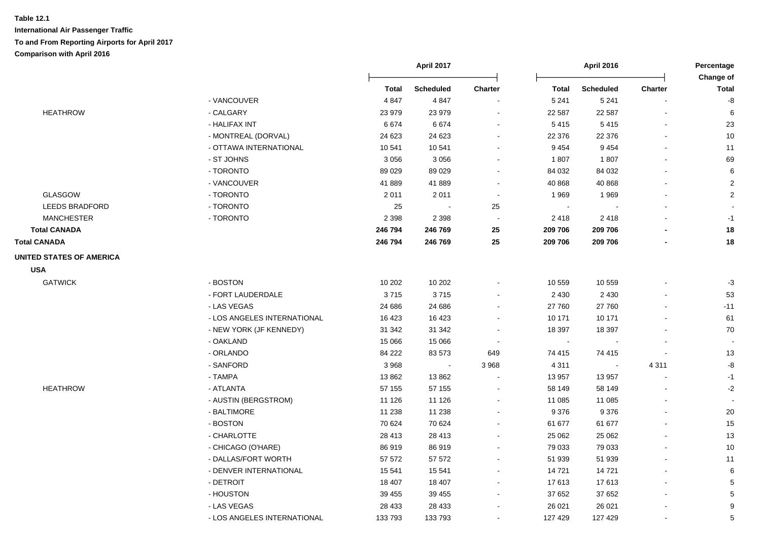**Table 12.1**

**International Air Passenger Traffic**

**To and From Reporting Airports for April 2017**

**Comparison with April 2016**

| | | April 2017 | | | April 2016 | | | Percentage Change of |
|---|---|---|---|---|---|---|---|---|
| | | **Total** | **Scheduled** | **Charter** | **Total** | **Scheduled** | **Charter** | **Total** |
| | - VANCOUVER | 4 847 | 4 847 | - | 5 241 | 5 241 | - | -8 |
| HEATHROW | - CALGARY | 23 979 | 23 979 | - | 22 587 | 22 587 | - | 6 |
| | - HALIFAX INT | 6 674 | 6 674 | - | 5 415 | 5 415 | - | 23 |
| | - MONTREAL (DORVAL) | 24 623 | 24 623 | - | 22 376 | 22 376 | - | 10 |
| | - OTTAWA INTERNATIONAL | 10 541 | 10 541 | - | 9 454 | 9 454 | - | 11 |
| | - ST JOHNS | 3 056 | 3 056 | - | 1 807 | 1 807 | - | 69 |
| | - TORONTO | 89 029 | 89 029 | - | 84 032 | 84 032 | - | 6 |
| | - VANCOUVER | 41 889 | 41 889 | - | 40 868 | 40 868 | - | 2 |
| GLASGOW | - TORONTO | 2 011 | 2 011 | - | 1 969 | 1 969 | - | 2 |
| LEEDS BRADFORD | - TORONTO | 25 | - | 25 | - | - | - | - |
| MANCHESTER | - TORONTO | 2 398 | 2 398 | - | 2 418 | 2 418 | - | -1 |
| **Total CANADA** | | **246 794** | **246 769** | **25** | **209 706** | **209 706** | **-** | **18** |
| **Total CANADA** | | **246 794** | **246 769** | **25** | **209 706** | **209 706** | **-** | **18** |
| **UNITED STATES OF AMERICA** | | | | | | | | |
| **USA** | | | | | | | | |
| GATWICK | - BOSTON | 10 202 | 10 202 | - | 10 559 | 10 559 | - | -3 |
| | - FORT LAUDERDALE | 3 715 | 3 715 | - | 2 430 | 2 430 | - | 53 |
| | - LAS VEGAS | 24 686 | 24 686 | - | 27 760 | 27 760 | - | -11 |
| | - LOS ANGELES INTERNATIONAL | 16 423 | 16 423 | - | 10 171 | 10 171 | - | 61 |
| | - NEW YORK (JF KENNEDY) | 31 342 | 31 342 | - | 18 397 | 18 397 | - | 70 |
| | - OAKLAND | 15 066 | 15 066 | - | - | - | - | - |
| | - ORLANDO | 84 222 | 83 573 | 649 | 74 415 | 74 415 | - | 13 |
| | - SANFORD | 3 968 | - | 3 968 | 4 311 | - | 4 311 | -8 |
| | - TAMPA | 13 862 | 13 862 | - | 13 957 | 13 957 | - | -1 |
| HEATHROW | - ATLANTA | 57 155 | 57 155 | - | 58 149 | 58 149 | - | -2 |
| | - AUSTIN (BERGSTROM) | 11 126 | 11 126 | - | 11 085 | 11 085 | - | - |
| | - BALTIMORE | 11 238 | 11 238 | - | 9 376 | 9 376 | - | 20 |
| | - BOSTON | 70 624 | 70 624 | - | 61 677 | 61 677 | - | 15 |
| | - CHARLOTTE | 28 413 | 28 413 | - | 25 062 | 25 062 | - | 13 |
| | - CHICAGO (O'HARE) | 86 919 | 86 919 | - | 79 033 | 79 033 | - | 10 |
| | - DALLAS/FORT WORTH | 57 572 | 57 572 | - | 51 939 | 51 939 | - | 11 |
| | - DENVER INTERNATIONAL | 15 541 | 15 541 | - | 14 721 | 14 721 | - | 6 |
| | - DETROIT | 18 407 | 18 407 | - | 17 613 | 17 613 | - | 5 |
| | - HOUSTON | 39 455 | 39 455 | - | 37 652 | 37 652 | - | 5 |
| | - LAS VEGAS | 28 433 | 28 433 | - | 26 021 | 26 021 | - | 9 |
| | - LOS ANGELES INTERNATIONAL | 133 793 | 133 793 | - | 127 429 | 127 429 | - | 5 |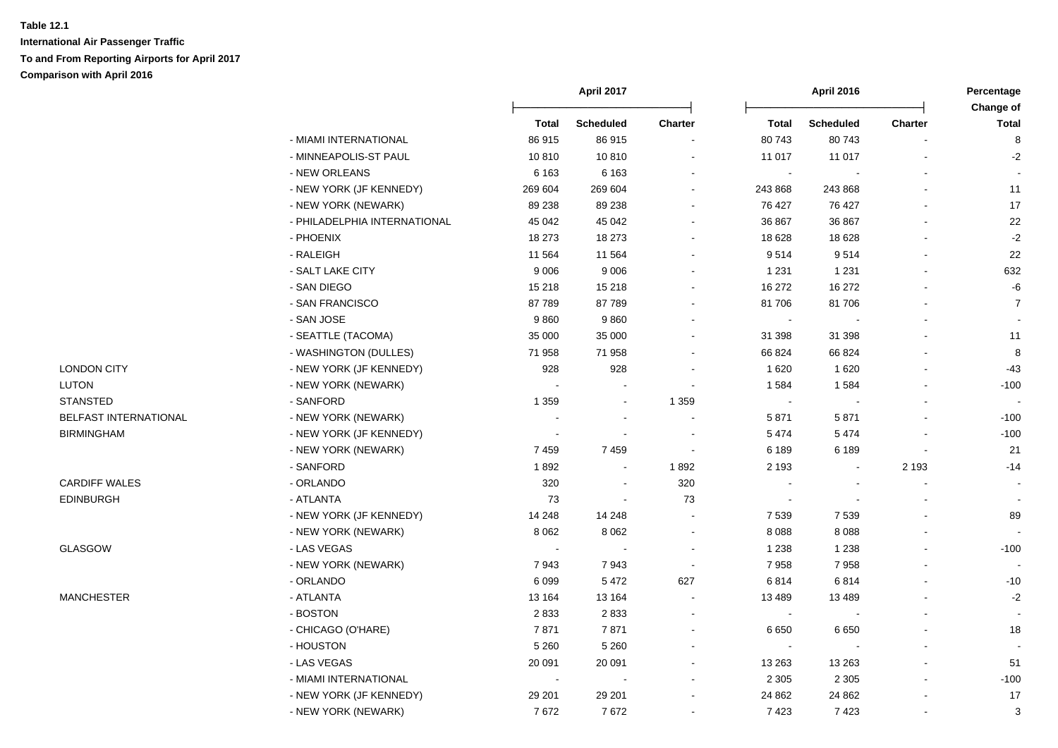**Table 12.1**
**International Air Passenger Traffic**
**To and From Reporting Airports for April 2017**
**Comparison with April 2016**

| | | April 2017 | | | April 2016 | | | Percentage Change of |
|---|---|---|---|---|---|---|---|---|
| | | Total | Scheduled | Charter | Total | Scheduled | Charter | Total |
| | - MIAMI INTERNATIONAL | 86 915 | 86 915 | - | 80 743 | 80 743 | - | 8 |
| | - MINNEAPOLIS-ST PAUL | 10 810 | 10 810 | - | 11 017 | 11 017 | - | -2 |
| | - NEW ORLEANS | 6 163 | 6 163 | - | - | - | - | - |
| | - NEW YORK (JF KENNEDY) | 269 604 | 269 604 | - | 243 868 | 243 868 | - | 11 |
| | - NEW YORK (NEWARK) | 89 238 | 89 238 | - | 76 427 | 76 427 | - | 17 |
| | - PHILADELPHIA INTERNATIONAL | 45 042 | 45 042 | - | 36 867 | 36 867 | - | 22 |
| | - PHOENIX | 18 273 | 18 273 | - | 18 628 | 18 628 | - | -2 |
| | - RALEIGH | 11 564 | 11 564 | - | 9 514 | 9 514 | - | 22 |
| | - SALT LAKE CITY | 9 006 | 9 006 | - | 1 231 | 1 231 | - | 632 |
| | - SAN DIEGO | 15 218 | 15 218 | - | 16 272 | 16 272 | - | -6 |
| | - SAN FRANCISCO | 87 789 | 87 789 | - | 81 706 | 81 706 | - | 7 |
| | - SAN JOSE | 9 860 | 9 860 | - | - | - | - | - |
| | - SEATTLE (TACOMA) | 35 000 | 35 000 | - | 31 398 | 31 398 | - | 11 |
| | - WASHINGTON (DULLES) | 71 958 | 71 958 | - | 66 824 | 66 824 | - | 8 |
| LONDON CITY | - NEW YORK (JF KENNEDY) | 928 | 928 | - | 1 620 | 1 620 | - | -43 |
| LUTON | - NEW YORK (NEWARK) | - | - | - | 1 584 | 1 584 | - | -100 |
| STANSTED | - SANFORD | 1 359 | - | 1 359 | - | - | - | - |
| BELFAST INTERNATIONAL | - NEW YORK (NEWARK) | - | - | - | 5 871 | 5 871 | - | -100 |
| BIRMINGHAM | - NEW YORK (JF KENNEDY) | - | - | - | 5 474 | 5 474 | - | -100 |
| | - NEW YORK (NEWARK) | 7 459 | 7 459 | - | 6 189 | 6 189 | - | 21 |
| | - SANFORD | 1 892 | - | 1 892 | 2 193 | - | 2 193 | -14 |
| CARDIFF WALES | - ORLANDO | 320 | - | 320 | - | - | - | - |
| EDINBURGH | - ATLANTA | 73 | - | 73 | - | - | - | - |
| | - NEW YORK (JF KENNEDY) | 14 248 | 14 248 | - | 7 539 | 7 539 | - | 89 |
| | - NEW YORK (NEWARK) | 8 062 | 8 062 | - | 8 088 | 8 088 | - | - |
| GLASGOW | - LAS VEGAS | - | - | - | 1 238 | 1 238 | - | -100 |
| | - NEW YORK (NEWARK) | 7 943 | 7 943 | - | 7 958 | 7 958 | - | - |
| | - ORLANDO | 6 099 | 5 472 | 627 | 6 814 | 6 814 | - | -10 |
| MANCHESTER | - ATLANTA | 13 164 | 13 164 | - | 13 489 | 13 489 | - | -2 |
| | - BOSTON | 2 833 | 2 833 | - | - | - | - | - |
| | - CHICAGO (O'HARE) | 7 871 | 7 871 | - | 6 650 | 6 650 | - | 18 |
| | - HOUSTON | 5 260 | 5 260 | - | - | - | - | - |
| | - LAS VEGAS | 20 091 | 20 091 | - | 13 263 | 13 263 | - | 51 |
| | - MIAMI INTERNATIONAL | - | - | - | 2 305 | 2 305 | - | -100 |
| | - NEW YORK (JF KENNEDY) | 29 201 | 29 201 | - | 24 862 | 24 862 | - | 17 |
| | - NEW YORK (NEWARK) | 7 672 | 7 672 | - | 7 423 | 7 423 | - | 3 |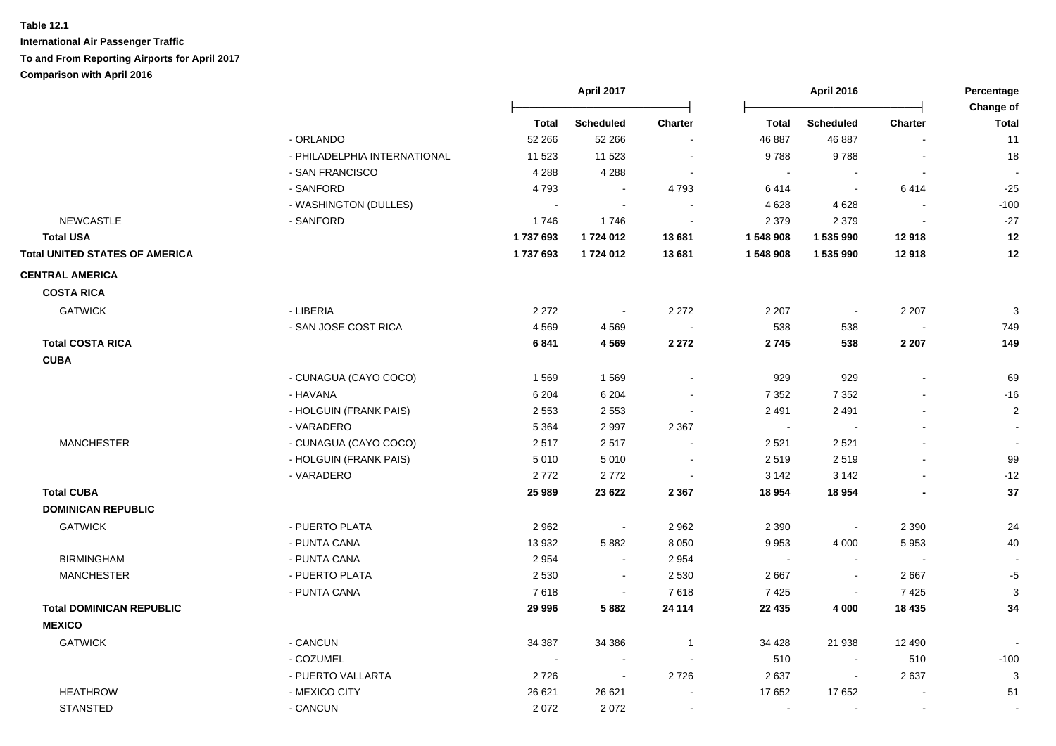**Table 12.1**

**International Air Passenger Traffic**

**To and From Reporting Airports for April 2017**

**Comparison with April 2016**

| | | April 2017 | | | April 2016 | | | Percentage Change of |
|---|---|---|---|---|---|---|---|---|
| | | Total | Scheduled | Charter | Total | Scheduled | Charter | Total |
| | - ORLANDO | 52 266 | 52 266 | - | 46 887 | 46 887 | - | 11 |
| | - PHILADELPHIA INTERNATIONAL | 11 523 | 11 523 | - | 9 788 | 9 788 | - | 18 |
| | - SAN FRANCISCO | 4 288 | 4 288 | - | - | - | - | - |
| | - SANFORD | 4 793 | - | 4 793 | 6 414 | - | 6 414 | -25 |
| | - WASHINGTON (DULLES) | - | - | - | 4 628 | 4 628 | - | -100 |
| NEWCASTLE | - SANFORD | 1 746 | 1 746 | - | 2 379 | 2 379 | - | -27 |
| **Total USA** | | **1 737 693** | **1 724 012** | **13 681** | **1 548 908** | **1 535 990** | **12 918** | **12** |
| **Total UNITED STATES OF AMERICA** | | **1 737 693** | **1 724 012** | **13 681** | **1 548 908** | **1 535 990** | **12 918** | **12** |
| **CENTRAL AMERICA** | | | | | | | | |
| **COSTA RICA** | | | | | | | | |
| GATWICK | - LIBERIA | 2 272 | - | 2 272 | 2 207 | - | 2 207 | 3 |
| | - SAN JOSE COST RICA | 4 569 | 4 569 | - | 538 | 538 | - | 749 |
| **Total COSTA RICA** | | **6 841** | **4 569** | **2 272** | **2 745** | **538** | **2 207** | **149** |
| **CUBA** | | | | | | | | |
| | - CUNAGUA (CAYO COCO) | 1 569 | 1 569 | - | 929 | 929 | - | 69 |
| | - HAVANA | 6 204 | 6 204 | - | 7 352 | 7 352 | - | -16 |
| | - HOLGUIN (FRANK PAIS) | 2 553 | 2 553 | - | 2 491 | 2 491 | - | 2 |
| | - VARADERO | 5 364 | 2 997 | 2 367 | - | - | - | - |
| MANCHESTER | - CUNAGUA (CAYO COCO) | 2 517 | 2 517 | - | 2 521 | 2 521 | - | - |
| | - HOLGUIN (FRANK PAIS) | 5 010 | 5 010 | - | 2 519 | 2 519 | - | 99 |
| | - VARADERO | 2 772 | 2 772 | - | 3 142 | 3 142 | - | -12 |
| **Total CUBA** | | **25 989** | **23 622** | **2 367** | **18 954** | **18 954** | **-** | **37** |
| **DOMINICAN REPUBLIC** | | | | | | | | |
| GATWICK | - PUERTO PLATA | 2 962 | - | 2 962 | 2 390 | - | 2 390 | 24 |
| | - PUNTA CANA | 13 932 | 5 882 | 8 050 | 9 953 | 4 000 | 5 953 | 40 |
| BIRMINGHAM | - PUNTA CANA | 2 954 | - | 2 954 | - | - | - | - |
| MANCHESTER | - PUERTO PLATA | 2 530 | - | 2 530 | 2 667 | - | 2 667 | -5 |
| | - PUNTA CANA | 7 618 | - | 7 618 | 7 425 | - | 7 425 | 3 |
| **Total DOMINICAN REPUBLIC** | | **29 996** | **5 882** | **24 114** | **22 435** | **4 000** | **18 435** | **34** |
| **MEXICO** | | | | | | | | |
| GATWICK | - CANCUN | 34 387 | 34 386 | 1 | 34 428 | 21 938 | 12 490 | - |
| | - COZUMEL | - | - | - | 510 | - | 510 | -100 |
| | - PUERTO VALLARTA | 2 726 | - | 2 726 | 2 637 | - | 2 637 | 3 |
| HEATHROW | - MEXICO CITY | 26 621 | 26 621 | - | 17 652 | 17 652 | - | 51 |
| STANSTED | - CANCUN | 2 072 | 2 072 | - | - | - | - | - |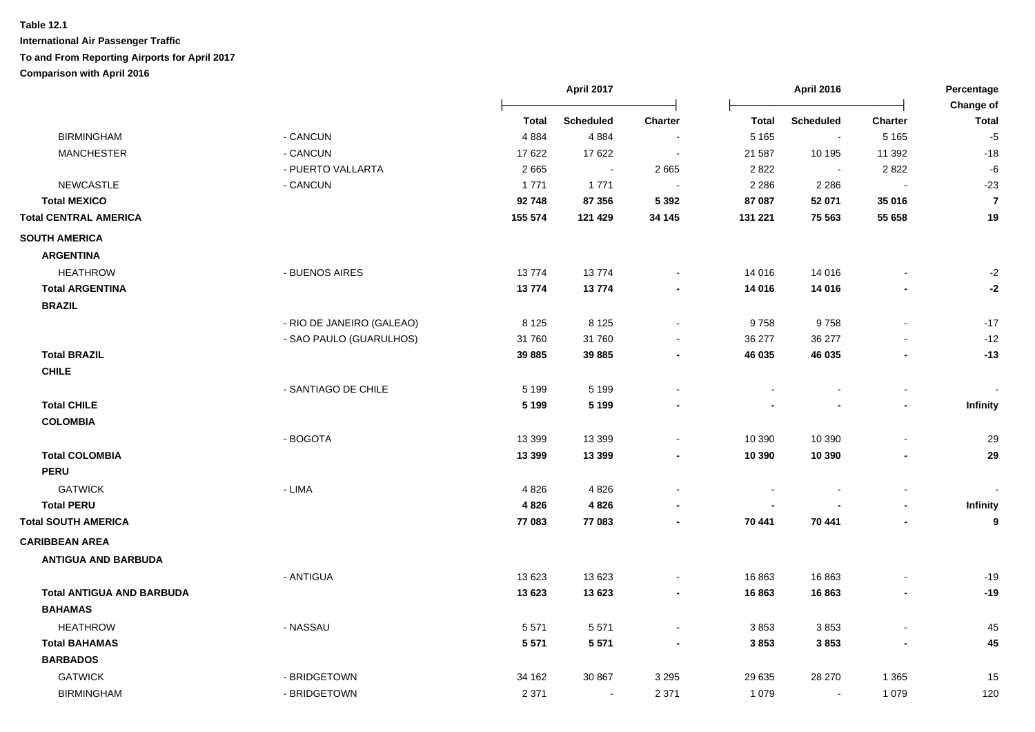**Table 12.1**

**International Air Passenger Traffic**

**To and From Reporting Airports for April 2017**

**Comparison with April 2016**

| | | April 2017 | | | April 2016 | | | Percentage Change of |
|---|---|---|---|---|---|---|---|---|
| | | **Total** | **Scheduled** | **Charter** | **Total** | **Scheduled** | **Charter** | **Total** |
| BIRMINGHAM | - CANCUN | 4 884 | 4 884 | - | 5 165 | - | 5 165 | -5 |
| MANCHESTER | - CANCUN | 17 622 | 17 622 | - | 21 587 | 10 195 | 11 392 | -18 |
| | - PUERTO VALLARTA | 2 665 | - | 2 665 | 2 822 | - | 2 822 | -6 |
| NEWCASTLE | - CANCUN | 1 771 | 1 771 | - | 2 286 | 2 286 | - | -23 |
| **Total MEXICO** | | **92 748** | **87 356** | **5 392** | **87 087** | **52 071** | **35 016** | **7** |
| **Total CENTRAL AMERICA** | | **155 574** | **121 429** | **34 145** | **131 221** | **75 563** | **55 658** | **19** |
| **SOUTH AMERICA** | | | | | | | | |
| **ARGENTINA** | | | | | | | | |
| HEATHROW | - BUENOS AIRES | 13 774 | 13 774 | - | 14 016 | 14 016 | - | -2 |
| **Total ARGENTINA** | | **13 774** | **13 774** | **-** | **14 016** | **14 016** | **-** | **-2** |
| **BRAZIL** | | | | | | | | |
| | - RIO DE JANEIRO (GALEAO) | 8 125 | 8 125 | - | 9 758 | 9 758 | - | -17 |
| | - SAO PAULO (GUARULHOS) | 31 760 | 31 760 | - | 36 277 | 36 277 | - | -12 |
| **Total BRAZIL** | | **39 885** | **39 885** | **-** | **46 035** | **46 035** | **-** | **-13** |
| **CHILE** | | | | | | | | |
| | - SANTIAGO DE CHILE | 5 199 | 5 199 | - | - | - | - | - |
| **Total CHILE** | | **5 199** | **5 199** | **-** | **-** | **-** | **-** | **Infinity** |
| **COLOMBIA** | | | | | | | | |
| | - BOGOTA | 13 399 | 13 399 | - | 10 390 | 10 390 | - | 29 |
| **Total COLOMBIA** | | **13 399** | **13 399** | **-** | **10 390** | **10 390** | **-** | **29** |
| **PERU** | | | | | | | | |
| GATWICK | - LIMA | 4 826 | 4 826 | - | - | - | - | - |
| **Total PERU** | | **4 826** | **4 826** | **-** | **-** | **-** | **-** | **Infinity** |
| **Total SOUTH AMERICA** | | **77 083** | **77 083** | **-** | **70 441** | **70 441** | **-** | **9** |
| **CARIBBEAN AREA** | | | | | | | | |
| **ANTIGUA AND BARBUDA** | | | | | | | | |
| | - ANTIGUA | 13 623 | 13 623 | - | 16 863 | 16 863 | - | -19 |
| **Total ANTIGUA AND BARBUDA** | | **13 623** | **13 623** | **-** | **16 863** | **16 863** | **-** | **-19** |
| **BAHAMAS** | | | | | | | | |
| HEATHROW | - NASSAU | 5 571 | 5 571 | - | 3 853 | 3 853 | - | 45 |
| **Total BAHAMAS** | | **5 571** | **5 571** | **-** | **3 853** | **3 853** | **-** | **45** |
| **BARBADOS** | | | | | | | | |
| GATWICK | - BRIDGETOWN | 34 162 | 30 867 | 3 295 | 29 635 | 28 270 | 1 365 | 15 |
| BIRMINGHAM | - BRIDGETOWN | 2 371 | - | 2 371 | 1 079 | - | 1 079 | 120 |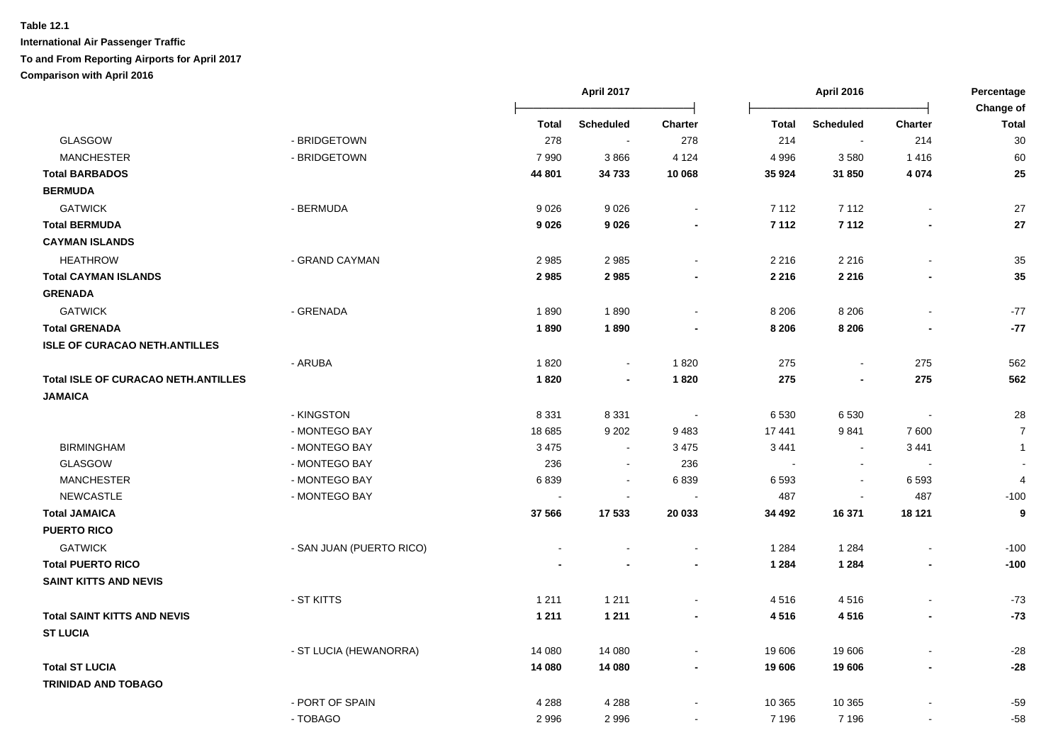**Table 12.1**

**International Air Passenger Traffic**

**To and From Reporting Airports for April 2017**

**Comparison with April 2016**

| | | April 2017 | | | April 2016 | | | Percentage Change of |
|---|---|---|---|---|---|---|---|---|
| | | **Total** | **Scheduled** | **Charter** | **Total** | **Scheduled** | **Charter** | **Total** |
| GLASGOW | - BRIDGETOWN | 278 | - | 278 | 214 | - | 214 | 30 |
| MANCHESTER | - BRIDGETOWN | 7 990 | 3 866 | 4 124 | 4 996 | 3 580 | 1 416 | 60 |
| **Total BARBADOS** | | **44 801** | **34 733** | **10 068** | **35 924** | **31 850** | **4 074** | **25** |
| **BERMUDA** | | | | | | | | |
| GATWICK | - BERMUDA | 9 026 | 9 026 | - | 7 112 | 7 112 | - | 27 |
| **Total BERMUDA** | | **9 026** | **9 026** | **-** | **7 112** | **7 112** | **-** | **27** |
| **CAYMAN ISLANDS** | | | | | | | | |
| HEATHROW | - GRAND CAYMAN | 2 985 | 2 985 | - | 2 216 | 2 216 | - | 35 |
| **Total CAYMAN ISLANDS** | | **2 985** | **2 985** | **-** | **2 216** | **2 216** | **-** | **35** |
| **GRENADA** | | | | | | | | |
| GATWICK | - GRENADA | 1 890 | 1 890 | - | 8 206 | 8 206 | - | -77 |
| **Total GRENADA** | | **1 890** | **1 890** | **-** | **8 206** | **8 206** | **-** | **-77** |
| **ISLE OF CURACAO NETH.ANTILLES** | | | | | | | | |
| | - ARUBA | 1 820 | - | 1 820 | 275 | - | 275 | 562 |
| **Total ISLE OF CURACAO NETH.ANTILLES** | | **1 820** | **-** | **1 820** | **275** | **-** | **275** | **562** |
| **JAMAICA** | | | | | | | | |
| | - KINGSTON | 8 331 | 8 331 | - | 6 530 | 6 530 | - | 28 |
| | - MONTEGO BAY | 18 685 | 9 202 | 9 483 | 17 441 | 9 841 | 7 600 | 7 |
| BIRMINGHAM | - MONTEGO BAY | 3 475 | - | 3 475 | 3 441 | - | 3 441 | 1 |
| GLASGOW | - MONTEGO BAY | 236 | - | 236 | - | - | - | - |
| MANCHESTER | - MONTEGO BAY | 6 839 | - | 6 839 | 6 593 | - | 6 593 | 4 |
| NEWCASTLE | - MONTEGO BAY | - | - | - | 487 | - | 487 | -100 |
| **Total JAMAICA** | | **37 566** | **17 533** | **20 033** | **34 492** | **16 371** | **18 121** | **9** |
| **PUERTO RICO** | | | | | | | | |
| GATWICK | - SAN JUAN (PUERTO RICO) | - | - | - | 1 284 | 1 284 | - | -100 |
| **Total PUERTO RICO** | | **-** | **-** | **-** | **1 284** | **1 284** | **-** | **-100** |
| **SAINT KITTS AND NEVIS** | | | | | | | | |
| | - ST KITTS | 1 211 | 1 211 | - | 4 516 | 4 516 | - | -73 |
| **Total SAINT KITTS AND NEVIS** | | **1 211** | **1 211** | **-** | **4 516** | **4 516** | **-** | **-73** |
| **ST LUCIA** | | | | | | | | |
| | - ST LUCIA (HEWANORRA) | 14 080 | 14 080 | - | 19 606 | 19 606 | - | -28 |
| **Total ST LUCIA** | | **14 080** | **14 080** | **-** | **19 606** | **19 606** | **-** | **-28** |
| **TRINIDAD AND TOBAGO** | | | | | | | | |
| | - PORT OF SPAIN | 4 288 | 4 288 | - | 10 365 | 10 365 | - | -59 |
| | - TOBAGO | 2 996 | 2 996 | - | 7 196 | 7 196 | - | -58 |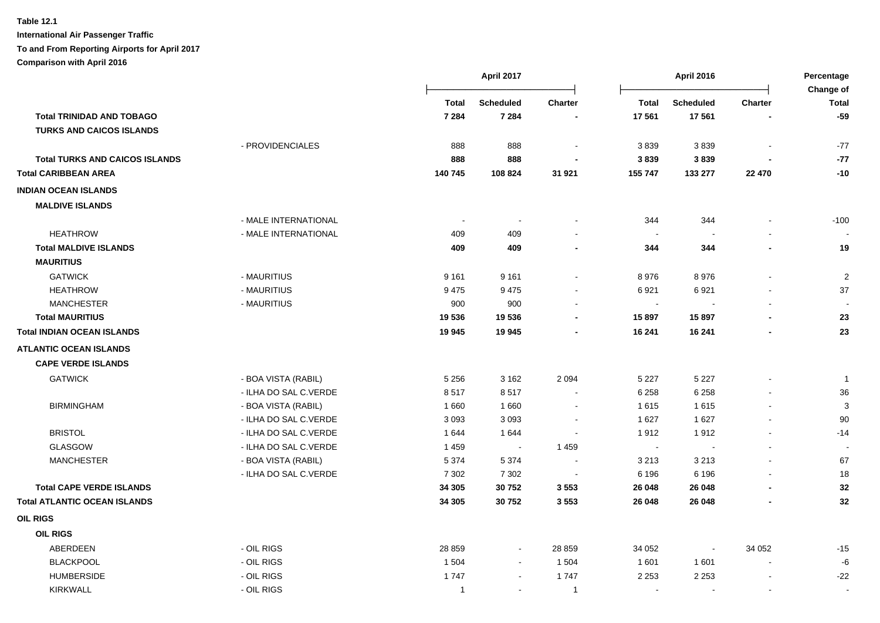**Table 12.1**

**International Air Passenger Traffic**

**To and From Reporting Airports for April 2017**

**Comparison with April 2016**

| | | April 2017 | | | April 2016 | | | Percentage Change of |
|---|---|---|---|---|---|---|---|---|
| | | **Total** | **Scheduled** | **Charter** | **Total** | **Scheduled** | **Charter** | **Total** |
| **Total TRINIDAD AND TOBAGO** | | **7 284** | **7 284** | **-** | **17 561** | **17 561** | **-** | **-59** |
| **TURKS AND CAICOS ISLANDS** | | | | | | | | |
| | - PROVIDENCIALES | 888 | 888 | - | 3 839 | 3 839 | - | -77 |
| **Total TURKS AND CAICOS ISLANDS** | | **888** | **888** | **-** | **3 839** | **3 839** | **-** | **-77** |
| **Total CARIBBEAN AREA** | | **140 745** | **108 824** | **31 921** | **155 747** | **133 277** | **22 470** | **-10** |
| **INDIAN OCEAN ISLANDS** | | | | | | | | |
| **MALDIVE ISLANDS** | | | | | | | | |
| | - MALE INTERNATIONAL | - | - | - | 344 | 344 | - | -100 |
| HEATHROW | - MALE INTERNATIONAL | 409 | 409 | - | - | - | - | - |
| **Total MALDIVE ISLANDS** | | **409** | **409** | **-** | **344** | **344** | **-** | **19** |
| **MAURITIUS** | | | | | | | | |
| GATWICK | - MAURITIUS | 9 161 | 9 161 | - | 8 976 | 8 976 | - | 2 |
| HEATHROW | - MAURITIUS | 9 475 | 9 475 | - | 6 921 | 6 921 | - | 37 |
| MANCHESTER | - MAURITIUS | 900 | 900 | - | - | - | - | - |
| **Total MAURITIUS** | | **19 536** | **19 536** | **-** | **15 897** | **15 897** | **-** | **23** |
| **Total INDIAN OCEAN ISLANDS** | | **19 945** | **19 945** | **-** | **16 241** | **16 241** | **-** | **23** |
| **ATLANTIC OCEAN ISLANDS** | | | | | | | | |
| **CAPE VERDE ISLANDS** | | | | | | | | |
| GATWICK | - BOA VISTA (RABIL) | 5 256 | 3 162 | 2 094 | 5 227 | 5 227 | - | 1 |
| | - ILHA DO SAL C.VERDE | 8 517 | 8 517 | - | 6 258 | 6 258 | - | 36 |
| BIRMINGHAM | - BOA VISTA (RABIL) | 1 660 | 1 660 | - | 1 615 | 1 615 | - | 3 |
| | - ILHA DO SAL C.VERDE | 3 093 | 3 093 | - | 1 627 | 1 627 | - | 90 |
| BRISTOL | - ILHA DO SAL C.VERDE | 1 644 | 1 644 | - | 1 912 | 1 912 | - | -14 |
| GLASGOW | - ILHA DO SAL C.VERDE | 1 459 | - | 1 459 | - | - | - | - |
| MANCHESTER | - BOA VISTA (RABIL) | 5 374 | 5 374 | - | 3 213 | 3 213 | - | 67 |
| | - ILHA DO SAL C.VERDE | 7 302 | 7 302 | - | 6 196 | 6 196 | - | 18 |
| **Total CAPE VERDE ISLANDS** | | **34 305** | **30 752** | **3 553** | **26 048** | **26 048** | **-** | **32** |
| **Total ATLANTIC OCEAN ISLANDS** | | **34 305** | **30 752** | **3 553** | **26 048** | **26 048** | **-** | **32** |
| **OIL RIGS** | | | | | | | | |
| **OIL RIGS** | | | | | | | | |
| ABERDEEN | - OIL RIGS | 28 859 | - | 28 859 | 34 052 | - | 34 052 | -15 |
| BLACKPOOL | - OIL RIGS | 1 504 | - | 1 504 | 1 601 | 1 601 | - | -6 |
| HUMBERSIDE | - OIL RIGS | 1 747 | - | 1 747 | 2 253 | 2 253 | - | -22 |
| KIRKWALL | - OIL RIGS | 1 | - | 1 | - | - | - | - |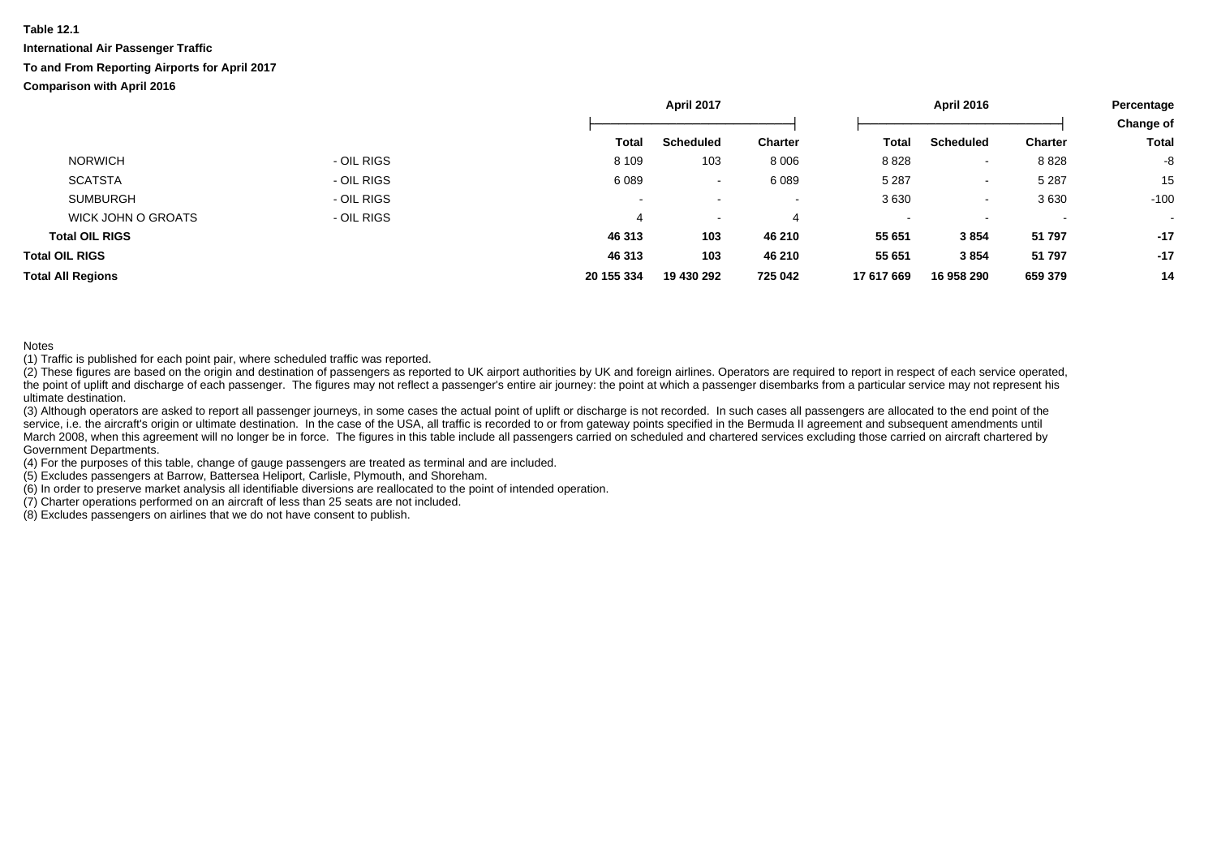**Table 12.1**

**International Air Passenger Traffic**

**To and From Reporting Airports for April 2017**

**Comparison with April 2016**

| | | April 2017 | | | April 2016 | | | Percentage Change of |
|---|---|---|---|---|---|---|---|---|
| | | Total | Scheduled | Charter | Total | Scheduled | Charter | Total |
| NORWICH | - OIL RIGS | 8 109 | 103 | 8 006 | 8 828 | - | 8 828 | -8 |
| SCATSTA | - OIL RIGS | 6 089 | - | 6 089 | 5 287 | - | 5 287 | 15 |
| SUMBURGH | - OIL RIGS | - | - | - | 3 630 | - | 3 630 | -100 |
| WICK JOHN O GROATS | - OIL RIGS | 4 | - | 4 | - | - | - | - |
| **Total OIL RIGS** | | **46 313** | **103** | **46 210** | **55 651** | **3 854** | **51 797** | **-17** |
| **Total OIL RIGS** | | **46 313** | **103** | **46 210** | **55 651** | **3 854** | **51 797** | **-17** |
| **Total All Regions** | | **20 155 334** | **19 430 292** | **725 042** | **17 617 669** | **16 958 290** | **659 379** | **14** |

Notes

(1) Traffic is published for each point pair, where scheduled traffic was reported.

(2) These figures are based on the origin and destination of passengers as reported to UK airport authorities by UK and foreign airlines. Operators are required to report in respect of each service operated, the point of uplift and discharge of each passenger. The figures may not reflect a passenger's entire air journey: the point at which a passenger disembarks from a particular service may not represent his ultimate destination.

(3) Although operators are asked to report all passenger journeys, in some cases the actual point of uplift or discharge is not recorded. In such cases all passengers are allocated to the end point of the service, i.e. the aircraft's origin or ultimate destination. In the case of the USA, all traffic is recorded to or from gateway points specified in the Bermuda II agreement and subsequent amendments until March 2008, when this agreement will no longer be in force. The figures in this table include all passengers carried on scheduled and chartered services excluding those carried on aircraft chartered by Government Departments.

(4) For the purposes of this table, change of gauge passengers are treated as terminal and are included.

(5) Excludes passengers at Barrow, Battersea Heliport, Carlisle, Plymouth, and Shoreham.

(6) In order to preserve market analysis all identifiable diversions are reallocated to the point of intended operation.

(7) Charter operations performed on an aircraft of less than 25 seats are not included.

(8) Excludes passengers on airlines that we do not have consent to publish.